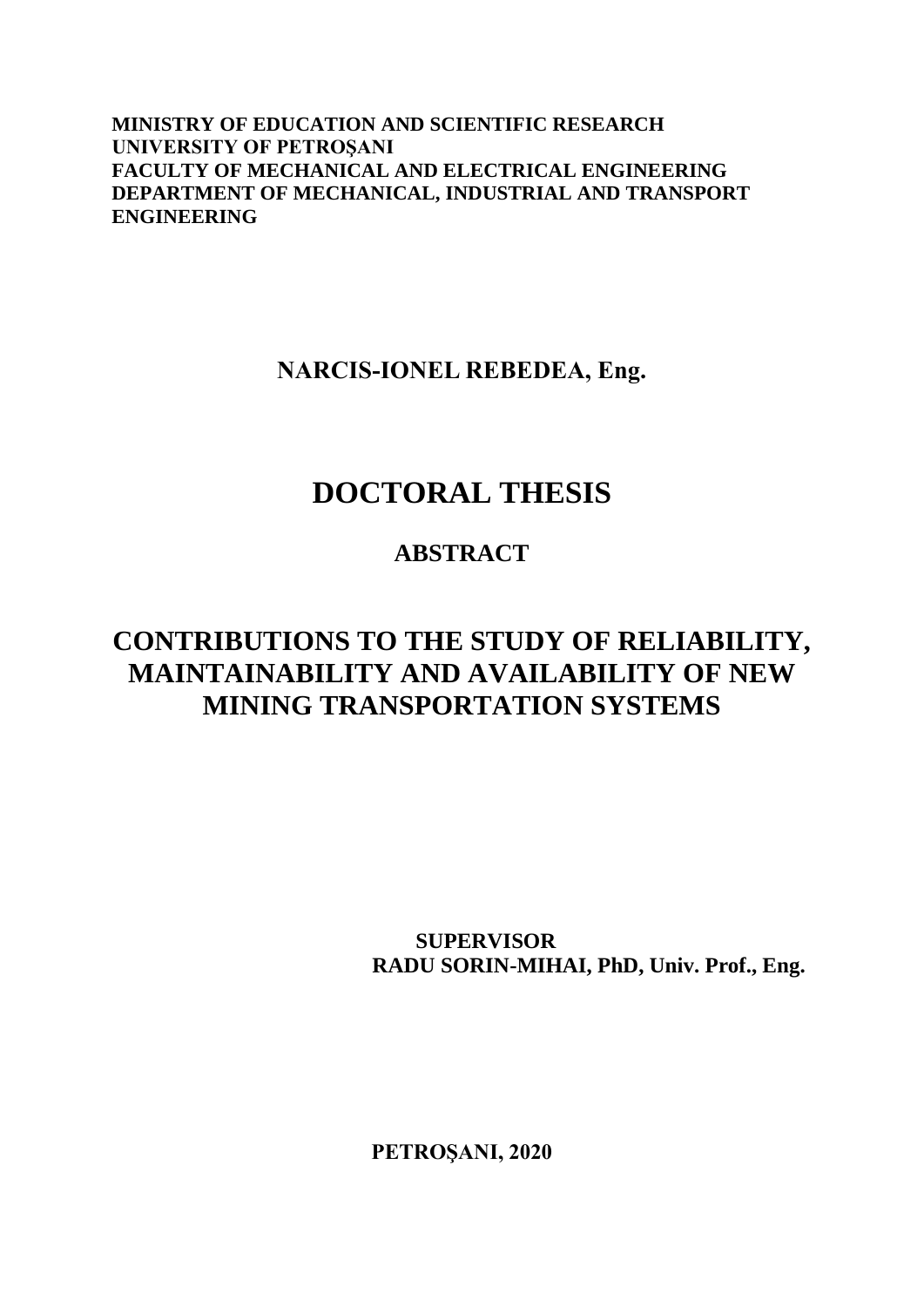**MINISTRY OF EDUCATION AND SCIENTIFIC RESEARCH**
**UNIVERSITY OF PETROȘANI**
**FACULTY OF MECHANICAL AND ELECTRICAL ENGINEERING**
**DEPARTMENT OF MECHANICAL, INDUSTRIAL AND TRANSPORT ENGINEERING**

**NARCIS-IONEL REBEDEA, Eng.**

# DOCTORAL THESIS

## ABSTRACT

# CONTRIBUTIONS TO THE STUDY OF RELIABILITY, MAINTAINABILITY AND AVAILABILITY OF NEW MINING TRANSPORTATION SYSTEMS

**SUPERVISOR**
**RADU SORIN-MIHAI, PhD, Univ. Prof., Eng.**

**PETROȘANI, 2020**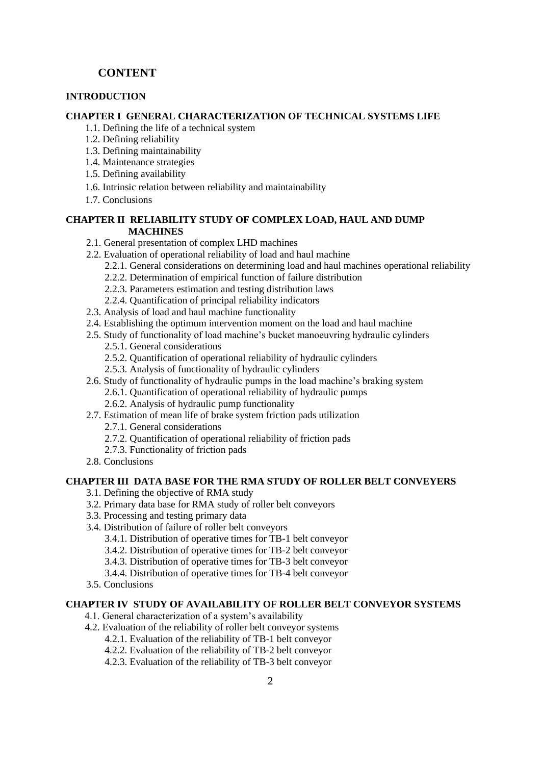# CONTENT

**INTRODUCTION**

**CHAPTER I GENERAL CHARACTERIZATION OF TECHNICAL SYSTEMS LIFE**

- 1.1. Defining the life of a technical system
- 1.2. Defining reliability
- 1.3. Defining maintainability
- 1.4. Maintenance strategies
- 1.5. Defining availability
- 1.6. Intrinsic relation between reliability and maintainability
- 1.7. Conclusions

**CHAPTER II RELIABILITY STUDY OF COMPLEX LOAD, HAUL AND DUMP MACHINES**

- 2.1. General presentation of complex LHD machines
- 2.2. Evaluation of operational reliability of load and haul machine
  - 2.2.1. General considerations on determining load and haul machines operational reliability
  - 2.2.2. Determination of empirical function of failure distribution
  - 2.2.3. Parameters estimation and testing distribution laws
  - 2.2.4. Quantification of principal reliability indicators
- 2.3. Analysis of load and haul machine functionality
- 2.4. Establishing the optimum intervention moment on the load and haul machine
- 2.5. Study of functionality of load machine's bucket manoeuvring hydraulic cylinders
  - 2.5.1. General considerations
  - 2.5.2. Quantification of operational reliability of hydraulic cylinders
  - 2.5.3. Analysis of functionality of hydraulic cylinders
- 2.6. Study of functionality of hydraulic pumps in the load machine's braking system
  - 2.6.1. Quantification of operational reliability of hydraulic pumps
  - 2.6.2. Analysis of hydraulic pump functionality
- 2.7. Estimation of mean life of brake system friction pads utilization
  - 2.7.1. General considerations
  - 2.7.2. Quantification of operational reliability of friction pads
  - 2.7.3. Functionality of friction pads
- 2.8. Conclusions

**CHAPTER III DATA BASE FOR THE RMA STUDY OF ROLLER BELT CONVEYERS**

- 3.1. Defining the objective of RMA study
- 3.2. Primary data base for RMA study of roller belt conveyors
- 3.3. Processing and testing primary data
- 3.4. Distribution of failure of roller belt conveyors
  - 3.4.1. Distribution of operative times for TB-1 belt conveyor
  - 3.4.2. Distribution of operative times for TB-2 belt conveyor
  - 3.4.3. Distribution of operative times for TB-3 belt conveyor
  - 3.4.4. Distribution of operative times for TB-4 belt conveyor
- 3.5. Conclusions

**CHAPTER IV STUDY OF AVAILABILITY OF ROLLER BELT CONVEYOR SYSTEMS**

- 4.1. General characterization of a system's availability
- 4.2. Evaluation of the reliability of roller belt conveyor systems
  - 4.2.1. Evaluation of the reliability of TB-1 belt conveyor
  - 4.2.2. Evaluation of the reliability of TB-2 belt conveyor
  - 4.2.3. Evaluation of the reliability of TB-3 belt conveyor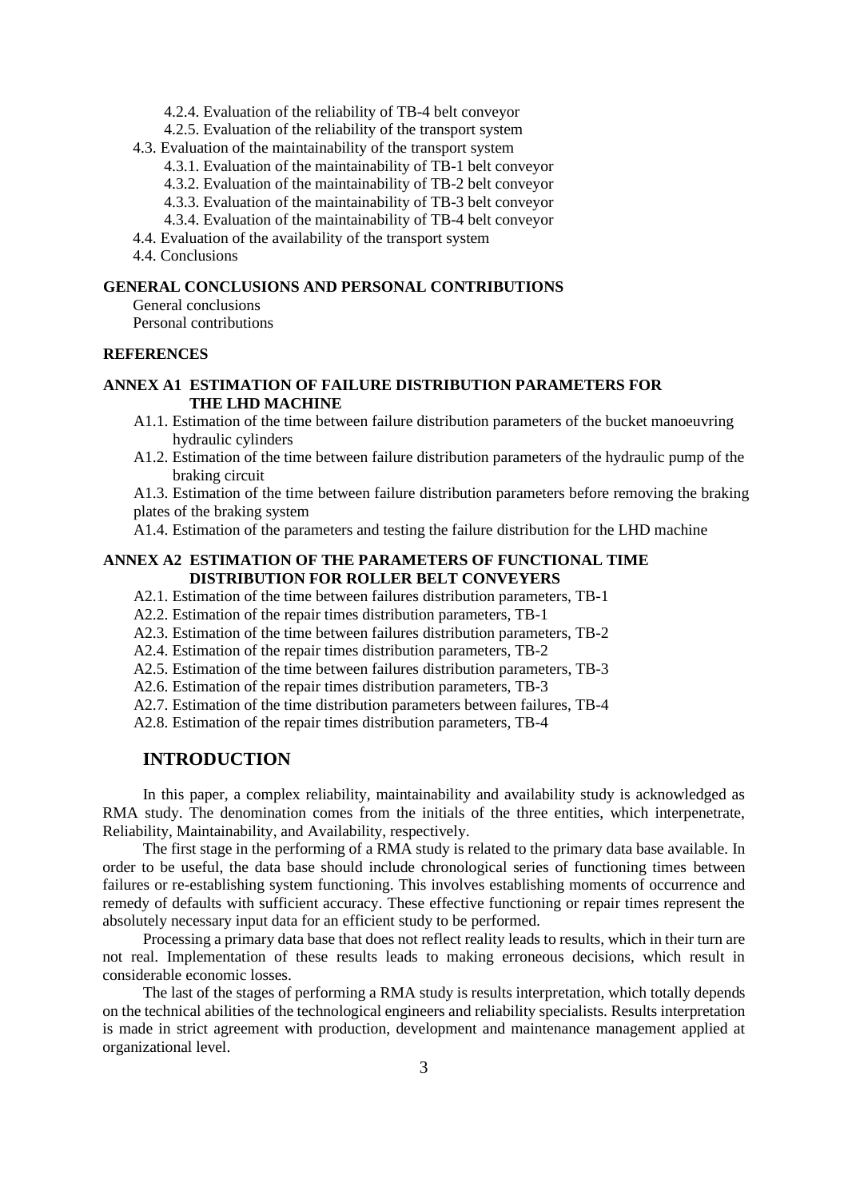4.2.4. Evaluation of the reliability of TB-4 belt conveyor
4.2.5. Evaluation of the reliability of the transport system
4.3. Evaluation of the maintainability of the transport system
4.3.1. Evaluation of the maintainability of TB-1 belt conveyor
4.3.2. Evaluation of the maintainability of TB-2 belt conveyor
4.3.3. Evaluation of the maintainability of TB-3 belt conveyor
4.3.4. Evaluation of the maintainability of TB-4 belt conveyor
4.4. Evaluation of the availability of the transport system
4.4. Conclusions

**GENERAL CONCLUSIONS AND PERSONAL CONTRIBUTIONS**
General conclusions
Personal contributions

**REFERENCES**

**ANNEX A1 ESTIMATION OF FAILURE DISTRIBUTION PARAMETERS FOR THE LHD MACHINE**
A1.1. Estimation of the time between failure distribution parameters of the bucket manoeuvring hydraulic cylinders
A1.2. Estimation of the time between failure distribution parameters of the hydraulic pump of the braking circuit
A1.3. Estimation of the time between failure distribution parameters before removing the braking plates of the braking system
A1.4. Estimation of the parameters and testing the failure distribution for the LHD machine

**ANNEX A2 ESTIMATION OF THE PARAMETERS OF FUNCTIONAL TIME DISTRIBUTION FOR ROLLER BELT CONVEYERS**
A2.1. Estimation of the time between failures distribution parameters, TB-1
A2.2. Estimation of the repair times distribution parameters, TB-1
A2.3. Estimation of the time between failures distribution parameters, TB-2
A2.4. Estimation of the repair times distribution parameters, TB-2
A2.5. Estimation of the time between failures distribution parameters, TB-3
A2.6. Estimation of the repair times distribution parameters, TB-3
A2.7. Estimation of the time distribution parameters between failures, TB-4
A2.8. Estimation of the repair times distribution parameters, TB-4

## INTRODUCTION

In this paper, a complex reliability, maintainability and availability study is acknowledged as RMA study. The denomination comes from the initials of the three entities, which interpenetrate, Reliability, Maintainability, and Availability, respectively.

The first stage in the performing of a RMA study is related to the primary data base available. In order to be useful, the data base should include chronological series of functioning times between failures or re-establishing system functioning. This involves establishing moments of occurrence and remedy of defaults with sufficient accuracy. These effective functioning or repair times represent the absolutely necessary input data for an efficient study to be performed.

Processing a primary data base that does not reflect reality leads to results, which in their turn are not real. Implementation of these results leads to making erroneous decisions, which result in considerable economic losses.

The last of the stages of performing a RMA study is results interpretation, which totally depends on the technical abilities of the technological engineers and reliability specialists. Results interpretation is made in strict agreement with production, development and maintenance management applied at organizational level.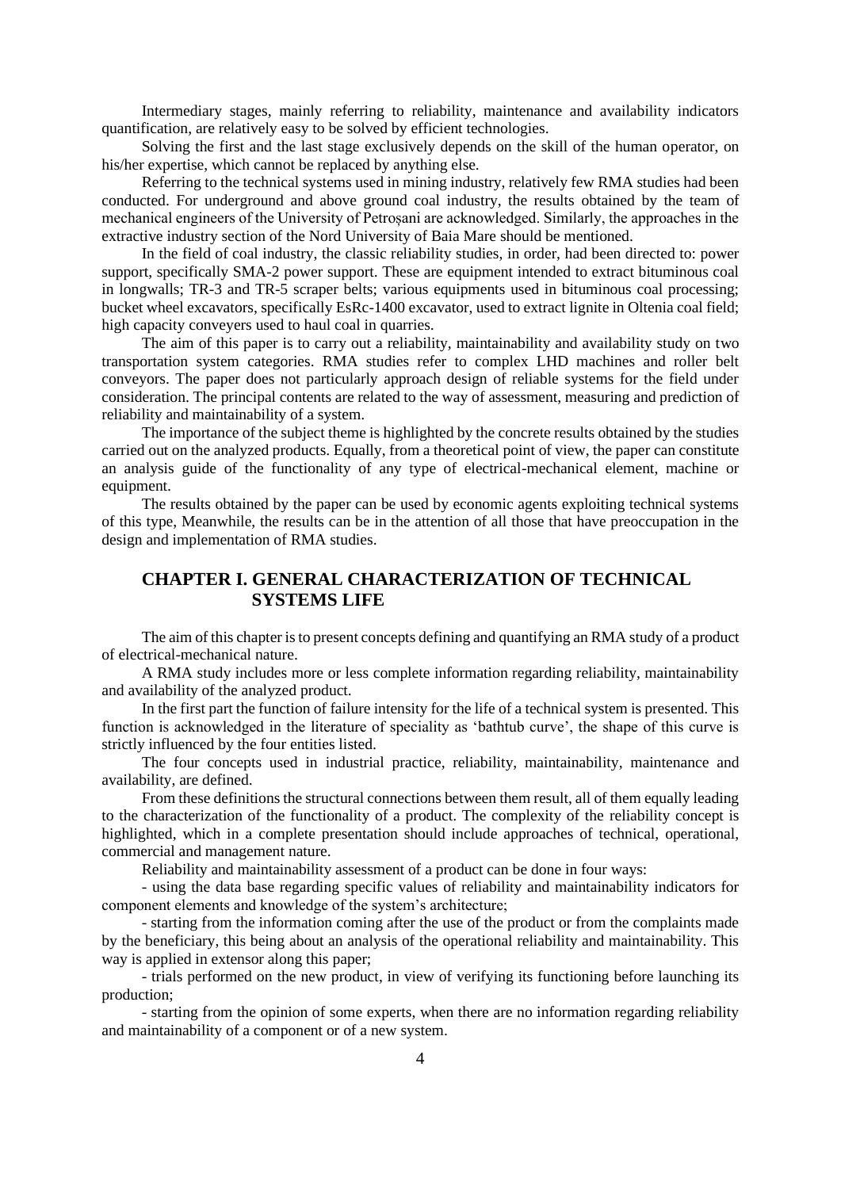Intermediary stages, mainly referring to reliability, maintenance and availability indicators quantification, are relatively easy to be solved by efficient technologies.

Solving the first and the last stage exclusively depends on the skill of the human operator, on his/her expertise, which cannot be replaced by anything else.

Referring to the technical systems used in mining industry, relatively few RMA studies had been conducted. For underground and above ground coal industry, the results obtained by the team of mechanical engineers of the University of Petroșani are acknowledged. Similarly, the approaches in the extractive industry section of the Nord University of Baia Mare should be mentioned.

In the field of coal industry, the classic reliability studies, in order, had been directed to: power support, specifically SMA-2 power support. These are equipment intended to extract bituminous coal in longwalls; TR-3 and TR-5 scraper belts; various equipments used in bituminous coal processing; bucket wheel excavators, specifically EsRc-1400 excavator, used to extract lignite in Oltenia coal field; high capacity conveyers used to haul coal in quarries.

The aim of this paper is to carry out a reliability, maintainability and availability study on two transportation system categories. RMA studies refer to complex LHD machines and roller belt conveyors. The paper does not particularly approach design of reliable systems for the field under consideration. The principal contents are related to the way of assessment, measuring and prediction of reliability and maintainability of a system.

The importance of the subject theme is highlighted by the concrete results obtained by the studies carried out on the analyzed products. Equally, from a theoretical point of view, the paper can constitute an analysis guide of the functionality of any type of electrical-mechanical element, machine or equipment.

The results obtained by the paper can be used by economic agents exploiting technical systems of this type, Meanwhile, the results can be in the attention of all those that have preoccupation in the design and implementation of RMA studies.

## CHAPTER I. GENERAL CHARACTERIZATION OF TECHNICAL SYSTEMS LIFE

The aim of this chapter is to present concepts defining and quantifying an RMA study of a product of electrical-mechanical nature.

A RMA study includes more or less complete information regarding reliability, maintainability and availability of the analyzed product.

In the first part the function of failure intensity for the life of a technical system is presented. This function is acknowledged in the literature of speciality as 'bathtub curve', the shape of this curve is strictly influenced by the four entities listed.

The four concepts used in industrial practice, reliability, maintainability, maintenance and availability, are defined.

From these definitions the structural connections between them result, all of them equally leading to the characterization of the functionality of a product. The complexity of the reliability concept is highlighted, which in a complete presentation should include approaches of technical, operational, commercial and management nature.

Reliability and maintainability assessment of a product can be done in four ways:

- using the data base regarding specific values of reliability and maintainability indicators for component elements and knowledge of the system's architecture;

- starting from the information coming after the use of the product or from the complaints made by the beneficiary, this being about an analysis of the operational reliability and maintainability. This way is applied in extensor along this paper;

- trials performed on the new product, in view of verifying its functioning before launching its production;

- starting from the opinion of some experts, when there are no information regarding reliability and maintainability of a component or of a new system.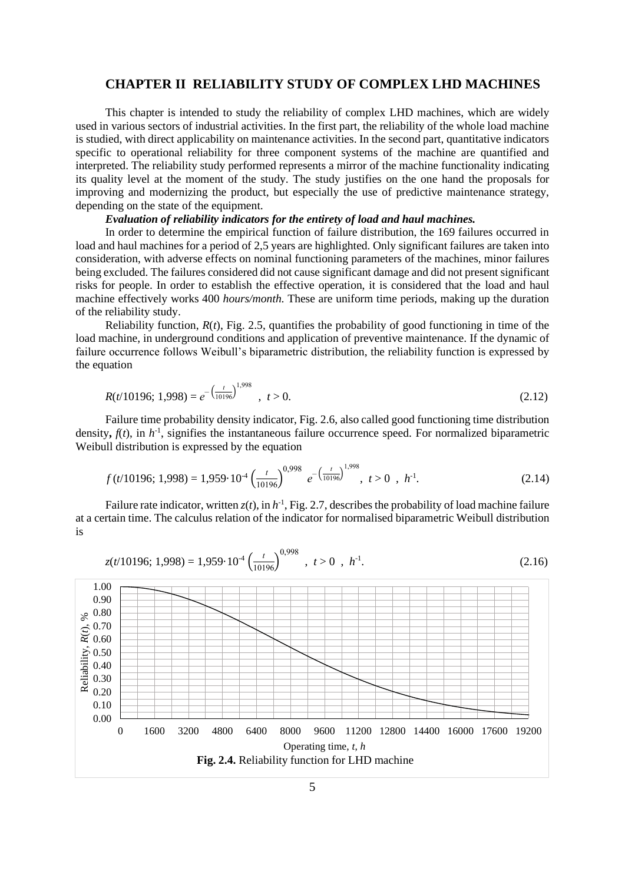# CHAPTER II RELIABILITY STUDY OF COMPLEX LHD MACHINES

This chapter is intended to study the reliability of complex LHD machines, which are widely used in various sectors of industrial activities. In the first part, the reliability of the whole load machine is studied, with direct applicability on maintenance activities. In the second part, quantitative indicators specific to operational reliability for three component systems of the machine are quantified and interpreted. The reliability study performed represents a mirror of the machine functionality indicating its quality level at the moment of the study. The study justifies on the one hand the proposals for improving and modernizing the product, but especially the use of predictive maintenance strategy, depending on the state of the equipment.

***Evaluation of reliability indicators for the entirety of load and haul machines.***

In order to determine the empirical function of failure distribution, the 169 failures occurred in load and haul machines for a period of 2,5 years are highlighted. Only significant failures are taken into consideration, with adverse effects on nominal functioning parameters of the machines, minor failures being excluded. The failures considered did not cause significant damage and did not present significant risks for people. In order to establish the effective operation, it is considered that the load and haul machine effectively works 400 *hours/month*. These are uniform time periods, making up the duration of the reliability study.

Reliability function, $R(t)$, Fig. 2.5, quantifies the probability of good functioning in time of the load machine, in underground conditions and application of preventive maintenance. If the dynamic of failure occurrence follows Weibull's biparametric distribution, the reliability function is expressed by the equation

$$R(t/10196;\ 1{,}998) = e^{-\left(\frac{t}{10196}\right)^{1{,}998}} \ ,\ t > 0. \tag{2.12}$$

Failure time probability density indicator, Fig. 2.6, also called good functioning time distribution density, $f(t)$, in $h^{-1}$, signifies the instantaneous failure occurrence speed. For normalized biparametric Weibull distribution is expressed by the equation

$$f\,(t/10196;\ 1{,}998) = 1{,}959\cdot 10^{-4}\left(\frac{t}{10196}\right)^{0{,}998} e^{-\left(\frac{t}{10196}\right)^{1{,}998}},\ t > 0\ ,\ h^{-1}. \tag{2.14}$$

Failure rate indicator, written $z(t)$, in $h^{-1}$, Fig. 2.7, describes the probability of load machine failure at a certain time. The calculus relation of the indicator for normalised biparametric Weibull distribution is

$$z(t/10196;\ 1{,}998) = 1{,}959\cdot 10^{-4}\left(\frac{t}{10196}\right)^{0{,}998}\ ,\ t > 0\ ,\ h^{-1}. \tag{2.16}$$

**Fig. 2.4.** Reliability function for LHD machine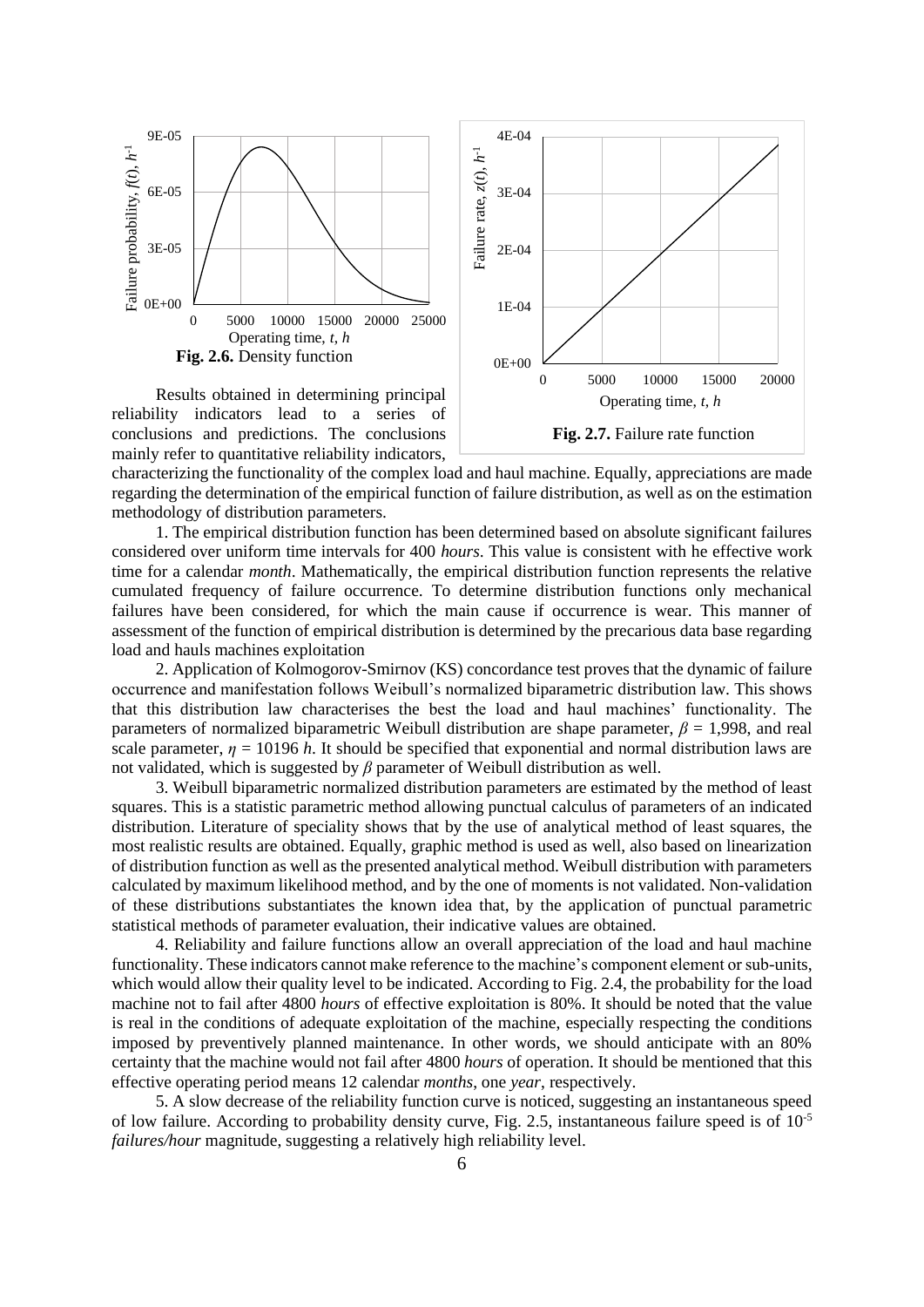**Fig. 2.6.** Density function

**Fig. 2.7.** Failure rate function

Results obtained in determining principal reliability indicators lead to a series of conclusions and predictions. The conclusions mainly refer to quantitative reliability indicators, characterizing the functionality of the complex load and haul machine. Equally, appreciations are made regarding the determination of the empirical function of failure distribution, as well as on the estimation methodology of distribution parameters.

1. The empirical distribution function has been determined based on absolute significant failures considered over uniform time intervals for 400 *hours*. This value is consistent with he effective work time for a calendar *month*. Mathematically, the empirical distribution function represents the relative cumulated frequency of failure occurrence. To determine distribution functions only mechanical failures have been considered, for which the main cause if occurrence is wear. This manner of assessment of the function of empirical distribution is determined by the precarious data base regarding load and hauls machines exploitation

2. Application of Kolmogorov-Smirnov (KS) concordance test proves that the dynamic of failure occurrence and manifestation follows Weibull's normalized biparametric distribution law. This shows that this distribution law characterises the best the load and haul machines' functionality. The parameters of normalized biparametric Weibull distribution are shape parameter, $\beta = 1{,}998$, and real scale parameter, $\eta = 10196$ *h*. It should be specified that exponential and normal distribution laws are not validated, which is suggested by $\beta$ parameter of Weibull distribution as well.

3. Weibull biparametric normalized distribution parameters are estimated by the method of least squares. This is a statistic parametric method allowing punctual calculus of parameters of an indicated distribution. Literature of speciality shows that by the use of analytical method of least squares, the most realistic results are obtained. Equally, graphic method is used as well, also based on linearization of distribution function as well as the presented analytical method. Weibull distribution with parameters calculated by maximum likelihood method, and by the one of moments is not validated. Non-validation of these distributions substantiates the known idea that, by the application of punctual parametric statistical methods of parameter evaluation, their indicative values are obtained.

4. Reliability and failure functions allow an overall appreciation of the load and haul machine functionality. These indicators cannot make reference to the machine's component element or sub-units, which would allow their quality level to be indicated. According to Fig. 2.4, the probability for the load machine not to fail after 4800 *hours* of effective exploitation is 80%. It should be noted that the value is real in the conditions of adequate exploitation of the machine, especially respecting the conditions imposed by preventively planned maintenance. In other words, we should anticipate with an 80% certainty that the machine would not fail after 4800 *hours* of operation. It should be mentioned that this effective operating period means 12 calendar *months*, one *year*, respectively.

5. A slow decrease of the reliability function curve is noticed, suggesting an instantaneous speed of low failure. According to probability density curve, Fig. 2.5, instantaneous failure speed is of $10^{-5}$ *failures/hour* magnitude, suggesting a relatively high reliability level.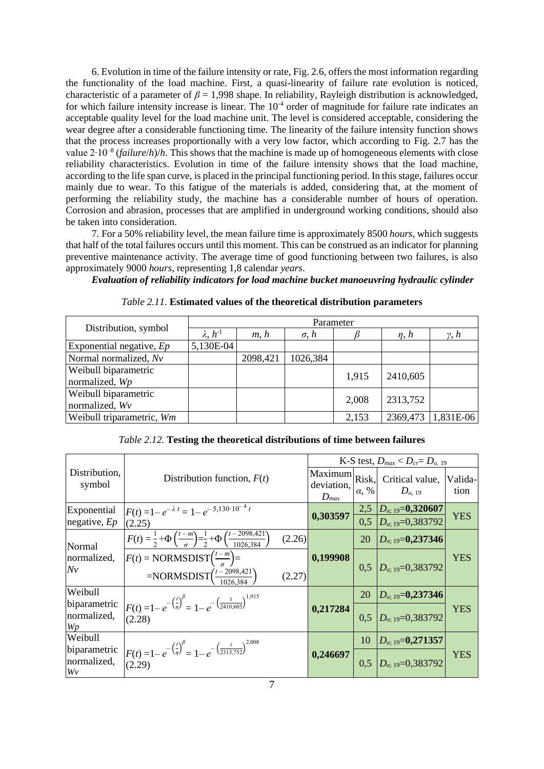6. Evolution in time of the failure intensity or rate, Fig. 2.6, offers the most information regarding the functionality of the load machine. First, a quasi-linearity of failure rate evolution is noticed, characteristic of a parameter of $\beta = 1{,}998$ shape. In reliability, Rayleigh distribution is acknowledged, for which failure intensity increase is linear. The $10^{-4}$ order of magnitude for failure rate indicates an acceptable quality level for the load machine unit. The level is considered acceptable, considering the wear degree after a considerable functioning time. The linearity of the failure intensity function shows that the process increases proportionally with a very low factor, which according to Fig. 2.7 has the value $2 \cdot 10^{-8}$ (*failure*/*h*)/*h*. This shows that the machine is made up of homogeneous elements with close reliability characteristics. Evolution in time of the failure intensity shows that the load machine, according to the life span curve, is placed in the principal functioning period. In this stage, failures occur mainly due to wear. To this fatigue of the materials is added, considering that, at the moment of performing the reliability study, the machine has a considerable number of hours of operation. Corrosion and abrasion, processes that are amplified in underground working conditions, should also be taken into consideration.

7. For a 50% reliability level, the mean failure time is approximately 8500 *hours*, which suggests that half of the total failures occurs until this moment. This can be construed as an indicator for planning preventive maintenance activity. The average time of good functioning between two failures, is also approximately 9000 *hours*, representing 1,8 calendar *years*.

***Evaluation of reliability indicators for load machine bucket manoeuvring hydraulic cylinder***

*Table 2.11.* **Estimated values of the theoretical distribution parameters**

| Distribution, symbol | Parameter | | | | | |
|---|---|---|---|---|---|---|
| | $\lambda$, $h^{-1}$ | $m$, $h$ | $\sigma$, $h$ | $\beta$ | $\eta$, $h$ | $\gamma$, $h$ |
| Exponential negative, *Ep* | 5,130E-04 | | | | | |
| Normal normalized, *Nv* | | 2098,421 | 1026,384 | | | |
| Weibull biparametric normalized, *Wp* | | | | 1,915 | 2410,605 | |
| Weibull biparametric normalized, *Wv* | | | | 2,008 | 2313,752 | |
| Weibull triparametric, *Wm* | | | | 2,153 | 2369,473 | 1,831E-06 |

*Table 2.12.* **Testing the theoretical distributions of time between failures**

| Distribution, symbol | Distribution function, $F(t)$ | K-S test, $D_{max} < D_{cr} = D_{\alpha,\,19}$ | | | |
|---|---|---|---|---|---|
| | | Maximum deviation, $D_{max}$ | Risk, $\alpha$, % | Critical value, $D_{\alpha,\,19}$ | Validation |
| Exponential negative, *Ep* | $F(t) = 1 - e^{-\lambda t} = 1 - e^{-5{,}130 \cdot 10^{-4}\, t}$ (2.25) | **0,303597** | 2,5 | $D_{\alpha;\,19}$=**0,320607** | YES |
| | | | 0,5 | $D_{\alpha;\,19}$=0,383792 | |
| Normal normalized, *Nv* | $F(t) = \frac{1}{2} + \Phi\left(\frac{t-m}{\sigma}\right) = \frac{1}{2} + \Phi\left(\frac{t-2098{,}421}{1026{,}384}\right)$ (2.26) | **0,199908** | 20 | $D_{\alpha;\,19}$=**0,237346** | YES |
| | $F(t)$ = NORMSDIST$\left(\frac{t-m}{\sigma}\right)$= =NORMSDIST$\left(\frac{t-2098{,}421}{1026{,}384}\right)$ (2.27) | | 0,5 | $D_{\alpha;\,19}$=0,383792 | |
| Weibull biparametric normalized, *Wp* | $F(t) = 1 - e^{-\left(\frac{t}{\eta}\right)^{\beta}} = 1 - e^{-\left(\frac{t}{2410{,}605}\right)^{1{,}915}}$ (2.28) | **0,217284** | 20 | $D_{\alpha;\,19}$=**0,237346** | YES |
| | | | 0,5 | $D_{\alpha;\,19}$=0,383792 | |
| Weibull biparametric normalized, *Wv* | $F(t) = 1 - e^{-\left(\frac{t}{\eta}\right)^{\beta}} = 1 - e^{-\left(\frac{t}{2313{,}752}\right)^{2{,}008}}$ (2.29) | **0,246697** | 10 | $D_{\alpha;\,19}$=**0,271357** | YES |
| | | | 0,5 | $D_{\alpha;\,19}$=0,383792 | |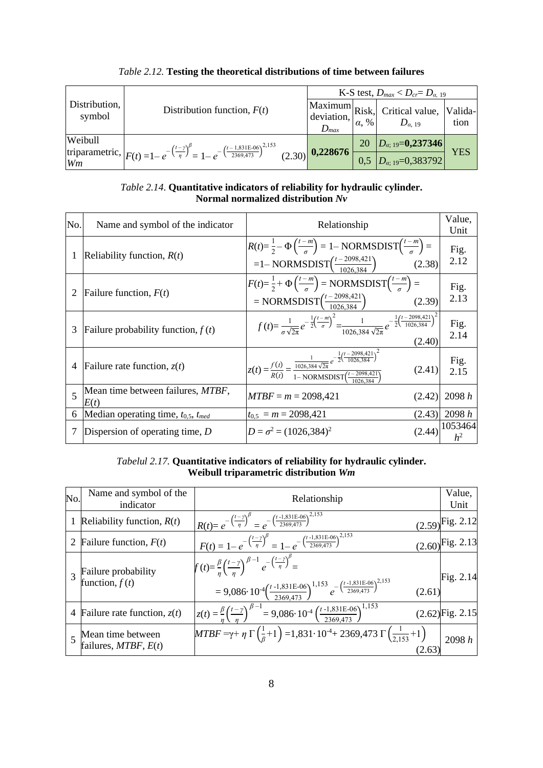*Table 2.12.* **Testing the theoretical distributions of time between failures**

| Distribution, symbol | Distribution function, $F(t)$ | K-S test, $D_{max} < D_{cr} = D_{\alpha,\,19}$ | | | |
|---|---|---|---|---|---|
| | | Maximum deviation, $D_{max}$ | Risk, $\alpha$, % | Critical value, $D_{\alpha,\,19}$ | Validation |
| Weibull triparametric, *Wm* | $F(t) = 1 - e^{-\left(\frac{t-\gamma}{\eta}\right)^{\beta}} = 1 - e^{-\left(\frac{t-1{,}831\text{E-}06}{2369{,}473}\right)^{2{,}153}}$ (2.30) | **0,228676** | 20 | $D_{\alpha;\,19}$=**0,237346** | YES |
| | | | 0,5 | $D_{\alpha;\,19}$=0,383792 | |

*Table 2.14.* **Quantitative indicators of reliability for hydraulic cylinder. Normal normalized distribution *Nv***

| No. | Name and symbol of the indicator | Relationship | Value, Unit |
|---|---|---|---|
| 1 | Reliability function, $R(t)$ | $R(t) = \frac{1}{2} - \Phi\left(\frac{t-m}{\sigma}\right) = 1 - \text{NORMSDIST}\left(\frac{t-m}{\sigma}\right) = 1 - \text{NORMSDIST}\left(\frac{t-2098{,}421}{1026{,}384}\right)$ (2.38) | Fig. 2.12 |
| 2 | Failure function, $F(t)$ | $F(t) = \frac{1}{2} + \Phi\left(\frac{t-m}{\sigma}\right) = \text{NORMSDIST}\left(\frac{t-m}{\sigma}\right) = \text{NORMSDIST}\left(\frac{t-2098{,}421}{1026{,}384}\right)$ (2.39) | Fig. 2.13 |
| 3 | Failure probability function, $f(t)$ | $f(t) = \frac{1}{\sigma\sqrt{2\pi}} e^{-\frac{1}{2}\left(\frac{t-m}{\sigma}\right)^2} = \frac{1}{1026{,}384\sqrt{2\pi}} e^{-\frac{1}{2}\left(\frac{t-2098{,}421}{1026{,}384}\right)^2}$ (2.40) | Fig. 2.14 |
| 4 | Failure rate function, $z(t)$ | $z(t) = \frac{f(t)}{R(t)} = \frac{\frac{1}{1026{,}384\sqrt{2\pi}} e^{-\frac{1}{2}\left(\frac{t-2098{,}421}{1026{,}384}\right)^2}}{1 - \text{NORMSDIST}\left(\frac{t-2098{,}421}{1026{,}384}\right)}$ (2.41) | Fig. 2.15 |
| 5 | Mean time between failures, *MTBF*, $E(t)$ | $MTBF = m = 2098{,}421$ (2.42) | 2098 *h* |
| 6 | Median operating time, $t_{0,5}$, $t_{med}$ | $t_{0,5} = m = 2098{,}421$ (2.43) | 2098 *h* |
| 7 | Dispersion of operating time, $D$ | $D = \sigma^2 = (1026{,}384)^2$ (2.44) | 1053464 $h^2$ |

*Tabelul 2.17.* **Quantitative indicators of reliability for hydraulic cylinder. Weibull triparametric distribution *Wm***

| No. | Name and symbol of the indicator | Relationship | Value, Unit |
|---|---|---|---|
| 1 | Reliability function, $R(t)$ | $R(t) = e^{-\left(\frac{t-\gamma}{\eta}\right)^{\beta}} = e^{-\left(\frac{t-1{,}831\text{E-}06}{2369{,}473}\right)^{2{,}153}}$ (2.59) | Fig. 2.12 |
| 2 | Failure function, $F(t)$ | $F(t) = 1 - e^{-\left(\frac{t-\gamma}{\eta}\right)^{\beta}} = 1 - e^{-\left(\frac{t-1{,}831\text{E-}06}{2369{,}473}\right)^{2{,}153}}$ (2.60) | Fig. 2.13 |
| 3 | Failure probability function, $f(t)$ | $f(t) = \frac{\beta}{\eta}\left(\frac{t-\gamma}{\eta}\right)^{\beta-1} e^{-\left(\frac{t-\gamma}{\eta}\right)^{\beta}} = 9{,}086 \cdot 10^{-4}\left(\frac{t-1{,}831\text{E-}06}{2369{,}473}\right)^{1{,}153} e^{-\left(\frac{t-1{,}831\text{E-}06}{2369{,}473}\right)^{2{,}153}}$ (2.61) | Fig. 2.14 |
| 4 | Failure rate function, $z(t)$ | $z(t) = \frac{\beta}{\eta}\left(\frac{t-\gamma}{\eta}\right)^{\beta-1} = 9{,}086 \cdot 10^{-4}\left(\frac{t-1{,}831\text{E-}06}{2369{,}473}\right)^{1{,}153}$ (2.62) | Fig. 2.15 |
| 5 | Mean time between failures, *MTBF*, $E(t)$ | $MTBF = \gamma + \eta\,\Gamma\left(\frac{1}{\beta}+1\right) = 1{,}831 \cdot 10^{-4} + 2369{,}473\,\Gamma\left(\frac{1}{2{,}153}+1\right)$ (2.63) | 2098 *h* |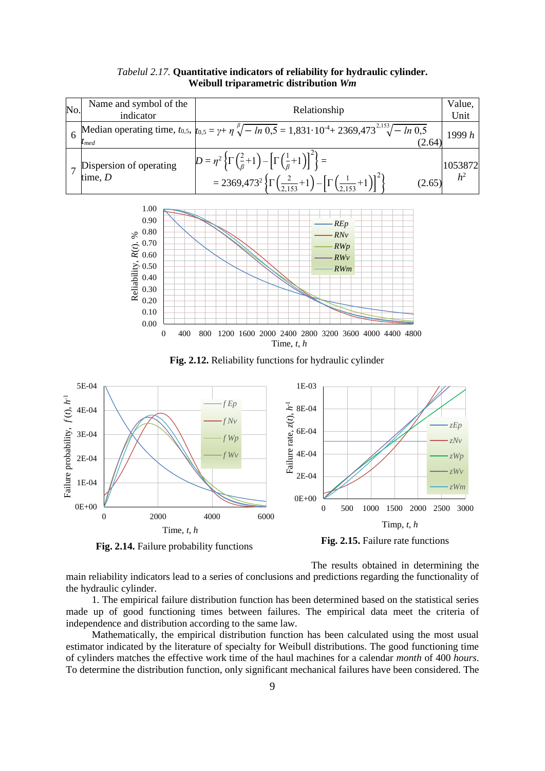*Tabelul 2.17.* **Quantitative indicators of reliability for hydraulic cylinder. Weibull triparametric distribution *Wm***

| No. | Name and symbol of the indicator | Relationship | Value, Unit |
|---|---|---|---|
| 6 | Median operating time, $t_{0,5}$, $t_{med}$ | $t_{0,5} = \gamma + \eta \sqrt[\beta]{-\ln 0,5} = 1,831 \cdot 10^{-4} + 2369,473 \sqrt[2,153]{-\ln 0,5}$ (2.64) | 1999 *h* |
| 7 | Dispersion of operating time, *D* | $D = \eta^2 \left\{ \Gamma\left(\frac{2}{\beta}+1\right) - \left[\Gamma\left(\frac{1}{\beta}+1\right)\right]^2 \right\} = 2369,473^2 \left\{ \Gamma\left(\frac{2}{2,153}+1\right) - \left[\Gamma\left(\frac{1}{2,153}+1\right)\right]^2 \right\}$ (2.65) | 1053872 $h^2$ |

**Fig. 2.12.** Reliability functions for hydraulic cylinder

**Fig. 2.14.** Failure probability functions

**Fig. 2.15.** Failure rate functions

The results obtained in determining the main reliability indicators lead to a series of conclusions and predictions regarding the functionality of the hydraulic cylinder.

1. The empirical failure distribution function has been determined based on the statistical series made up of good functioning times between failures. The empirical data meet the criteria of independence and distribution according to the same law.

Mathematically, the empirical distribution function has been calculated using the most usual estimator indicated by the literature of specialty for Weibull distributions. The good functioning time of cylinders matches the effective work time of the haul machines for a calendar *month* of 400 *hours*. To determine the distribution function, only significant mechanical failures have been considered. The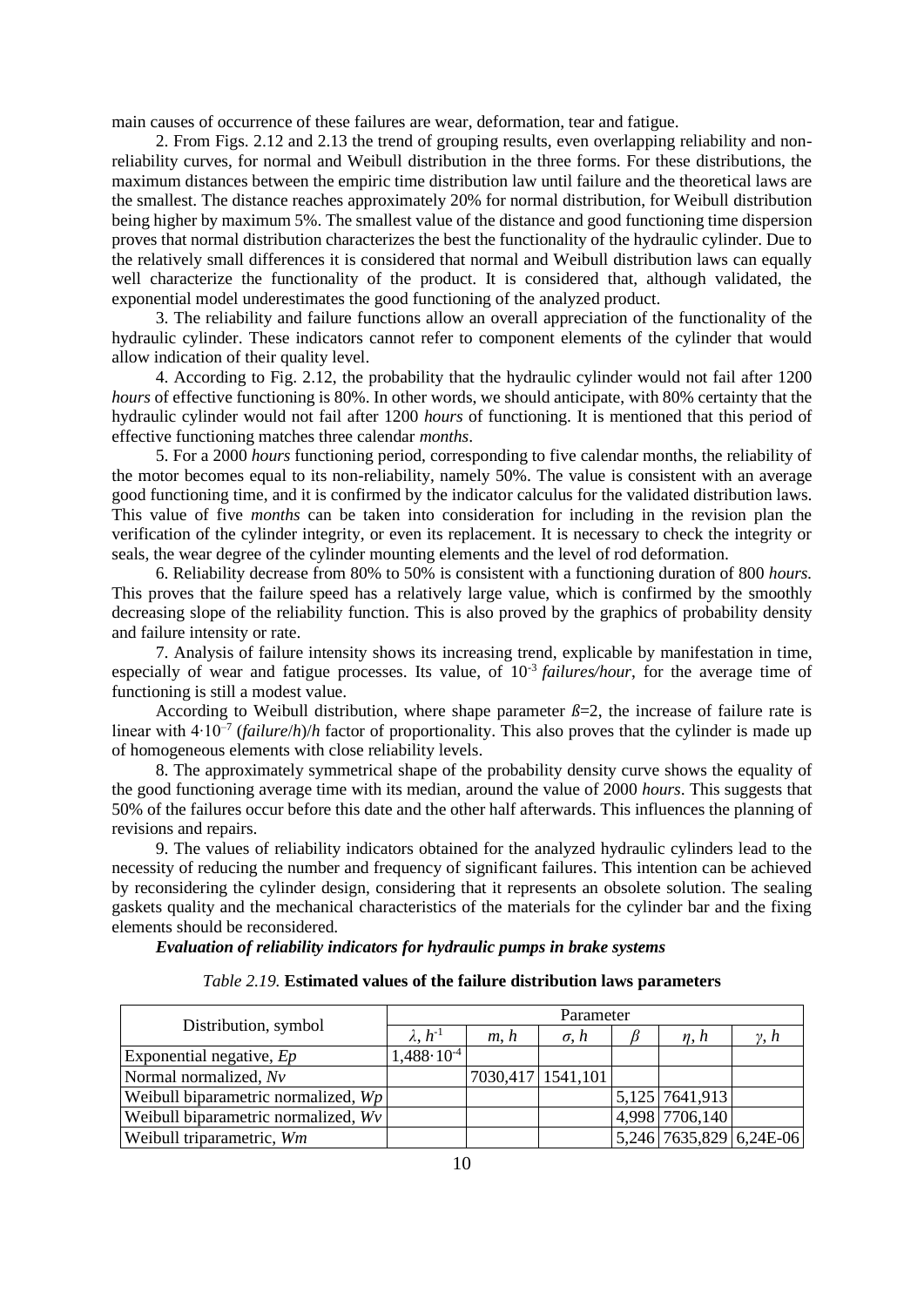main causes of occurrence of these failures are wear, deformation, tear and fatigue.

2. From Figs. 2.12 and 2.13 the trend of grouping results, even overlapping reliability and non-reliability curves, for normal and Weibull distribution in the three forms. For these distributions, the maximum distances between the empiric time distribution law until failure and the theoretical laws are the smallest. The distance reaches approximately 20% for normal distribution, for Weibull distribution being higher by maximum 5%. The smallest value of the distance and good functioning time dispersion proves that normal distribution characterizes the best the functionality of the hydraulic cylinder. Due to the relatively small differences it is considered that normal and Weibull distribution laws can equally well characterize the functionality of the product. It is considered that, although validated, the exponential model underestimates the good functioning of the analyzed product.

3. The reliability and failure functions allow an overall appreciation of the functionality of the hydraulic cylinder. These indicators cannot refer to component elements of the cylinder that would allow indication of their quality level.

4. According to Fig. 2.12, the probability that the hydraulic cylinder would not fail after 1200 *hours* of effective functioning is 80%. In other words, we should anticipate, with 80% certainty that the hydraulic cylinder would not fail after 1200 *hours* of functioning. It is mentioned that this period of effective functioning matches three calendar *months*.

5. For a 2000 *hours* functioning period, corresponding to five calendar months, the reliability of the motor becomes equal to its non-reliability, namely 50%. The value is consistent with an average good functioning time, and it is confirmed by the indicator calculus for the validated distribution laws. This value of five *months* can be taken into consideration for including in the revision plan the verification of the cylinder integrity, or even its replacement. It is necessary to check the integrity or seals, the wear degree of the cylinder mounting elements and the level of rod deformation.

6. Reliability decrease from 80% to 50% is consistent with a functioning duration of 800 *hours.* This proves that the failure speed has a relatively large value, which is confirmed by the smoothly decreasing slope of the reliability function. This is also proved by the graphics of probability density and failure intensity or rate.

7. Analysis of failure intensity shows its increasing trend, explicable by manifestation in time, especially of wear and fatigue processes. Its value, of $10^{-3}$ *failures/hour*, for the average time of functioning is still a modest value.

According to Weibull distribution, where shape parameter $ß=2$, the increase of failure rate is linear with $4\cdot10^{-7}$ (*failure*/*h*)/*h* factor of proportionality. This also proves that the cylinder is made up of homogeneous elements with close reliability levels.

8. The approximately symmetrical shape of the probability density curve shows the equality of the good functioning average time with its median, around the value of 2000 *hours*. This suggests that 50% of the failures occur before this date and the other half afterwards. This influences the planning of revisions and repairs.

9. The values of reliability indicators obtained for the analyzed hydraulic cylinders lead to the necessity of reducing the number and frequency of significant failures. This intention can be achieved by reconsidering the cylinder design, considering that it represents an obsolete solution. The sealing gaskets quality and the mechanical characteristics of the materials for the cylinder bar and the fixing elements should be reconsidered.

***Evaluation of reliability indicators for hydraulic pumps in brake systems***

*Table 2.19.* **Estimated values of the failure distribution laws parameters**

| Distribution, symbol | Parameter | | | | | |
|---|---|---|---|---|---|---|
| | $\lambda$, $h^{-1}$ | *m*, *h* | $\sigma$, *h* | $\beta$ | $\eta$, *h* | $\gamma$, *h* |
| Exponential negative, *Ep* | $1{,}488\cdot10^{-4}$ | | | | | |
| Normal normalized, *Nv* | | 7030,417 | 1541,101 | | | |
| Weibull biparametric normalized, *Wp* | | | | 5,125 | 7641,913 | |
| Weibull biparametric normalized, *Wv* | | | | 4,998 | 7706,140 | |
| Weibull triparametric, *Wm* | | | | 5,246 | 7635,829 | 6,24E-06 |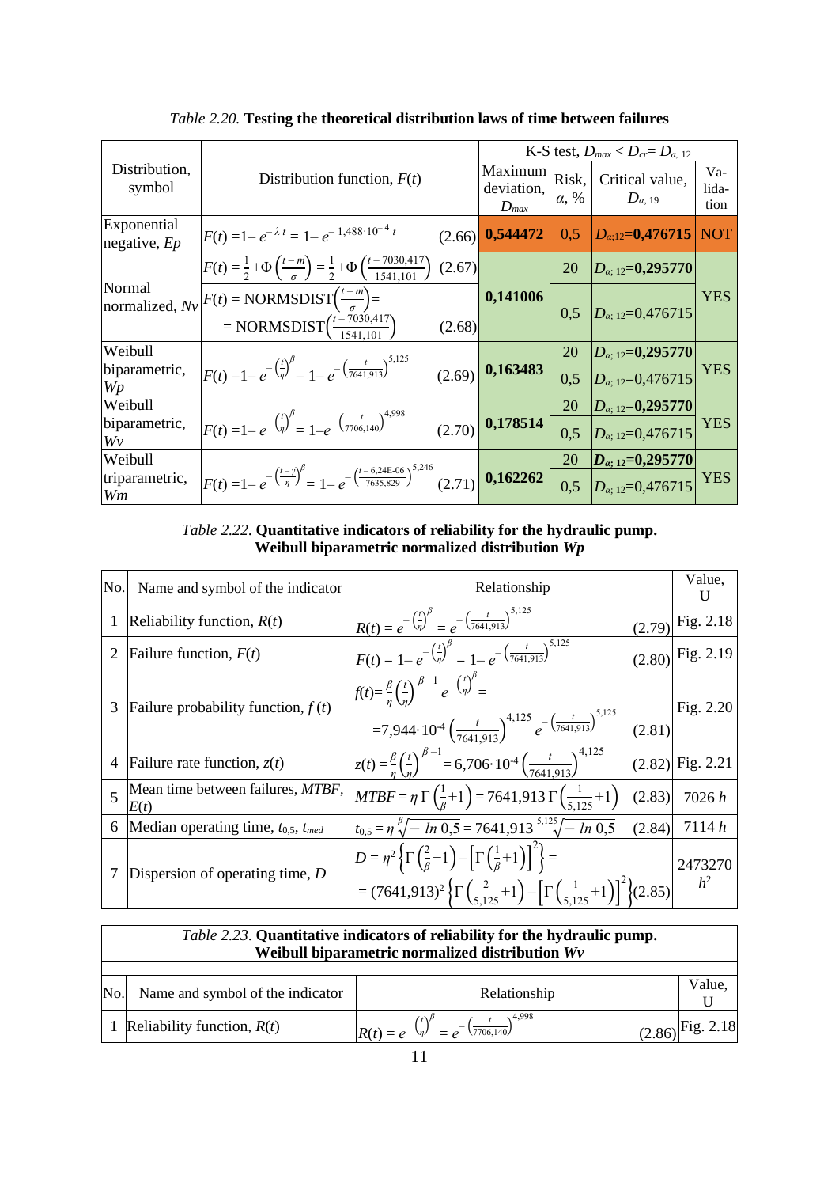*Table 2.20.* **Testing the theoretical distribution laws of time between failures**

| Distribution, symbol | Distribution function, $F(t)$ | K-S test, $D_{max} < D_{cr} = D_{\alpha,\,12}$ | | | |
|---|---|---|---|---|---|
| | | Maximum deviation, $D_{max}$ | Risk, $\alpha$, % | Critical value, $D_{\alpha,\,19}$ | Validation |
| Exponential negative, *Ep* | $F(t) = 1 - e^{-\lambda t} = 1 - e^{-1{,}488 \cdot 10^{-4}\, t}$ (2.66) | **0,544472** | 0,5 | $D_{\alpha;12}$=**0,476715** | NOT |
| Normal normalized, *Nv* | $F(t) = \frac{1}{2} + \Phi\left(\frac{t-m}{\sigma}\right) = \frac{1}{2} + \Phi\left(\frac{t - 7030{,}417}{1541{,}101}\right)$ (2.67) | **0,141006** | 20 | $D_{\alpha;\,12}$=**0,295770** | YES |
| | $F(t) = \text{NORMSDIST}\left(\frac{t-m}{\sigma}\right) = \text{NORMSDIST}\left(\frac{t - 7030{,}417}{1541{,}101}\right)$ (2.68) | | 0,5 | $D_{\alpha;\,12}$=0,476715 | |
| Weibull biparametric, *Wp* | $F(t) = 1 - e^{-\left(\frac{t}{\eta}\right)^{\beta}} = 1 - e^{-\left(\frac{t}{7641{,}913}\right)^{5{,}125}}$ (2.69) | **0,163483** | 20 | $D_{\alpha;\,12}$=**0,295770** | YES |
| | | | 0,5 | $D_{\alpha;\,12}$=0,476715 | |
| Weibull biparametric, *Wv* | $F(t) = 1 - e^{-\left(\frac{t}{\eta}\right)^{\beta}} = 1 - e^{-\left(\frac{t}{7706{,}140}\right)^{4{,}998}}$ (2.70) | **0,178514** | 20 | $D_{\alpha;\,12}$=**0,295770** | YES |
| | | | 0,5 | $D_{\alpha;\,12}$=0,476715 | |
| Weibull triparametric, *Wm* | $F(t) = 1 - e^{-\left(\frac{t-\gamma}{\eta}\right)^{\beta}} = 1 - e^{-\left(\frac{t - 6{,}24\text{E-}06}{7635{,}829}\right)^{5{,}246}}$ (2.71) | **0,162262** | 20 | $D_{\alpha;\,12}$=**0,295770** | YES |
| | | | 0,5 | $D_{\alpha;\,12}$=0,476715 | |

*Table 2.22*. **Quantitative indicators of reliability for the hydraulic pump. Weibull biparametric normalized distribution *Wp***

| No. | Name and symbol of the indicator | Relationship | Value, U |
|---|---|---|---|
| 1 | Reliability function, $R(t)$ | $R(t) = e^{-\left(\frac{t}{\eta}\right)^{\beta}} = e^{-\left(\frac{t}{7641{,}913}\right)^{5{,}125}}$ (2.79) | Fig. 2.18 |
| 2 | Failure function, $F(t)$ | $F(t) = 1 - e^{-\left(\frac{t}{\eta}\right)^{\beta}} = 1 - e^{-\left(\frac{t}{7641{,}913}\right)^{5{,}125}}$ (2.80) | Fig. 2.19 |
| 3 | Failure probability function, $f(t)$ | $f(t) = \frac{\beta}{\eta}\left(\frac{t}{\eta}\right)^{\beta-1} e^{-\left(\frac{t}{\eta}\right)^{\beta}} = 7{,}944 \cdot 10^{-4}\left(\frac{t}{7641{,}913}\right)^{4{,}125} e^{-\left(\frac{t}{7641{,}913}\right)^{5{,}125}}$ (2.81) | Fig. 2.20 |
| 4 | Failure rate function, $z(t)$ | $z(t) = \frac{\beta}{\eta}\left(\frac{t}{\eta}\right)^{\beta-1} = 6{,}706 \cdot 10^{-4}\left(\frac{t}{7641{,}913}\right)^{4{,}125}$ (2.82) | Fig. 2.21 |
| 5 | Mean time between failures, *MTBF*, $E(t)$ | $MTBF = \eta\,\Gamma\left(\frac{1}{\beta}+1\right) = 7641{,}913\,\Gamma\left(\frac{1}{5{,}125}+1\right)$ (2.83) | 7026 *h* |
| 6 | Median operating time, $t_{0,5}$, $t_{med}$ | $t_{0,5} = \eta\sqrt[\beta]{-\ln 0{,}5} = 7641{,}913\sqrt[5{,}125]{-\ln 0{,}5}$ (2.84) | 7114 *h* |
| 7 | Dispersion of operating time, $D$ | $D = \eta^2\left\{\Gamma\left(\frac{2}{\beta}+1\right) - \left[\Gamma\left(\frac{1}{\beta}+1\right)\right]^2\right\} = (7641{,}913)^2\left\{\Gamma\left(\frac{2}{5{,}125}+1\right) - \left[\Gamma\left(\frac{1}{5{,}125}+1\right)\right]^2\right\}$ (2.85) | 2473270 $h^2$ |

*Table 2.23.* **Quantitative indicators of reliability for the hydraulic pump. Weibull biparametric normalized distribution *Wv***

| No. | Name and symbol of the indicator | Relationship | Value, U |
|---|---|---|---|
| 1 | Reliability function, $R(t)$ | $R(t) = e^{-\left(\frac{t}{\eta}\right)^{\beta}} = e^{-\left(\frac{t}{7706{,}140}\right)^{4{,}998}}$ (2.86) | Fig. 2.18 |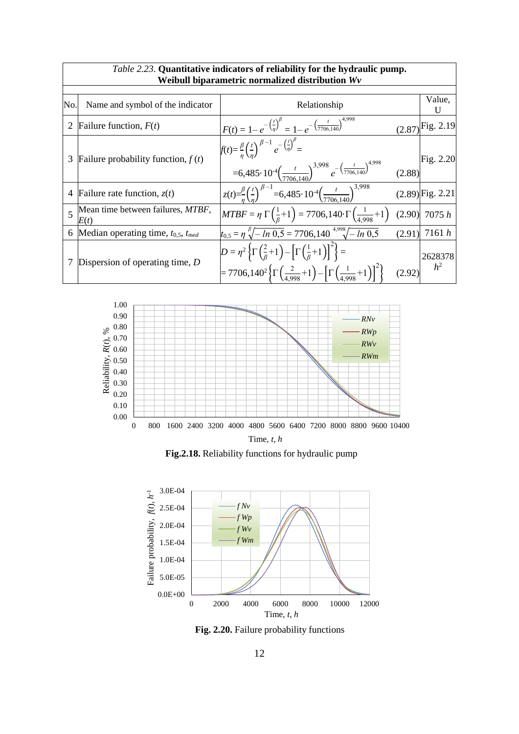*Table 2.23.* **Quantitative indicators of reliability for the hydraulic pump. Weibull biparametric normalized distribution *Wv***

| No. | Name and symbol of the indicator | Relationship | | Value, U |
|---|---|---|---|---|
| 2 | Failure function, $F(t)$ | $F(t) = 1 - e^{-\left(\frac{t}{\eta}\right)^{\beta}} = 1 - e^{-\left(\frac{t}{7706,140}\right)^{4,998}}$ | (2.87) | Fig. 2.19 |
| 3 | Failure probability function, $f(t)$ | $f(t) = \frac{\beta}{\eta}\left(\frac{t}{\eta}\right)^{\beta-1} e^{-\left(\frac{t}{\eta}\right)^{\beta}} = 6,485 \cdot 10^{-4}\left(\frac{t}{7706,140}\right)^{3,998} e^{-\left(\frac{t}{7706,140}\right)^{4,998}}$ | (2.88) | Fig. 2.20 |
| 4 | Failure rate function, $z(t)$ | $z(t) = \frac{\beta}{\eta}\left(\frac{t}{\eta}\right)^{\beta-1} = 6,485 \cdot 10^{-4}\left(\frac{t}{7706,140}\right)^{3,998}$ | (2.89) | Fig. 2.21 |
| 5 | Mean time between failures, *MTBF*, $E(t)$ | $MTBF = \eta\,\Gamma\left(\frac{1}{\beta}+1\right) = 7706,140 \cdot \Gamma\left(\frac{1}{4,998}+1\right)$ | (2.90) | 7075 *h* |
| 6 | Median operating time, $t_{0,5}$, $t_{med}$ | $t_{0,5} = \eta \sqrt[\beta]{-\ln 0,5} = 7706,140 \sqrt[4,998]{-\ln 0,5}$ | (2.91) | 7161 *h* |
| 7 | Dispersion of operating time, $D$ | $D = \eta^2\left\{\Gamma\left(\frac{2}{\beta}+1\right) - \left[\Gamma\left(\frac{1}{\beta}+1\right)\right]^2\right\} = 7706,140^2\left\{\Gamma\left(\frac{2}{4,998}+1\right) - \left[\Gamma\left(\frac{1}{4,998}+1\right)\right]^2\right\}$ | (2.92) | 2628378 $h^2$ |

**Fig.2.18.** Reliability functions for hydraulic pump

**Fig. 2.20.** Failure probability functions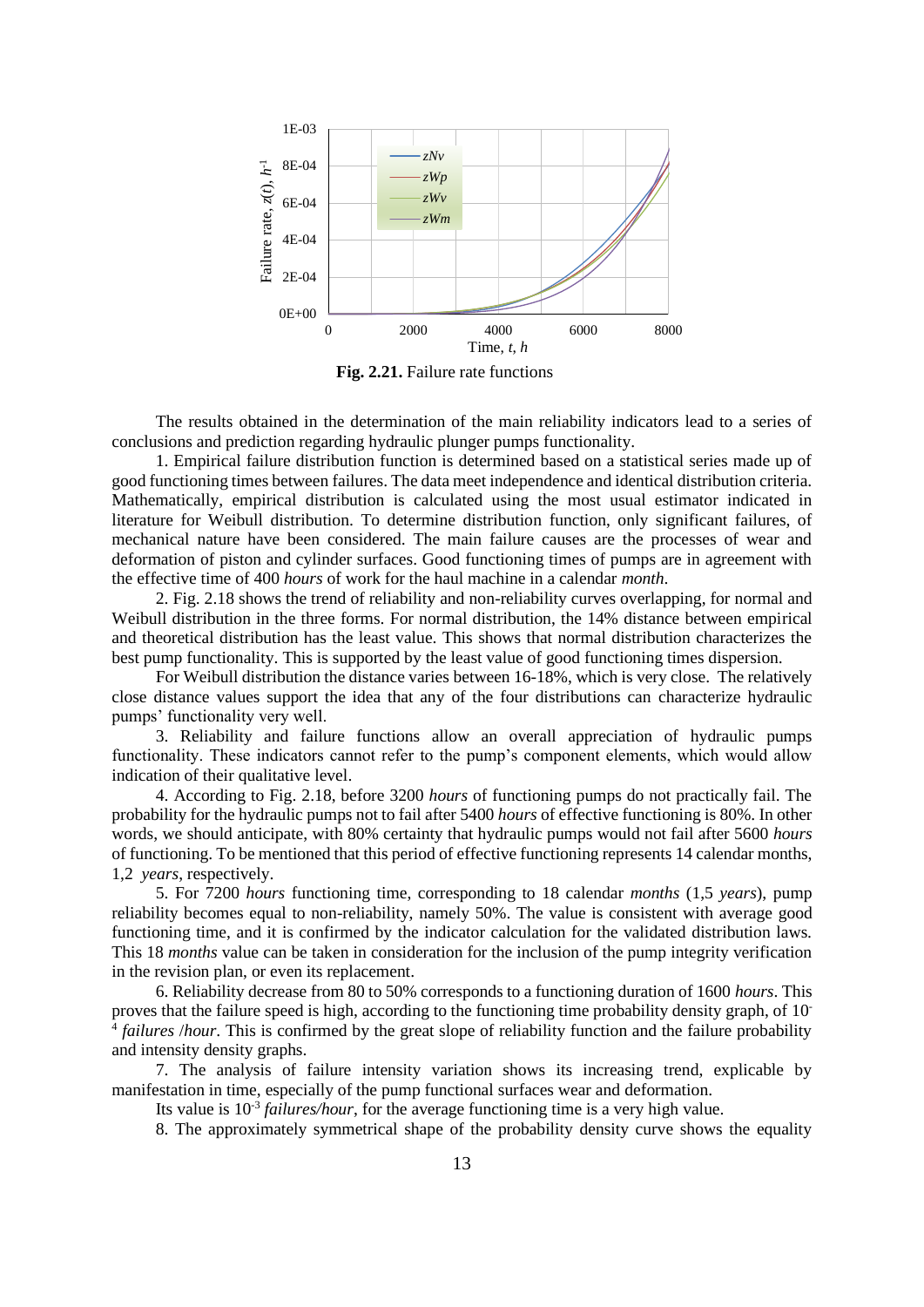**Fig. 2.21.** Failure rate functions

The results obtained in the determination of the main reliability indicators lead to a series of conclusions and prediction regarding hydraulic plunger pumps functionality.

1. Empirical failure distribution function is determined based on a statistical series made up of good functioning times between failures. The data meet independence and identical distribution criteria. Mathematically, empirical distribution is calculated using the most usual estimator indicated in literature for Weibull distribution. To determine distribution function, only significant failures, of mechanical nature have been considered. The main failure causes are the processes of wear and deformation of piston and cylinder surfaces. Good functioning times of pumps are in agreement with the effective time of 400 *hours* of work for the haul machine in a calendar *month*.

2. Fig. 2.18 shows the trend of reliability and non-reliability curves overlapping, for normal and Weibull distribution in the three forms. For normal distribution, the 14% distance between empirical and theoretical distribution has the least value. This shows that normal distribution characterizes the best pump functionality. This is supported by the least value of good functioning times dispersion.

For Weibull distribution the distance varies between 16-18%, which is very close. The relatively close distance values support the idea that any of the four distributions can characterize hydraulic pumps' functionality very well.

3. Reliability and failure functions allow an overall appreciation of hydraulic pumps functionality. These indicators cannot refer to the pump's component elements, which would allow indication of their qualitative level.

4. According to Fig. 2.18, before 3200 *hours* of functioning pumps do not practically fail. The probability for the hydraulic pumps not to fail after 5400 *hours* of effective functioning is 80%. In other words, we should anticipate, with 80% certainty that hydraulic pumps would not fail after 5600 *hours* of functioning. To be mentioned that this period of effective functioning represents 14 calendar months, 1,2 *years*, respectively.

5. For 7200 *hours* functioning time, corresponding to 18 calendar *months* (1,5 *years*), pump reliability becomes equal to non-reliability, namely 50%. The value is consistent with average good functioning time, and it is confirmed by the indicator calculation for the validated distribution laws. This 18 *months* value can be taken in consideration for the inclusion of the pump integrity verification in the revision plan, or even its replacement.

6. Reliability decrease from 80 to 50% corresponds to a functioning duration of 1600 *hours*. This proves that the failure speed is high, according to the functioning time probability density graph, of $10^{-4}$ *failures* /*hour*. This is confirmed by the great slope of reliability function and the failure probability and intensity density graphs.

7. The analysis of failure intensity variation shows its increasing trend, explicable by manifestation in time, especially of the pump functional surfaces wear and deformation.

Its value is $10^{-3}$ *failures/hour*, for the average functioning time is a very high value.

8. The approximately symmetrical shape of the probability density curve shows the equality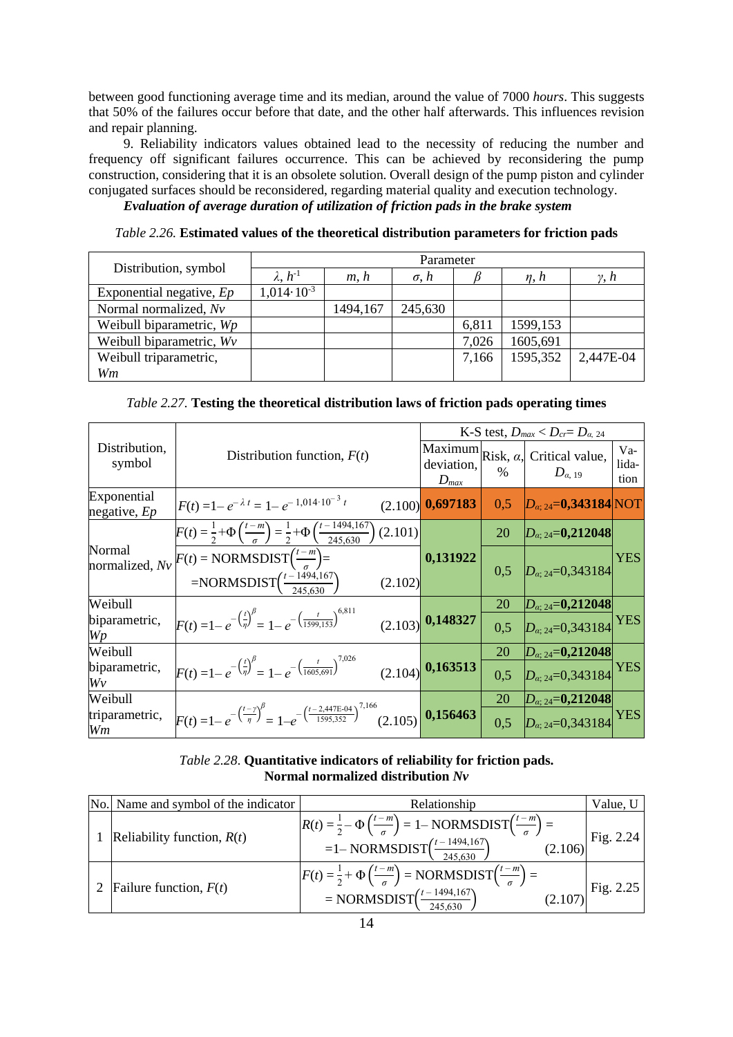between good functioning average time and its median, around the value of 7000 *hours*. This suggests that 50% of the failures occur before that date, and the other half afterwards. This influences revision and repair planning.

9. Reliability indicators values obtained lead to the necessity of reducing the number and frequency off significant failures occurrence. This can be achieved by reconsidering the pump construction, considering that it is an obsolete solution. Overall design of the pump piston and cylinder conjugated surfaces should be reconsidered, regarding material quality and execution technology.

***Evaluation of average duration of utilization of friction pads in the brake system***

*Table 2.26.* **Estimated values of the theoretical distribution parameters for friction pads**

| Distribution, symbol | Parameter | | | | | |
|---|---|---|---|---|---|---|
| | $\lambda$, $h^{-1}$ | $m$, $h$ | $\sigma$, $h$ | $\beta$ | $\eta$, $h$ | $\gamma$, $h$ |
| Exponential negative, *Ep* | $1{,}014\cdot10^{-3}$ | | | | | |
| Normal normalized, *Nv* | | 1494,167 | 245,630 | | | |
| Weibull biparametric, *Wp* | | | | 6,811 | 1599,153 | |
| Weibull biparametric, *Wv* | | | | 7,026 | 1605,691 | |
| Weibull triparametric, *Wm* | | | | 7,166 | 1595,352 | 2,447E-04 |

*Table 2.27.* **Testing the theoretical distribution laws of friction pads operating times**

| Distribution, symbol | Distribution function, $F(t)$ | K-S test, $D_{max} < D_{cr} = D_{\alpha,\,24}$ | | | |
|---|---|---|---|---|---|
| | | Maximum deviation, $D_{max}$ | Risk, $\alpha$, % | Critical value, $D_{\alpha,\,19}$ | Validation |
| Exponential negative, *Ep* | $F(t) = 1 - e^{-\lambda t} = 1 - e^{-1{,}014\cdot10^{-3}t}$ (2.100) | **0,697183** | 0,5 | $D_{\alpha;\,24}$=**0,343184** | NOT |
| Normal normalized, *Nv* | $F(t) = \frac{1}{2} + \Phi\left(\frac{t-m}{\sigma}\right) = \frac{1}{2} + \Phi\left(\frac{t-1494{,}167}{245{,}630}\right)$ (2.101) | **0,131922** | 20 | $D_{\alpha;\,24}$=**0,212048** | YES |
| | $F(t) = \text{NORMSDIST}\left(\frac{t-m}{\sigma}\right) = \text{NORMSDIST}\left(\frac{t-1494{,}167}{245{,}630}\right)$ (2.102) | | 0,5 | $D_{\alpha;\,24}$=0,343184 | |
| Weibull biparametric, *Wp* | $F(t) = 1 - e^{-\left(\frac{t}{\eta}\right)^{\beta}} = 1 - e^{-\left(\frac{t}{1599{,}153}\right)^{6{,}811}}$ (2.103) | **0,148327** | 20 | $D_{\alpha;\,24}$=**0,212048** | YES |
| | | | 0,5 | $D_{\alpha;\,24}$=0,343184 | |
| Weibull biparametric, *Wv* | $F(t) = 1 - e^{-\left(\frac{t}{\eta}\right)^{\beta}} = 1 - e^{-\left(\frac{t}{1605{,}691}\right)^{7{,}026}}$ (2.104) | **0,163513** | 20 | $D_{\alpha;\,24}$=**0,212048** | YES |
| | | | 0,5 | $D_{\alpha;\,24}$=0,343184 | |
| Weibull triparametric, *Wm* | $F(t) = 1 - e^{-\left(\frac{t-\gamma}{\eta}\right)^{\beta}} = 1 - e^{-\left(\frac{t-2{,}447\text{E-}04}{1595{,}352}\right)^{7{,}166}}$ (2.105) | **0,156463** | 20 | $D_{\alpha;\,24}$=**0,212048** | YES |
| | | | 0,5 | $D_{\alpha;\,24}$=0,343184 | |

*Table 2.28.* **Quantitative indicators of reliability for friction pads. Normal normalized distribution *Nv***

| No. | Name and symbol of the indicator | Relationship | Value, U |
|---|---|---|---|
| 1 | Reliability function, $R(t)$ | $R(t) = \frac{1}{2} - \Phi\left(\frac{t-m}{\sigma}\right) = 1 - \text{NORMSDIST}\left(\frac{t-m}{\sigma}\right) = 1 - \text{NORMSDIST}\left(\frac{t-1494{,}167}{245{,}630}\right)$ (2.106) | Fig. 2.24 |
| 2 | Failure function, $F(t)$ | $F(t) = \frac{1}{2} + \Phi\left(\frac{t-m}{\sigma}\right) = \text{NORMSDIST}\left(\frac{t-m}{\sigma}\right) = \text{NORMSDIST}\left(\frac{t-1494{,}167}{245{,}630}\right)$ (2.107) | Fig. 2.25 |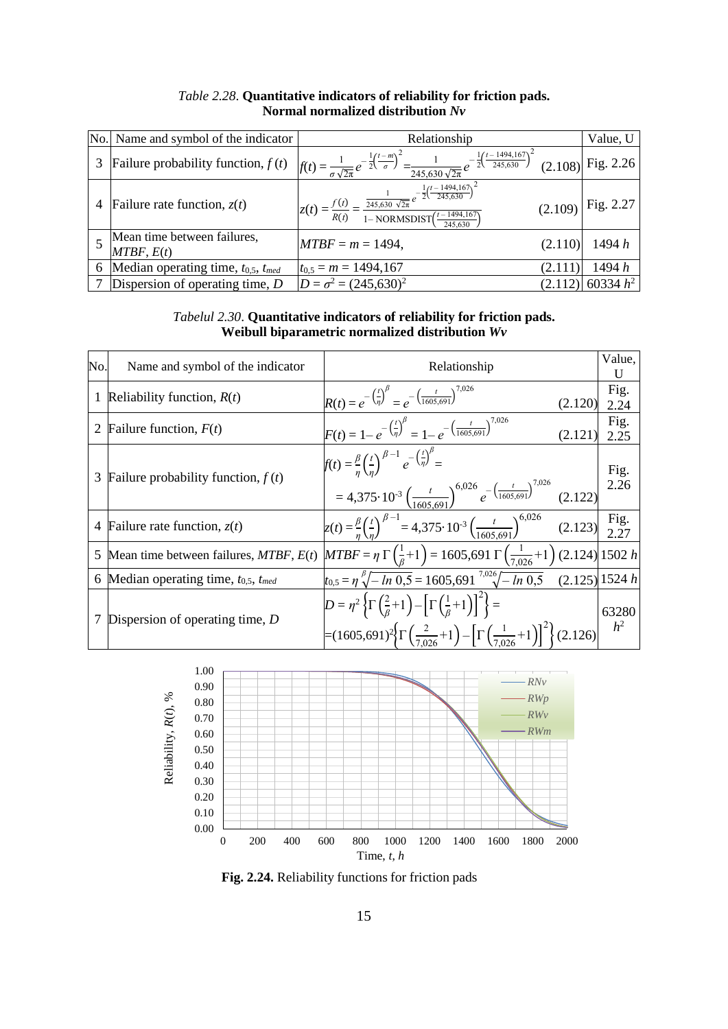*Table 2.28*. **Quantitative indicators of reliability for friction pads. Normal normalized distribution *Nv***

| No. | Name and symbol of the indicator | Relationship | Value, U |
|---|---|---|---|
| 3 | Failure probability function, $f(t)$ | $f(t) = \frac{1}{\sigma\sqrt{2\pi}} e^{-\frac{1}{2}\left(\frac{t-m}{\sigma}\right)^2} = \frac{1}{245{,}630\sqrt{2\pi}} e^{-\frac{1}{2}\left(\frac{t-1494{,}167}{245{,}630}\right)^2}$ (2.108) | Fig. 2.26 |
| 4 | Failure rate function, $z(t)$ | $z(t) = \frac{f(t)}{R(t)} = \frac{\frac{1}{245{,}630\sqrt{2\pi}} e^{-\frac{1}{2}\left(\frac{t-1494{,}167}{245{,}630}\right)^2}}{1-\text{NORMSDIST}\left(\frac{t-1494{,}167}{245{,}630}\right)}$ (2.109) | Fig. 2.27 |
| 5 | Mean time between failures, $MTBF$, $E(t)$ | $MTBF = m = 1494,$ (2.110) | 1494 $h$ |
| 6 | Median operating time, $t_{0,5}$, $t_{med}$ | $t_{0,5} = m = 1494{,}167$ (2.111) | 1494 $h$ |
| 7 | Dispersion of operating time, $D$ | $D = \sigma^2 = (245{,}630)^2$ (2.112) | 60334 $h^2$ |

*Tabelul 2.30*. **Quantitative indicators of reliability for friction pads. Weibull biparametric normalized distribution *Wv***

| No. | Name and symbol of the indicator | Relationship | Value, U |
|---|---|---|---|
| 1 | Reliability function, $R(t)$ | $R(t) = e^{-\left(\frac{t}{\eta}\right)^\beta} = e^{-\left(\frac{t}{1605{,}691}\right)^{7{,}026}}$ (2.120) | Fig. 2.24 |
| 2 | Failure function, $F(t)$ | $F(t) = 1 - e^{-\left(\frac{t}{\eta}\right)^\beta} = 1 - e^{-\left(\frac{t}{1605{,}691}\right)^{7{,}026}}$ (2.121) | Fig. 2.25 |
| 3 | Failure probability function, $f(t)$ | $f(t) = \frac{\beta}{\eta}\left(\frac{t}{\eta}\right)^{\beta-1} e^{-\left(\frac{t}{\eta}\right)^\beta} = 4{,}375\cdot10^{-3}\left(\frac{t}{1605{,}691}\right)^{6{,}026} e^{-\left(\frac{t}{1605{,}691}\right)^{7{,}026}}$ (2.122) | Fig. 2.26 |
| 4 | Failure rate function, $z(t)$ | $z(t) = \frac{\beta}{\eta}\left(\frac{t}{\eta}\right)^{\beta-1} = 4{,}375\cdot10^{-3}\left(\frac{t}{1605{,}691}\right)^{6{,}026}$ (2.123) | Fig. 2.27 |
| 5 | Mean time between failures, $MTBF$, $E(t)$ | $MTBF = \eta\,\Gamma\left(\frac{1}{\beta}+1\right) = 1605{,}691\,\Gamma\left(\frac{1}{7{,}026}+1\right)$ (2.124) | 1502 $h$ |
| 6 | Median operating time, $t_{0,5}$, $t_{med}$ | $t_{0,5} = \eta\sqrt[\beta]{-\ln 0{,}5} = 1605{,}691\sqrt[7{,}026]{-\ln 0{,}5}$ (2.125) | 1524 $h$ |
| 7 | Dispersion of operating time, $D$ | $D = \eta^2\left\{\Gamma\left(\frac{2}{\beta}+1\right) - \left[\Gamma\left(\frac{1}{\beta}+1\right)\right]^2\right\} = (1605{,}691)^2\left\{\Gamma\left(\frac{2}{7{,}026}+1\right) - \left[\Gamma\left(\frac{1}{7{,}026}+1\right)\right]^2\right\}$ (2.126) | 63280 $h^2$ |

**Fig. 2.24.** Reliability functions for friction pads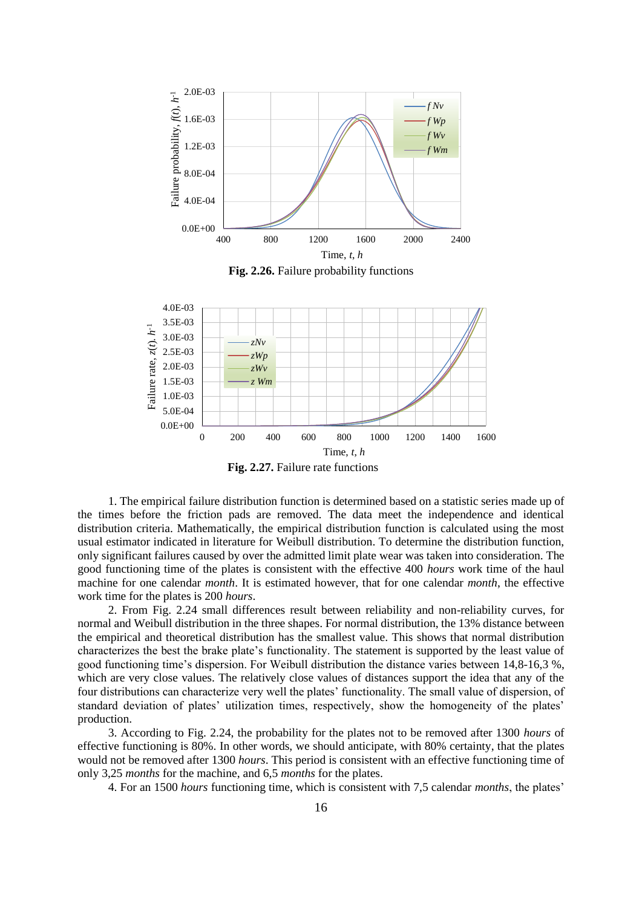**Fig. 2.26.** Failure probability functions

**Fig. 2.27.** Failure rate functions

1. The empirical failure distribution function is determined based on a statistic series made up of the times before the friction pads are removed. The data meet the independence and identical distribution criteria. Mathematically, the empirical distribution function is calculated using the most usual estimator indicated in literature for Weibull distribution. To determine the distribution function, only significant failures caused by over the admitted limit plate wear was taken into consideration. The good functioning time of the plates is consistent with the effective 400 *hours* work time of the haul machine for one calendar *month*. It is estimated however, that for one calendar *month*, the effective work time for the plates is 200 *hours*.

2. From Fig. 2.24 small differences result between reliability and non-reliability curves, for normal and Weibull distribution in the three shapes. For normal distribution, the 13% distance between the empirical and theoretical distribution has the smallest value. This shows that normal distribution characterizes the best the brake plate's functionality. The statement is supported by the least value of good functioning time's dispersion. For Weibull distribution the distance varies between 14,8-16,3 %, which are very close values. The relatively close values of distances support the idea that any of the four distributions can characterize very well the plates' functionality. The small value of dispersion, of standard deviation of plates' utilization times, respectively, show the homogeneity of the plates' production.

3. According to Fig. 2.24, the probability for the plates not to be removed after 1300 *hours* of effective functioning is 80%. In other words, we should anticipate, with 80% certainty, that the plates would not be removed after 1300 *hours*. This period is consistent with an effective functioning time of only 3,25 *months* for the machine, and 6,5 *months* for the plates.

4. For an 1500 *hours* functioning time, which is consistent with 7,5 calendar *months*, the plates'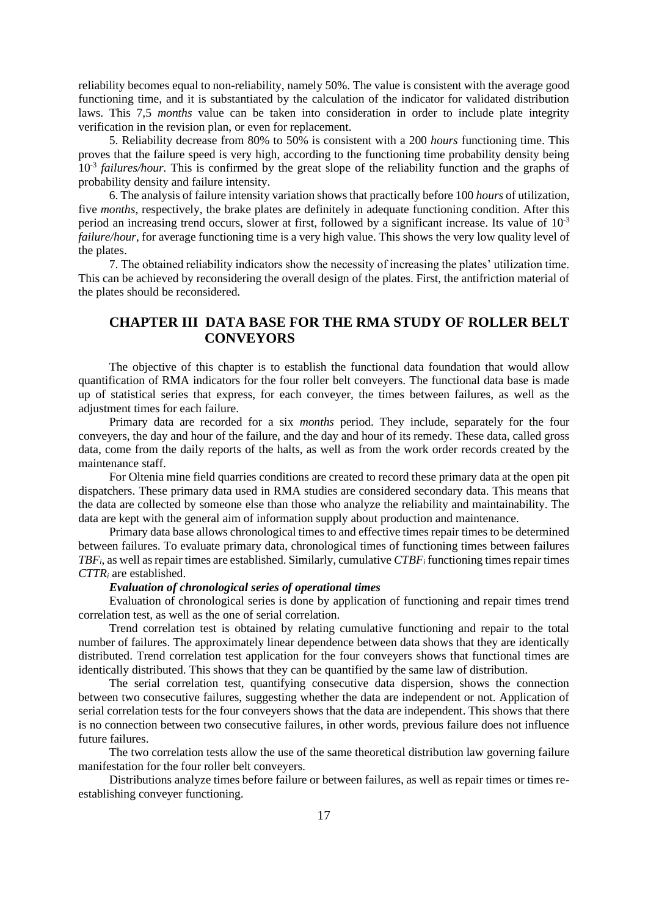reliability becomes equal to non-reliability, namely 50%. The value is consistent with the average good functioning time, and it is substantiated by the calculation of the indicator for validated distribution laws. This 7,5 *months* value can be taken into consideration in order to include plate integrity verification in the revision plan, or even for replacement.

5. Reliability decrease from 80% to 50% is consistent with a 200 *hours* functioning time. This proves that the failure speed is very high, according to the functioning time probability density being $10^{-3}$ *failures/hour*. This is confirmed by the great slope of the reliability function and the graphs of probability density and failure intensity.

6. The analysis of failure intensity variation shows that practically before 100 *hours* of utilization, five *months*, respectively, the brake plates are definitely in adequate functioning condition. After this period an increasing trend occurs, slower at first, followed by a significant increase. Its value of $10^{-3}$ *failure/hour*, for average functioning time is a very high value. This shows the very low quality level of the plates.

7. The obtained reliability indicators show the necessity of increasing the plates' utilization time. This can be achieved by reconsidering the overall design of the plates. First, the antifriction material of the plates should be reconsidered.

## CHAPTER III DATA BASE FOR THE RMA STUDY OF ROLLER BELT CONVEYORS

The objective of this chapter is to establish the functional data foundation that would allow quantification of RMA indicators for the four roller belt conveyers. The functional data base is made up of statistical series that express, for each conveyer, the times between failures, as well as the adjustment times for each failure.

Primary data are recorded for a six *months* period. They include, separately for the four conveyers, the day and hour of the failure, and the day and hour of its remedy. These data, called gross data, come from the daily reports of the halts, as well as from the work order records created by the maintenance staff.

For Oltenia mine field quarries conditions are created to record these primary data at the open pit dispatchers. These primary data used in RMA studies are considered secondary data. This means that the data are collected by someone else than those who analyze the reliability and maintainability. The data are kept with the general aim of information supply about production and maintenance.

Primary data base allows chronological times to and effective times repair times to be determined between failures. To evaluate primary data, chronological times of functioning times between failures $TBF_i$, as well as repair times are established. Similarly, cumulative $CTBF_i$ functioning times repair times $CTTR_i$ are established.

***Evaluation of chronological series of operational times***

Evaluation of chronological series is done by application of functioning and repair times trend correlation test, as well as the one of serial correlation.

Trend correlation test is obtained by relating cumulative functioning and repair to the total number of failures. The approximately linear dependence between data shows that they are identically distributed. Trend correlation test application for the four conveyers shows that functional times are identically distributed. This shows that they can be quantified by the same law of distribution.

The serial correlation test, quantifying consecutive data dispersion, shows the connection between two consecutive failures, suggesting whether the data are independent or not. Application of serial correlation tests for the four conveyers shows that the data are independent. This shows that there is no connection between two consecutive failures, in other words, previous failure does not influence future failures.

The two correlation tests allow the use of the same theoretical distribution law governing failure manifestation for the four roller belt conveyers.

Distributions analyze times before failure or between failures, as well as repair times or times re-establishing conveyer functioning.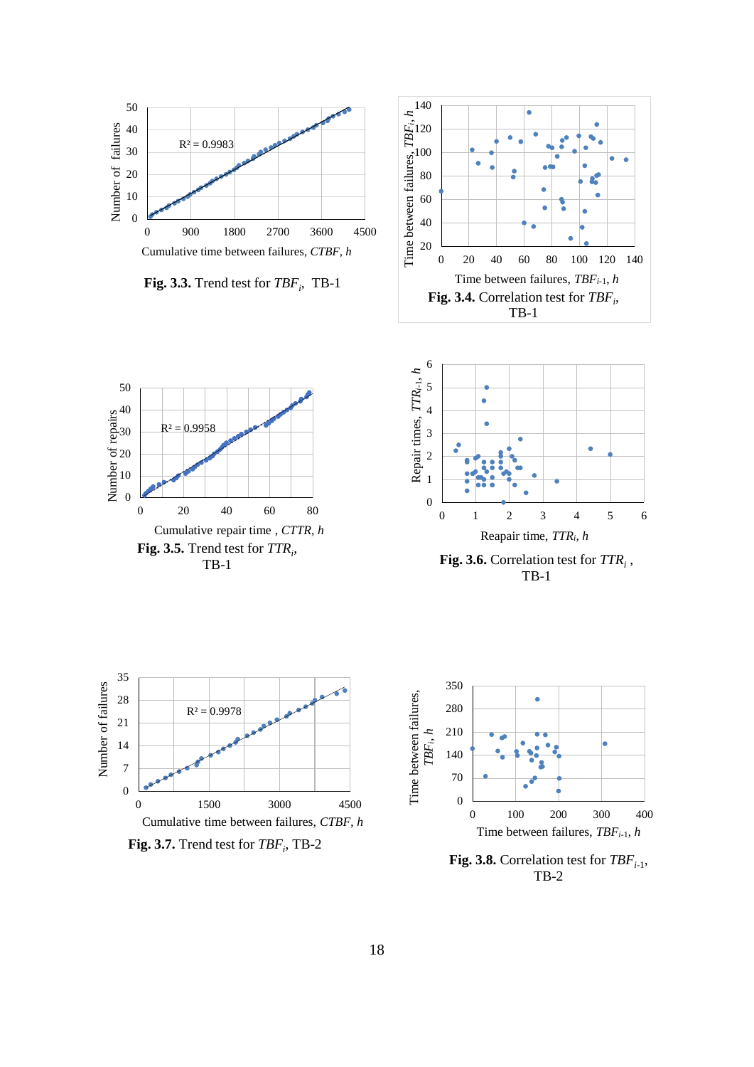**Fig. 3.3.** Trend test for $TBF_i$, TB-1

**Fig. 3.4.** Correlation test for $TBF_i$, TB-1

**Fig. 3.5.** Trend test for $TTR_i$, TB-1

**Fig. 3.6.** Correlation test for $TTR_i$, TB-1

**Fig. 3.7.** Trend test for $TBF_i$, TB-2

**Fig. 3.8.** Correlation test for $TBF_{i-1}$, TB-2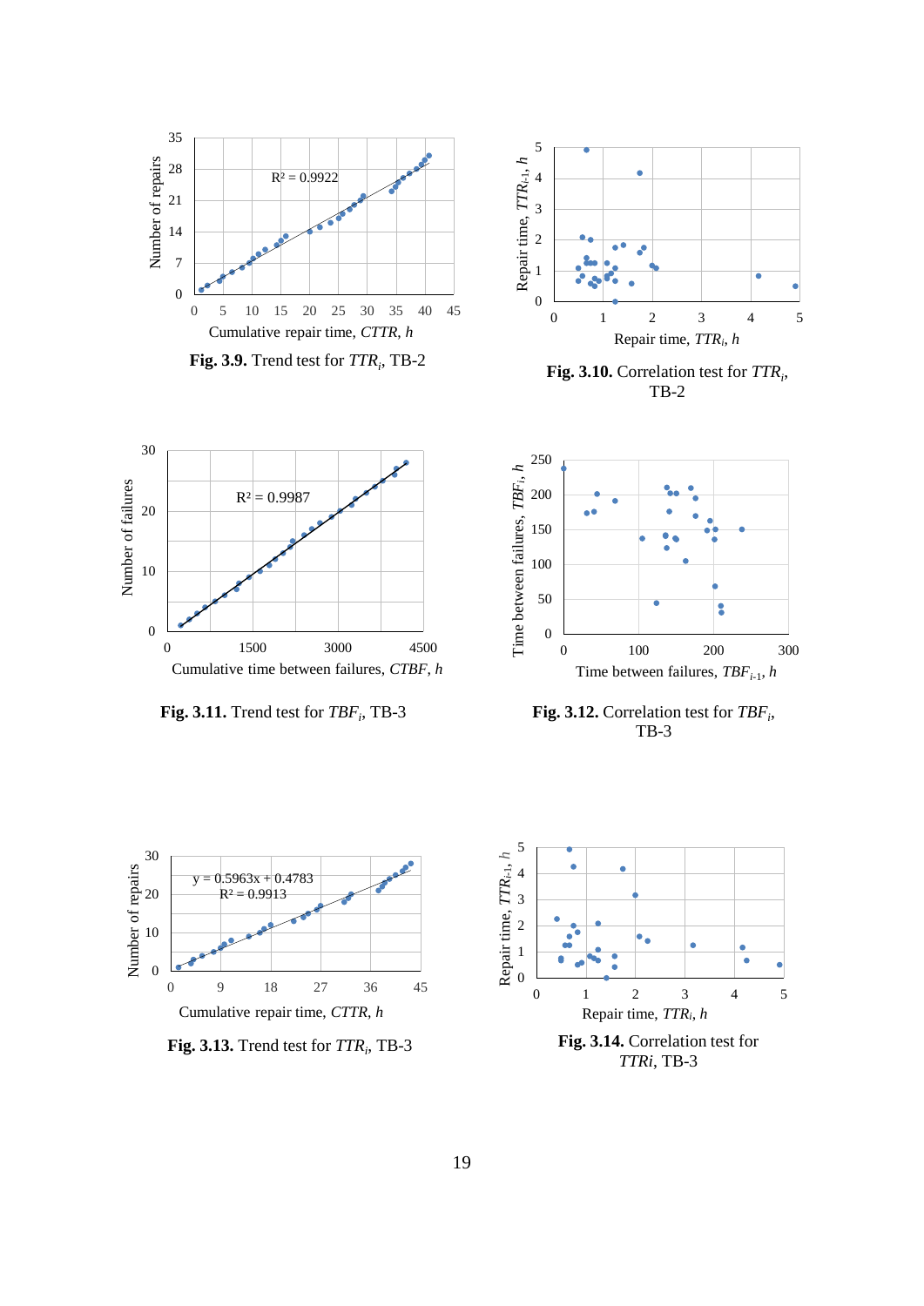**Fig. 3.9.** Trend test for $TTR_i$, TB-2

**Fig. 3.10.** Correlation test for $TTR_i$, TB-2

**Fig. 3.11.** Trend test for $TBF_i$, TB-3

**Fig. 3.12.** Correlation test for $TBF_i$, TB-3

**Fig. 3.13.** Trend test for $TTR_i$, TB-3

**Fig. 3.14.** Correlation test for $TTRi$, TB-3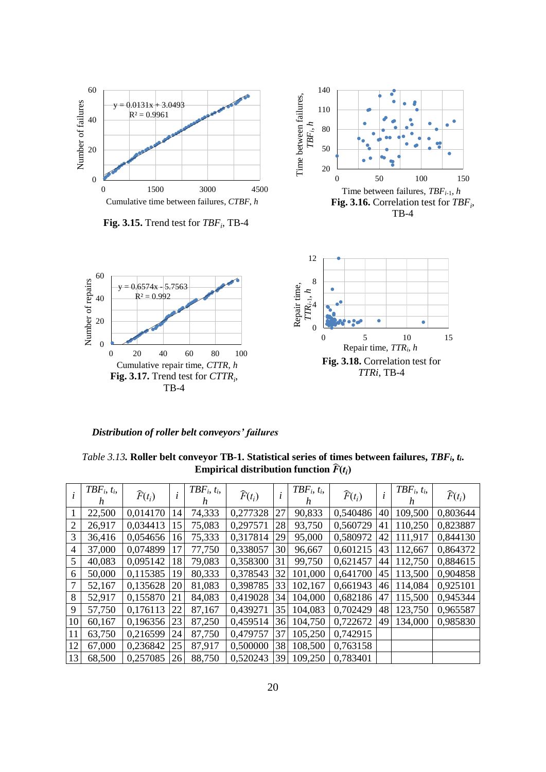**Fig. 3.15.** Trend test for $TBF_i$, TB-4

**Fig. 3.16.** Correlation test for $TBF_i$, TB-4

**Fig. 3.17.** Trend test for $CTTR_i$, TB-4

**Fig. 3.18.** Correlation test for $TTRi$, TB-4

***Distribution of roller belt conveyors' failures***

*Table 3.13.* **Roller belt conveyor TB-1. Statistical series of times between failures, $TBF_i$, $t_i$. Empirical distribution function $\widehat{F}(t_i)$**

| $i$ | $TBF_i$, $t_i$, $h$ | $\widehat{F}(t_i)$ | $i$ | $TBF_i$, $t_i$, $h$ | $\widehat{F}(t_i)$ | $i$ | $TBF_i$, $t_i$, $h$ | $\widehat{F}(t_i)$ | $i$ | $TBF_i$, $t_i$, $h$ | $\widehat{F}(t_i)$ |
|---|---|---|---|---|---|---|---|---|---|---|---|
| 1 | 22,500 | 0,014170 | 14 | 74,333 | 0,277328 | 27 | 90,833 | 0,540486 | 40 | 109,500 | 0,803644 |
| 2 | 26,917 | 0,034413 | 15 | 75,083 | 0,297571 | 28 | 93,750 | 0,560729 | 41 | 110,250 | 0,823887 |
| 3 | 36,416 | 0,054656 | 16 | 75,333 | 0,317814 | 29 | 95,000 | 0,580972 | 42 | 111,917 | 0,844130 |
| 4 | 37,000 | 0,074899 | 17 | 77,750 | 0,338057 | 30 | 96,667 | 0,601215 | 43 | 112,667 | 0,864372 |
| 5 | 40,083 | 0,095142 | 18 | 79,083 | 0,358300 | 31 | 99,750 | 0,621457 | 44 | 112,750 | 0,884615 |
| 6 | 50,000 | 0,115385 | 19 | 80,333 | 0,378543 | 32 | 101,000 | 0,641700 | 45 | 113,500 | 0,904858 |
| 7 | 52,167 | 0,135628 | 20 | 81,083 | 0,398785 | 33 | 102,167 | 0,661943 | 46 | 114,084 | 0,925101 |
| 8 | 52,917 | 0,155870 | 21 | 84,083 | 0,419028 | 34 | 104,000 | 0,682186 | 47 | 115,500 | 0,945344 |
| 9 | 57,750 | 0,176113 | 22 | 87,167 | 0,439271 | 35 | 104,083 | 0,702429 | 48 | 123,750 | 0,965587 |
| 10 | 60,167 | 0,196356 | 23 | 87,250 | 0,459514 | 36 | 104,750 | 0,722672 | 49 | 134,000 | 0,985830 |
| 11 | 63,750 | 0,216599 | 24 | 87,750 | 0,479757 | 37 | 105,250 | 0,742915 | | | |
| 12 | 67,000 | 0,236842 | 25 | 87,917 | 0,500000 | 38 | 108,500 | 0,763158 | | | |
| 13 | 68,500 | 0,257085 | 26 | 88,750 | 0,520243 | 39 | 109,250 | 0,783401 | | | |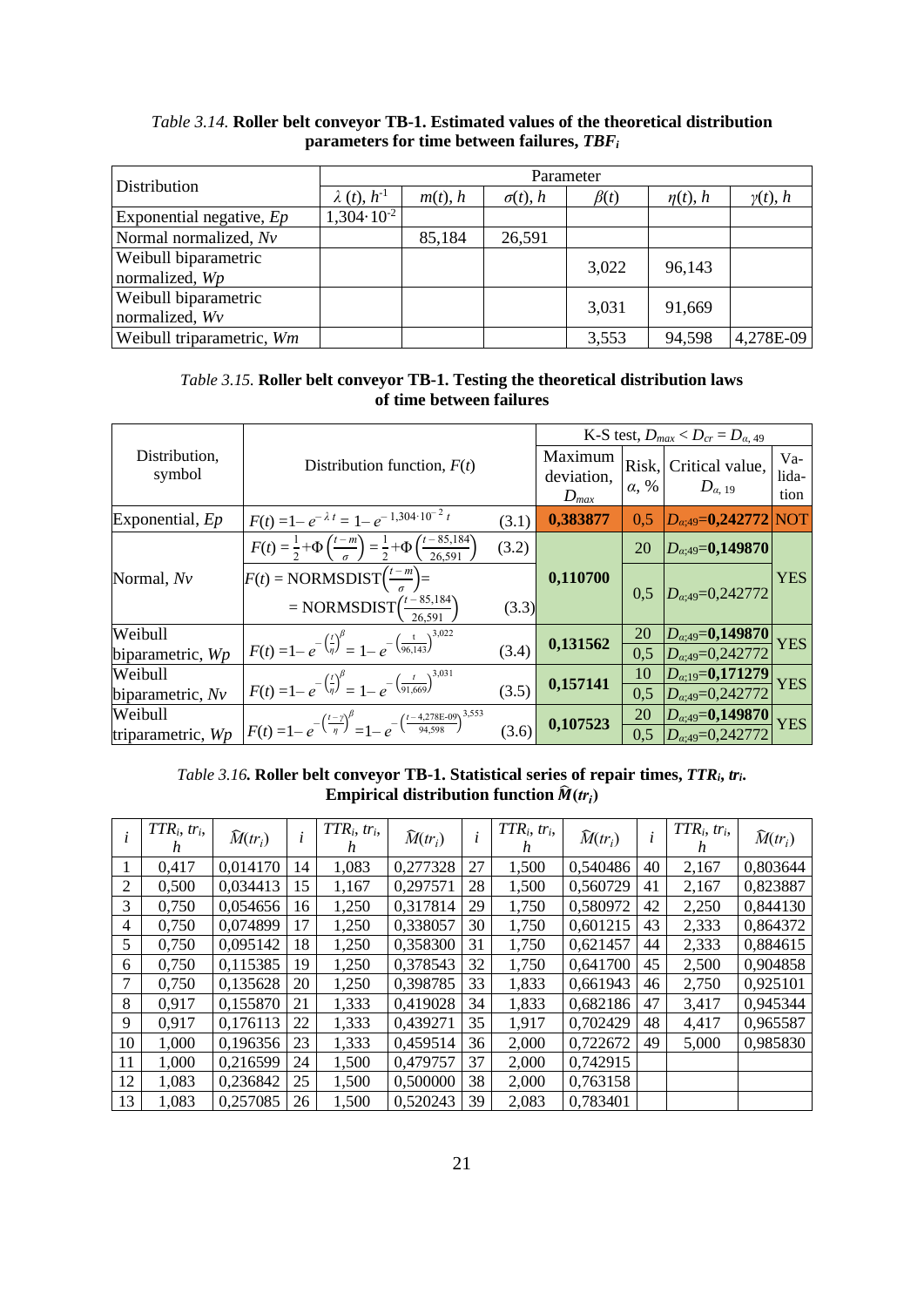*Table 3.14.* **Roller belt conveyor TB-1. Estimated values of the theoretical distribution parameters for time between failures, *TBF*$_i$**

| Distribution | Parameter | | | | | |
|---|---|---|---|---|---|---|
| | $\lambda$ (*t*), $h^{-1}$ | *m*(*t*), *h* | $\sigma$(*t*), *h* | $\beta$(*t*) | $\eta$(*t*), *h* | $\gamma$(*t*), *h* |
| Exponential negative, *Ep* | $1{,}304 \cdot 10^{-2}$ | | | | | |
| Normal normalized, *Nv* | | 85,184 | 26,591 | | | |
| Weibull biparametric normalized, *Wp* | | | | 3,022 | 96,143 | |
| Weibull biparametric normalized, *Wv* | | | | 3,031 | 91,669 | |
| Weibull triparametric, *Wm* | | | | 3,553 | 94,598 | 4,278E-09 |

*Table 3.15.* **Roller belt conveyor TB-1. Testing the theoretical distribution laws of time between failures**

| Distribution, symbol | Distribution function, *F*(*t*) | K-S test, $D_{max} < D_{cr} = D_{\alpha, 49}$ | | | |
|---|---|---|---|---|---|
| | | Maximum deviation, $D_{max}$ | Risk, $\alpha$, % | Critical value, $D_{\alpha, 19}$ | Validation |
| Exponential, *Ep* | $F(t) = 1 - e^{-\lambda t} = 1 - e^{-1{,}304 \cdot 10^{-2}\, t}$ (3.1) | **0,383877** | 0,5 | $D_{\alpha;49}$=**0,242772** | NOT |
| Normal, *Nv* | $F(t) = \frac{1}{2} + \Phi\left(\frac{t-m}{\sigma}\right) = \frac{1}{2} + \Phi\left(\frac{t-85{,}184}{26{,}591}\right)$ (3.2) | **0,110700** | 20 | $D_{\alpha;49}$=**0,149870** | YES |
| | $F(t) = \text{NORMSDIST}\left(\frac{t-m}{\sigma}\right) = \text{NORMSDIST}\left(\frac{t-85{,}184}{26{,}591}\right)$ (3.3) | | 0,5 | $D_{\alpha;49}$=0,242772 | |
| Weibull biparametric, *Wp* | $F(t) = 1 - e^{-\left(\frac{t}{\eta}\right)^{\beta}} = 1 - e^{-\left(\frac{t}{96{,}143}\right)^{3{,}022}}$ (3.4) | **0,131562** | 20 | $D_{\alpha;49}$=**0,149870** | YES |
| | | | 0,5 | $D_{\alpha;49}$=0,242772 | |
| Weibull biparametric, *Nv* | $F(t) = 1 - e^{-\left(\frac{t}{\eta}\right)^{\beta}} = 1 - e^{-\left(\frac{t}{91{,}669}\right)^{3{,}031}}$ (3.5) | **0,157141** | 10 | $D_{\alpha;19}$=**0,171279** | YES |
| | | | 0,5 | $D_{\alpha;49}$=0,242772 | |
| Weibull triparametric, *Wp* | $F(t) = 1 - e^{-\left(\frac{t-\gamma}{\eta}\right)^{\beta}} = 1 - e^{-\left(\frac{t-4{,}278\text{E-}09}{94{,}598}\right)^{3{,}553}}$ (3.6) | **0,107523** | 20 | $D_{\alpha;49}$=**0,149870** | YES |
| | | | 0,5 | $D_{\alpha;49}$=0,242772 | |

*Table 3.16.* **Roller belt conveyor TB-1. Statistical series of repair times, *TTR*$_i$, *tr*$_i$. Empirical distribution function $\widehat{M}(tr_i)$**

| *i* | *TTR*$_i$, *tr*$_i$, *h* | $\widehat{M}(tr_i)$ | *i* | *TTR*$_i$, *tr*$_i$, *h* | $\widehat{M}(tr_i)$ | *i* | *TTR*$_i$, *tr*$_i$, *h* | $\widehat{M}(tr_i)$ | *i* | *TTR*$_i$, *tr*$_i$, *h* | $\widehat{M}(tr_i)$ |
|---|---|---|---|---|---|---|---|---|---|---|---|
| 1 | 0,417 | 0,014170 | 14 | 1,083 | 0,277328 | 27 | 1,500 | 0,540486 | 40 | 2,167 | 0,803644 |
| 2 | 0,500 | 0,034413 | 15 | 1,167 | 0,297571 | 28 | 1,500 | 0,560729 | 41 | 2,167 | 0,823887 |
| 3 | 0,750 | 0,054656 | 16 | 1,250 | 0,317814 | 29 | 1,750 | 0,580972 | 42 | 2,250 | 0,844130 |
| 4 | 0,750 | 0,074899 | 17 | 1,250 | 0,338057 | 30 | 1,750 | 0,601215 | 43 | 2,333 | 0,864372 |
| 5 | 0,750 | 0,095142 | 18 | 1,250 | 0,358300 | 31 | 1,750 | 0,621457 | 44 | 2,333 | 0,884615 |
| 6 | 0,750 | 0,115385 | 19 | 1,250 | 0,378543 | 32 | 1,750 | 0,641700 | 45 | 2,500 | 0,904858 |
| 7 | 0,750 | 0,135628 | 20 | 1,250 | 0,398785 | 33 | 1,833 | 0,661943 | 46 | 2,750 | 0,925101 |
| 8 | 0,917 | 0,155870 | 21 | 1,333 | 0,419028 | 34 | 1,833 | 0,682186 | 47 | 3,417 | 0,945344 |
| 9 | 0,917 | 0,176113 | 22 | 1,333 | 0,439271 | 35 | 1,917 | 0,702429 | 48 | 4,417 | 0,965587 |
| 10 | 1,000 | 0,196356 | 23 | 1,333 | 0,459514 | 36 | 2,000 | 0,722672 | 49 | 5,000 | 0,985830 |
| 11 | 1,000 | 0,216599 | 24 | 1,500 | 0,479757 | 37 | 2,000 | 0,742915 | | | |
| 12 | 1,083 | 0,236842 | 25 | 1,500 | 0,500000 | 38 | 2,000 | 0,763158 | | | |
| 13 | 1,083 | 0,257085 | 26 | 1,500 | 0,520243 | 39 | 2,083 | 0,783401 | | | |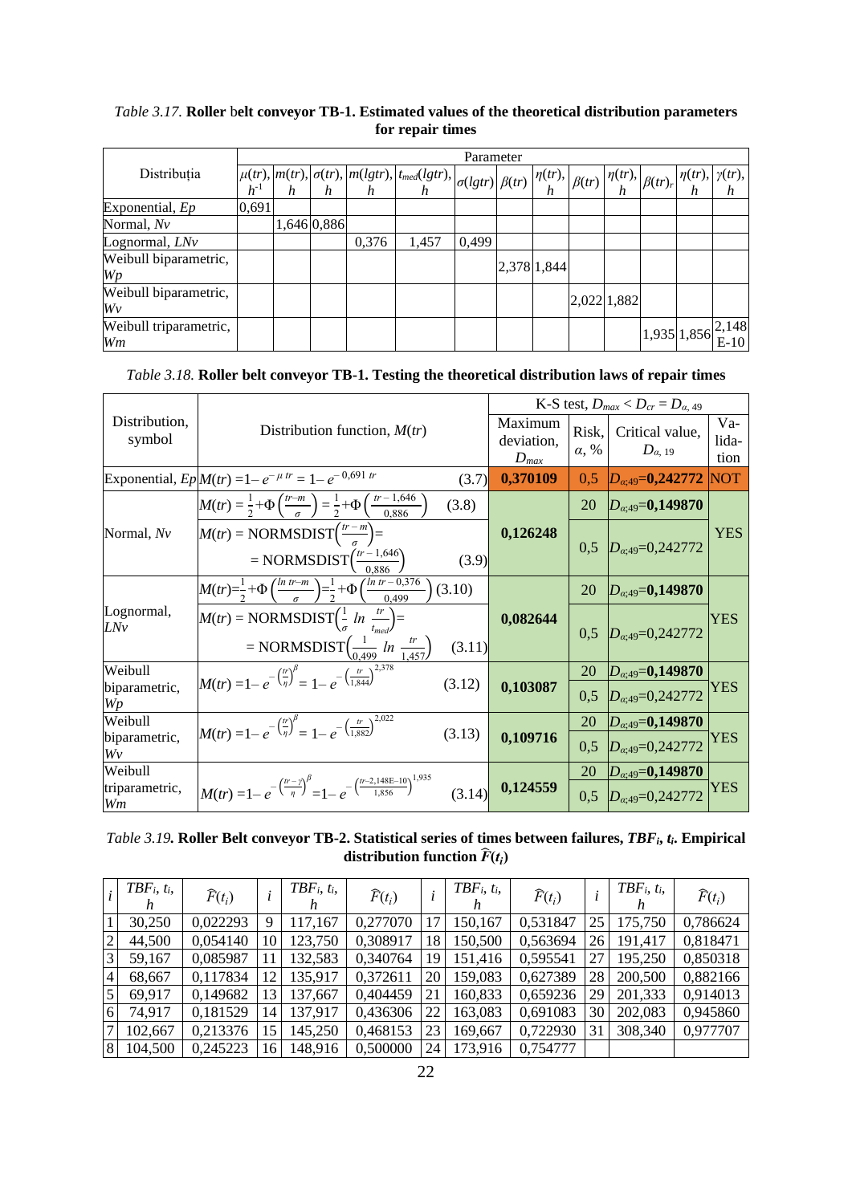*Table 3.17.* **Roller** b**elt conveyor TB-1. Estimated values of the theoretical distribution parameters for repair times**

| Distribuția | Parameter | | | | | | | | | | | | | |
|---|---|---|---|---|---|---|---|---|---|---|---|---|---|---|
| | $\mu(tr)$, $h^{-1}$ | $m(tr)$, $h$ | $\sigma(tr)$, $h$ | $m(lgtr)$, $h$ | $t_{med}(lgtr)$, $h$ | $\sigma(lgtr)$ | $\beta(tr)$ | $\eta(tr)$, $h$ | $\beta(tr)$ | $\eta(tr)$, $h$ | $\beta(tr)_r$ | $\eta(tr)$, $h$ | $\gamma(tr)$, $h$ |
| Exponential, *Ep* | 0,691 | | | | | | | | | | | | |
| Normal, *Nv* | | 1,646 | 0,886 | | | | | | | | | | |
| Lognormal, *LNv* | | | | 0,376 | 1,457 | 0,499 | | | | | | | |
| Weibull biparametric, *Wp* | | | | | | | 2,378 | 1,844 | | | | | |
| Weibull biparametric, *Wv* | | | | | | | | | 2,022 | 1,882 | | | |
| Weibull triparametric, *Wm* | | | | | | | | | | | 1,935 | 1,856 | 2,148 E-10 |

*Table 3.18.* **Roller belt conveyor TB-1. Testing the theoretical distribution laws of repair times**

| Distribution, symbol | Distribution function, $M(tr)$ | K-S test, $D_{max} < D_{cr} = D_{\alpha,49}$ | | | |
|---|---|---|---|---|---|
| | | Maximum deviation, $D_{max}$ | Risk, $\alpha$, % | Critical value, $D_{\alpha,19}$ | Va-lida-tion |
| Exponential, *Ep* | $M(tr) = 1 - e^{-\mu\, tr} = 1 - e^{-0{,}691\, tr}$ (3.7) | **0,370109** | 0,5 | $D_{\alpha;49}$=**0,242772** | **NOT** |
| Normal, *Nv* | $M(tr) = \frac{1}{2} + \Phi\left(\frac{tr - m}{\sigma}\right) = \frac{1}{2} + \Phi\left(\frac{tr - 1{,}646}{0{,}886}\right)$ (3.8) | **0,126248** | 20 | $D_{\alpha;49}$=**0,149870** | **YES** |
| | $M(tr) = \text{NORMSDIST}\left(\frac{tr - m}{\sigma}\right) = \text{NORMSDIST}\left(\frac{tr - 1{,}646}{0{,}886}\right)$ (3.9) | | 0,5 | $D_{\alpha;49}$=0,242772 | |
| Lognormal, *LNv* | $M(tr) = \frac{1}{2} + \Phi\left(\frac{\ln tr - m}{\sigma}\right) = \frac{1}{2} + \Phi\left(\frac{\ln tr - 0{,}376}{0{,}499}\right)$ (3.10) | **0,082644** | 20 | $D_{\alpha;49}$=**0,149870** | **YES** |
| | $M(tr) = \text{NORMSDIST}\left(\frac{1}{\sigma}\ \ln\ \frac{tr}{t_{med}}\right) = \text{NORMSDIST}\left(\frac{1}{0{,}499}\ \ln\ \frac{tr}{1{,}457}\right)$ (3.11) | | 0,5 | $D_{\alpha;49}$=0,242772 | |
| Weibull biparametric, *Wp* | $M(tr) = 1 - e^{-\left(\frac{tr}{\eta}\right)^{\beta}} = 1 - e^{-\left(\frac{tr}{1{,}844}\right)^{2{,}378}}$ (3.12) | **0,103087** | 20 | $D_{\alpha;49}$=**0,149870** | **YES** |
| | | | 0,5 | $D_{\alpha;49}$=0,242772 | |
| Weibull biparametric, *Wv* | $M(tr) = 1 - e^{-\left(\frac{tr}{\eta}\right)^{\beta}} = 1 - e^{-\left(\frac{tr}{1{,}882}\right)^{2{,}022}}$ (3.13) | **0,109716** | 20 | $D_{\alpha;49}$=**0,149870** | **YES** |
| | | | 0,5 | $D_{\alpha;49}$=0,242772 | |
| Weibull triparametric, *Wm* | $M(tr) = 1 - e^{-\left(\frac{tr - \gamma}{\eta}\right)^{\beta}} = 1 - e^{-\left(\frac{tr - 2{,}148E-10}{1{,}856}\right)^{1{,}935}}$ (3.14) | **0,124559** | 20 | $D_{\alpha;49}$=**0,149870** | **YES** |
| | | | 0,5 | $D_{\alpha;49}$=0,242772 | |

***Table 3.19.*** **Roller Belt conveyor TB-2. Statistical series of times between failures, $TBF_i$, $t_i$. Empirical distribution function $\widehat{F}(t_i)$**

| $i$ | $TBF_i$, $t_i$, $h$ | $\widehat{F}(t_i)$ | $i$ | $TBF_i$, $t_i$, $h$ | $\widehat{F}(t_i)$ | $i$ | $TBF_i$, $t_i$, $h$ | $\widehat{F}(t_i)$ | $i$ | $TBF_i$, $t_i$, $h$ | $\widehat{F}(t_i)$ |
|---|---|---|---|---|---|---|---|---|---|---|---|
| 1 | 30,250 | 0,022293 | 9 | 117,167 | 0,277070 | 17 | 150,167 | 0,531847 | 25 | 175,750 | 0,786624 |
| 2 | 44,500 | 0,054140 | 10 | 123,750 | 0,308917 | 18 | 150,500 | 0,563694 | 26 | 191,417 | 0,818471 |
| 3 | 59,167 | 0,085987 | 11 | 132,583 | 0,340764 | 19 | 151,416 | 0,595541 | 27 | 195,250 | 0,850318 |
| 4 | 68,667 | 0,117834 | 12 | 135,917 | 0,372611 | 20 | 159,083 | 0,627389 | 28 | 200,500 | 0,882166 |
| 5 | 69,917 | 0,149682 | 13 | 137,667 | 0,404459 | 21 | 160,833 | 0,659236 | 29 | 201,333 | 0,914013 |
| 6 | 74,917 | 0,181529 | 14 | 137,917 | 0,436306 | 22 | 163,083 | 0,691083 | 30 | 202,083 | 0,945860 |
| 7 | 102,667 | 0,213376 | 15 | 145,250 | 0,468153 | 23 | 169,667 | 0,722930 | 31 | 308,340 | 0,977707 |
| 8 | 104,500 | 0,245223 | 16 | 148,916 | 0,500000 | 24 | 173,916 | 0,754777 | | | |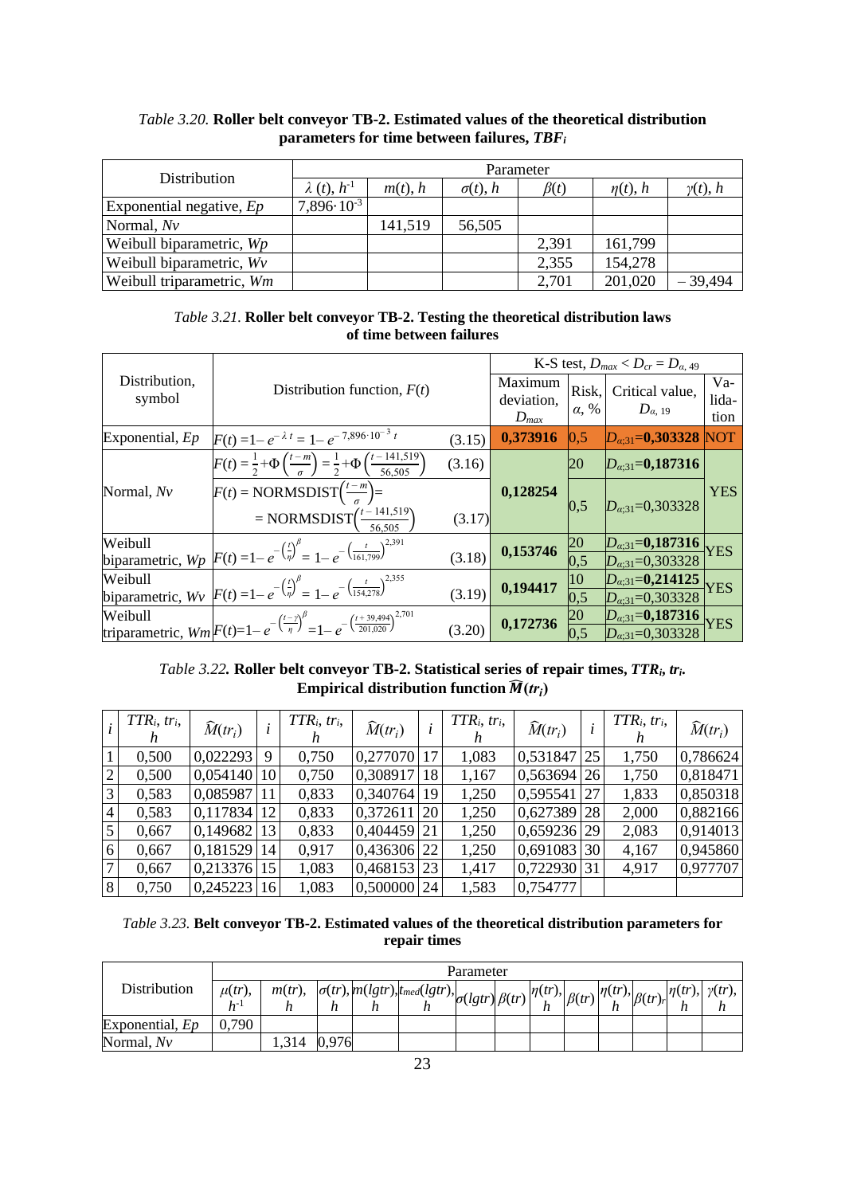*Table 3.20.* **Roller belt conveyor TB-2. Estimated values of the theoretical distribution parameters for time between failures, $TBF_i$**

| Distribution | Parameter | | | | | |
|---|---|---|---|---|---|---|
| | $\lambda$ (t), $h^{-1}$ | $m(t)$, h | $\sigma(t)$, h | $\beta(t)$ | $\eta(t)$, h | $\gamma(t)$, h |
| Exponential negative, *Ep* | $7{,}896 \cdot 10^{-3}$ | | | | | |
| Normal, *Nv* | | 141,519 | 56,505 | | | |
| Weibull biparametric, *Wp* | | | | 2,391 | 161,799 | |
| Weibull biparametric, *Wv* | | | | 2,355 | 154,278 | |
| Weibull triparametric, *Wm* | | | | 2,701 | 201,020 | – 39,494 |

*Table 3.21.* **Roller belt conveyor TB-2. Testing the theoretical distribution laws of time between failures**

| Distribution, symbol | Distribution function, $F(t)$ | | K-S test, $D_{max} < D_{cr} = D_{\alpha,\,49}$ | | | |
|---|---|---|---|---|---|---|
| | | | Maximum deviation, $D_{max}$ | Risk, $\alpha$, % | Critical value, $D_{\alpha,\,19}$ | Validation |
| Exponential, *Ep* | $F(t) = 1 - e^{-\lambda t} = 1 - e^{-7{,}896 \cdot 10^{-3}\, t}$ | (3.15) | **0,373916** | 0,5 | $D_{\alpha;31}$=**0,303328** | NOT |
| Normal, *Nv* | $F(t) = \frac{1}{2} + \Phi\left(\frac{t-m}{\sigma}\right) = \frac{1}{2} + \Phi\left(\frac{t-141{,}519}{56{,}505}\right)$ | (3.16) | 0,128254 | 20 | $D_{\alpha;31}$=**0,187316** | YES |
| | $F(t) = \text{NORMSDIST}\left(\frac{t-m}{\sigma}\right) = \text{NORMSDIST}\left(\frac{t-141{,}519}{56{,}505}\right)$ | (3.17) | | 0,5 | $D_{\alpha;31}$=0,303328 | |
| Weibull biparametric, *Wp* | $F(t) = 1 - e^{-\left(\frac{t}{\eta}\right)^{\beta}} = 1 - e^{-\left(\frac{t}{161{,}799}\right)^{2{,}391}}$ | (3.18) | **0,153746** | 20 | $D_{\alpha;31}$=**0,187316** | YES |
| | | | | 0,5 | $D_{\alpha;31}$=0,303328 | |
| Weibull biparametric, *Wv* | $F(t) = 1 - e^{-\left(\frac{t}{\eta}\right)^{\beta}} = 1 - e^{-\left(\frac{t}{154{,}278}\right)^{2{,}355}}$ | (3.19) | **0,194417** | 10 | $D_{\alpha;31}$=**0,214125** | YES |
| | | | | 0,5 | $D_{\alpha;31}$=0,303328 | |
| Weibull triparametric, *Wm* | $F(t) = 1 - e^{-\left(\frac{t-\gamma}{\eta}\right)^{\beta}} = 1 - e^{-\left(\frac{t+39{,}494}{201{,}020}\right)^{2{,}701}}$ | (3.20) | **0,172736** | 20 | $D_{\alpha;31}$=**0,187316** | YES |
| | | | | 0,5 | $D_{\alpha;31}$=0,303328 | |

*Table 3.22.* ***Roller belt conveyor TB-2. Statistical series of repair times, $TTR_i$, $tr_i$. Empirical distribution function $\widehat{M}(tr_i)$***

| $i$ | $TTR_i$, $tr_i$, h | $\widehat{M}(tr_i)$ | $i$ | $TTR_i$, $tr_i$, h | $\widehat{M}(tr_i)$ | $i$ | $TTR_i$, $tr_i$, h | $\widehat{M}(tr_i)$ | $i$ | $TTR_i$, $tr_i$, h | $\widehat{M}(tr_i)$ |
|---|---|---|---|---|---|---|---|---|---|---|---|
| 1 | 0,500 | 0,022293 | 9 | 0,750 | 0,277070 | 17 | 1,083 | 0,531847 | 25 | 1,750 | 0,786624 |
| 2 | 0,500 | 0,054140 | 10 | 0,750 | 0,308917 | 18 | 1,167 | 0,563694 | 26 | 1,750 | 0,818471 |
| 3 | 0,583 | 0,085987 | 11 | 0,833 | 0,340764 | 19 | 1,250 | 0,595541 | 27 | 1,833 | 0,850318 |
| 4 | 0,583 | 0,117834 | 12 | 0,833 | 0,372611 | 20 | 1,250 | 0,627389 | 28 | 2,000 | 0,882166 |
| 5 | 0,667 | 0,149682 | 13 | 0,833 | 0,404459 | 21 | 1,250 | 0,659236 | 29 | 2,083 | 0,914013 |
| 6 | 0,667 | 0,181529 | 14 | 0,917 | 0,436306 | 22 | 1,250 | 0,691083 | 30 | 4,167 | 0,945860 |
| 7 | 0,667 | 0,213376 | 15 | 1,083 | 0,468153 | 23 | 1,417 | 0,722930 | 31 | 4,917 | 0,977707 |
| 8 | 0,750 | 0,245223 | 16 | 1,083 | 0,500000 | 24 | 1,583 | 0,754777 | | | |

*Table 3.23.* **Belt conveyor TB-2. Estimated values of the theoretical distribution parameters for repair times**

| Distribution | Parameter | | | | | | | | | | | | |
|---|---|---|---|---|---|---|---|---|---|---|---|---|---|
| | $\mu(tr)$, $h^{-1}$ | $m(tr)$, h | $\sigma(tr)$, h | $m(lgtr)$, h | $t_{med}(lgtr)$, h | $\sigma(lgtr)$ | $\beta(tr)$ | $\eta(tr)$, h | $\beta(tr)$ | $\eta(tr)$, h | $\beta(tr)_r$ | $\eta(tr)$, h | $\gamma(tr)$, h |
| Exponential, *Ep* | 0,790 | | | | | | | | | | | | |
| Normal, *Nv* | | 1,314 | 0,976 | | | | | | | | | | |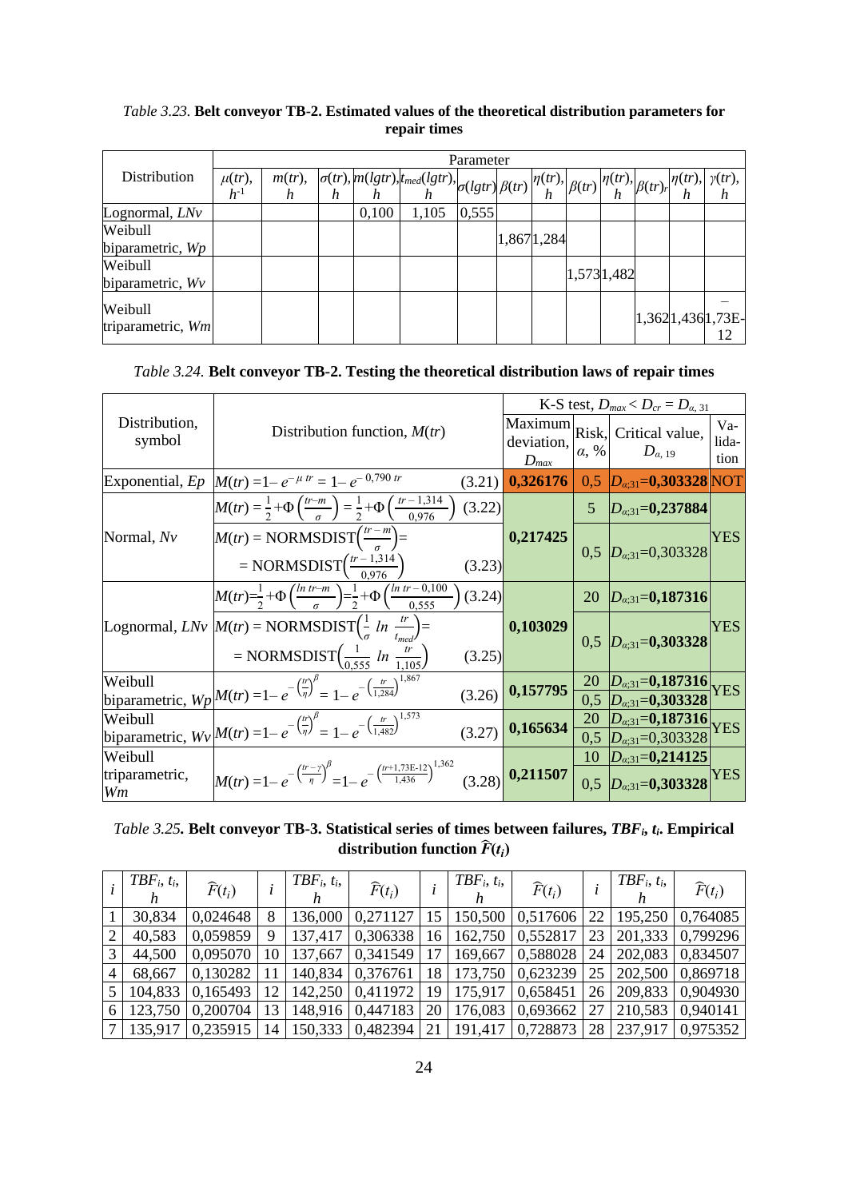*Table 3.23.* **Belt conveyor TB-2. Estimated values of the theoretical distribution parameters for repair times**

| Distribution | Parameter | | | | | | | | | | | | | |
|---|---|---|---|---|---|---|---|---|---|---|---|---|---|---|
| | $\mu(tr)$, $h^{-1}$ | $m(tr)$, $h$ | $\sigma(tr)$, $h$ | $m(lgtr)$, $h$ | $t_{med}(lgtr)$, $h$ | $\sigma(lgtr)$ | $\beta(tr)$ | $\eta(tr)$, $h$ | $\beta(tr)$ | $\eta(tr)$, $h$ | $\beta(tr)_r$ | $\eta(tr)$, $h$ | $\gamma(tr)$, $h$ |
| Lognormal, *LNv* | | | | 0,100 | 1,105 | 0,555 | | | | | | | |
| Weibull biparametric, *Wp* | | | | | | | 1,867 | 1,284 | | | | | |
| Weibull biparametric, *Wv* | | | | | | | | | 1,573 | 1,482 | | | |
| Weibull triparametric, *Wm* | | | | | | | | | | | 1,362 | 1,436 | –1,73E-12 |

*Table 3.24.* **Belt conveyor TB-2. Testing the theoretical distribution laws of repair times**

| Distribution, symbol | Distribution function, $M(tr)$ | K-S test, $D_{max} < D_{cr} = D_{\alpha,31}$ | | | |
|---|---|---|---|---|---|
| | | Maximum deviation, $D_{max}$ | Risk, $\alpha$, % | Critical value, $D_{\alpha,19}$ | Validation |
| Exponential, *Ep* | $M(tr) = 1 - e^{-\mu\, tr} = 1 - e^{-0{,}790\, tr}$ (3.21) | **0,326176** | 0,5 | $D_{\alpha;31}$=**0,303328** | NOT |
| Normal, *Nv* | $M(tr) = \frac{1}{2} + \Phi\left(\frac{tr-m}{\sigma}\right) = \frac{1}{2} + \Phi\left(\frac{tr-1{,}314}{0{,}976}\right)$ (3.22) | **0,217425** | 5 | $D_{\alpha;31}$=**0,237884** | YES |
| | $M(tr)$ = NORMSDIST$\left(\frac{tr-m}{\sigma}\right)$ = NORMSDIST$\left(\frac{tr-1{,}314}{0{,}976}\right)$ (3.23) | | 0,5 | $D_{\alpha;31}$=0,303328 | |
| Lognormal, *LNv* | $M(tr) = \frac{1}{2} + \Phi\left(\frac{\ln tr - m}{\sigma}\right) = \frac{1}{2} + \Phi\left(\frac{\ln tr - 0{,}100}{0{,}555}\right)$ (3.24) | **0,103029** | 20 | $D_{\alpha;31}$=**0,187316** | YES |
| | $M(tr)$ = NORMSDIST$\left(\frac{1}{\sigma}\ \ln\frac{tr}{t_{med}}\right)$ = NORMSDIST$\left(\frac{1}{0{,}555}\ \ln\frac{tr}{1{,}105}\right)$ (3.25) | | 0,5 | $D_{\alpha;31}$=**0,303328** | |
| Weibull biparametric, *Wp* | $M(tr) = 1 - e^{-\left(\frac{tr}{\eta}\right)^{\beta}} = 1 - e^{-\left(\frac{tr}{1{,}284}\right)^{1{,}867}}$ (3.26) | **0,157795** | 20 | $D_{\alpha;31}$=**0,187316** | YES |
| | | | 0,5 | $D_{\alpha;31}$=**0,303328** | |
| Weibull biparametric, *Wv* | $M(tr) = 1 - e^{-\left(\frac{tr}{\eta}\right)^{\beta}} = 1 - e^{-\left(\frac{tr}{1{,}482}\right)^{1{,}573}}$ (3.27) | **0,165634** | 20 | $D_{\alpha;31}$=**0,187316** | YES |
| | | | 0,5 | $D_{\alpha;31}$=0,303328 | |
| Weibull triparametric, *Wm* | $M(tr) = 1 - e^{-\left(\frac{tr-\gamma}{\eta}\right)^{\beta}} = 1 - e^{-\left(\frac{tr+1{,}73\text{E-}12}{1{,}436}\right)^{1{,}362}}$ (3.28) | **0,211507** | 10 | $D_{\alpha;31}$=**0,214125** | YES |
| | | | 0,5 | $D_{\alpha;31}$=**0,303328** | |

*Table 3.25.* **Belt conveyor TB-3. Statistical series of times between failures, $TBF_i$, $t_i$. Empirical distribution function $\widehat{F}(t_i)$**

| $i$ | $TBF_i$, $t_i$, $h$ | $\widehat{F}(t_i)$ | $i$ | $TBF_i$, $t_i$, $h$ | $\widehat{F}(t_i)$ | $i$ | $TBF_i$, $t_i$, $h$ | $\widehat{F}(t_i)$ | $i$ | $TBF_i$, $t_i$, $h$ | $\widehat{F}(t_i)$ |
|---|---|---|---|---|---|---|---|---|---|---|---|
| 1 | 30,834 | 0,024648 | 8 | 136,000 | 0,271127 | 15 | 150,500 | 0,517606 | 22 | 195,250 | 0,764085 |
| 2 | 40,583 | 0,059859 | 9 | 137,417 | 0,306338 | 16 | 162,750 | 0,552817 | 23 | 201,333 | 0,799296 |
| 3 | 44,500 | 0,095070 | 10 | 137,667 | 0,341549 | 17 | 169,667 | 0,588028 | 24 | 202,083 | 0,834507 |
| 4 | 68,667 | 0,130282 | 11 | 140,834 | 0,376761 | 18 | 173,750 | 0,623239 | 25 | 202,500 | 0,869718 |
| 5 | 104,833 | 0,165493 | 12 | 142,250 | 0,411972 | 19 | 175,917 | 0,658451 | 26 | 209,833 | 0,904930 |
| 6 | 123,750 | 0,200704 | 13 | 148,916 | 0,447183 | 20 | 176,083 | 0,693662 | 27 | 210,583 | 0,940141 |
| 7 | 135,917 | 0,235915 | 14 | 150,333 | 0,482394 | 21 | 191,417 | 0,728873 | 28 | 237,917 | 0,975352 |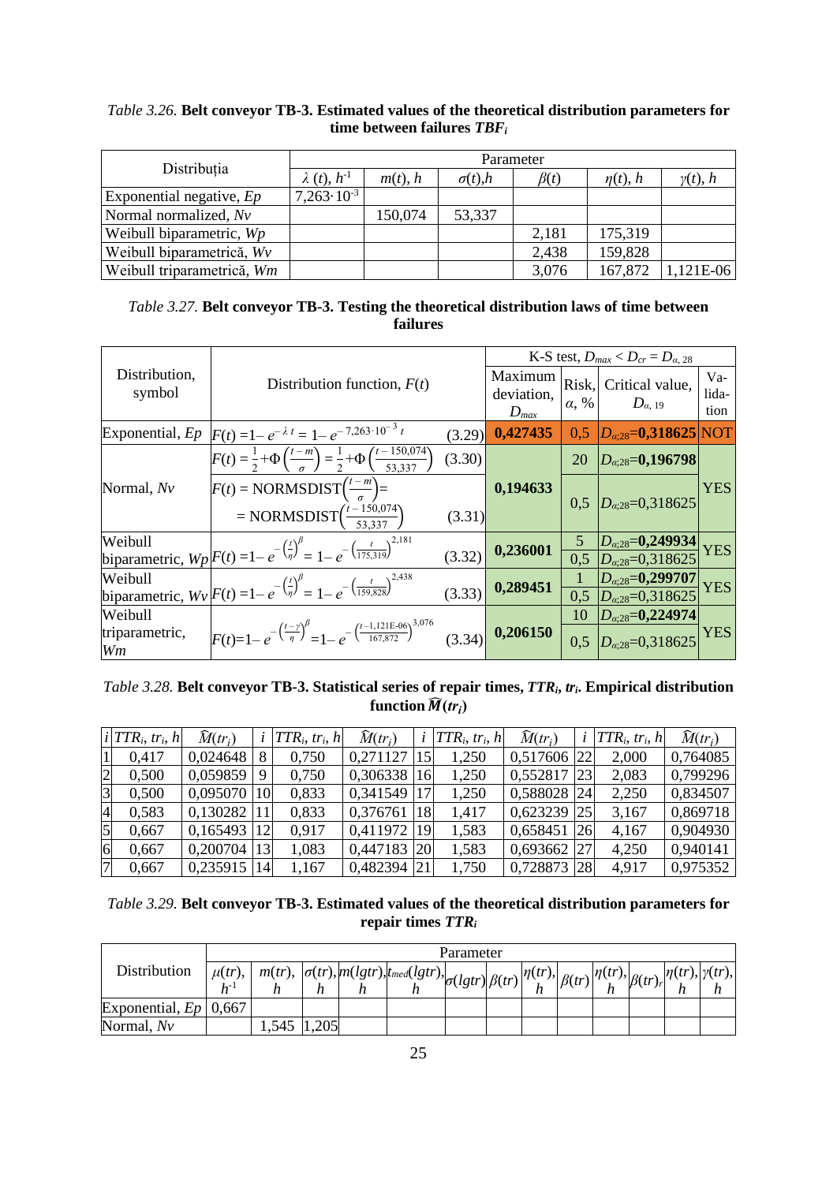*Table 3.26.* **Belt conveyor TB-3. Estimated values of the theoretical distribution parameters for time between failures $TBF_i$**

| Distribuția | Parameter | | | | | |
|---|---|---|---|---|---|---|
| | $\lambda$ (*t*), $h^{-1}$ | *m*(*t*), *h* | $\sigma$(*t*),*h* | $\beta$(*t*) | $\eta$(*t*), *h* | $\gamma$(*t*), *h* |
| Exponential negative, *Ep* | $7{,}263 \cdot 10^{-3}$ | | | | | |
| Normal normalized, *Nv* | | 150,074 | 53,337 | | | |
| Weibull biparametric, *Wp* | | | | 2,181 | 175,319 | |
| Weibull biparametrică, *Wv* | | | | 2,438 | 159,828 | |
| Weibull triparametrică, *Wm* | | | | 3,076 | 167,872 | 1,121E-06 |

*Table 3.27.* **Belt conveyor TB-3. Testing the theoretical distribution laws of time between failures**

| Distribution, symbol | Distribution function, *F*(*t*) | K-S test, $D_{max} < D_{cr} = D_{\alpha,\,28}$ | | | |
|---|---|---|---|---|---|
| | | Maximum deviation, $D_{max}$ | Risk, $\alpha$, % | Critical value, $D_{\alpha,\,19}$ | Validation |
| Exponential, *Ep* | $F(t) = 1 - e^{-\lambda t} = 1 - e^{-7{,}263 \cdot 10^{-3}\, t}$ (3.29) | **0,427435** | 0,5 | $D_{\alpha;28}$=**0,318625** | **NOT** |
| Normal, *Nv* | $F(t) = \frac{1}{2} + \Phi\left(\frac{t-m}{\sigma}\right) = \frac{1}{2} + \Phi\left(\frac{t-150{,}074}{53{,}337}\right)$ (3.30) | **0,194633** | 20 | $D_{\alpha;28}$=**0,196798** | **YES** |
| | $F(t) = \text{NORMSDIST}\left(\frac{t-m}{\sigma}\right) = \text{NORMSDIST}\left(\frac{t-150{,}074}{53{,}337}\right)$ (3.31) | | 0,5 | $D_{\alpha;28}$=0,318625 | |
| Weibull biparametric, *Wp* | $F(t) = 1 - e^{-\left(\frac{t}{\eta}\right)^{\beta}} = 1 - e^{-\left(\frac{t}{175{,}319}\right)^{2{,}181}}$ (3.32) | **0,236001** | 5 | $D_{\alpha;28}$=**0,249934** | **YES** |
| | | | 0,5 | $D_{\alpha;28}$=0,318625 | |
| Weibull biparametric, *Wv* | $F(t) = 1 - e^{-\left(\frac{t}{\eta}\right)^{\beta}} = 1 - e^{-\left(\frac{t}{159{,}828}\right)^{2{,}438}}$ (3.33) | **0,289451** | 1 | $D_{\alpha;28}$=**0,299707** | **YES** |
| | | | 0,5 | $D_{\alpha;28}$=0,318625 | |
| Weibull triparametric, *Wm* | $F(t) = 1 - e^{-\left(\frac{t-\gamma}{\eta}\right)^{\beta}} = 1 - e^{-\left(\frac{t-1{,}121\text{E-06}}{167{,}872}\right)^{3{,}076}}$ (3.34) | **0,206150** | 10 | $D_{\alpha;28}$=**0,224974** | **YES** |
| | | | 0,5 | $D_{\alpha;28}$=0,318625 | |

*Table 3.28.* **Belt conveyor TB-3. Statistical series of repair times, $TTR_i$, $tr_i$. Empirical distribution function $\widehat{M}(tr_i)$**

| *i* | $TTR_i$, $tr_i$, *h* | $\widehat{M}(tr_i)$ | *i* | $TTR_i$, $tr_i$, *h* | $\widehat{M}(tr_i)$ | *i* | $TTR_i$, $tr_i$, *h* | $\widehat{M}(tr_i)$ | *i* | $TTR_i$, $tr_i$, *h* | $\widehat{M}(tr_i)$ |
|---|---|---|---|---|---|---|---|---|---|---|---|
| 1 | 0,417 | 0,024648 | 8 | 0,750 | 0,271127 | 15 | 1,250 | 0,517606 | 22 | 2,000 | 0,764085 |
| 2 | 0,500 | 0,059859 | 9 | 0,750 | 0,306338 | 16 | 1,250 | 0,552817 | 23 | 2,083 | 0,799296 |
| 3 | 0,500 | 0,095070 | 10 | 0,833 | 0,341549 | 17 | 1,250 | 0,588028 | 24 | 2,250 | 0,834507 |
| 4 | 0,583 | 0,130282 | 11 | 0,833 | 0,376761 | 18 | 1,417 | 0,623239 | 25 | 3,167 | 0,869718 |
| 5 | 0,667 | 0,165493 | 12 | 0,917 | 0,411972 | 19 | 1,583 | 0,658451 | 26 | 4,167 | 0,904930 |
| 6 | 0,667 | 0,200704 | 13 | 1,083 | 0,447183 | 20 | 1,583 | 0,693662 | 27 | 4,250 | 0,940141 |
| 7 | 0,667 | 0,235915 | 14 | 1,167 | 0,482394 | 21 | 1,750 | 0,728873 | 28 | 4,917 | 0,975352 |

*Table 3.29.* **Belt conveyor TB-3. Estimated values of the theoretical distribution parameters for repair times $TTR_i$**

| Distribution | Parameter | | | | | | | | | | | | |
|---|---|---|---|---|---|---|---|---|---|---|---|---|---|
| | $\mu(tr)$, $h^{-1}$ | $m(tr)$, *h* | $\sigma(tr)$, *h* | $m(lgtr)$, *h* | $t_{med}(lgtr)$, *h* | $\sigma(lgtr)$ | $\beta(tr)$ | $\eta(tr)$, *h* | $\beta(tr)$ | $\eta(tr)$, *h* | $\beta(tr)_r$ | $\eta(tr)$, *h* | $\gamma(tr)$, *h* |
| Exponential, *Ep* | 0,667 | | | | | | | | | | | | |
| Normal, *Nv* | | 1,545 | 1,205 | | | | | | | | | | |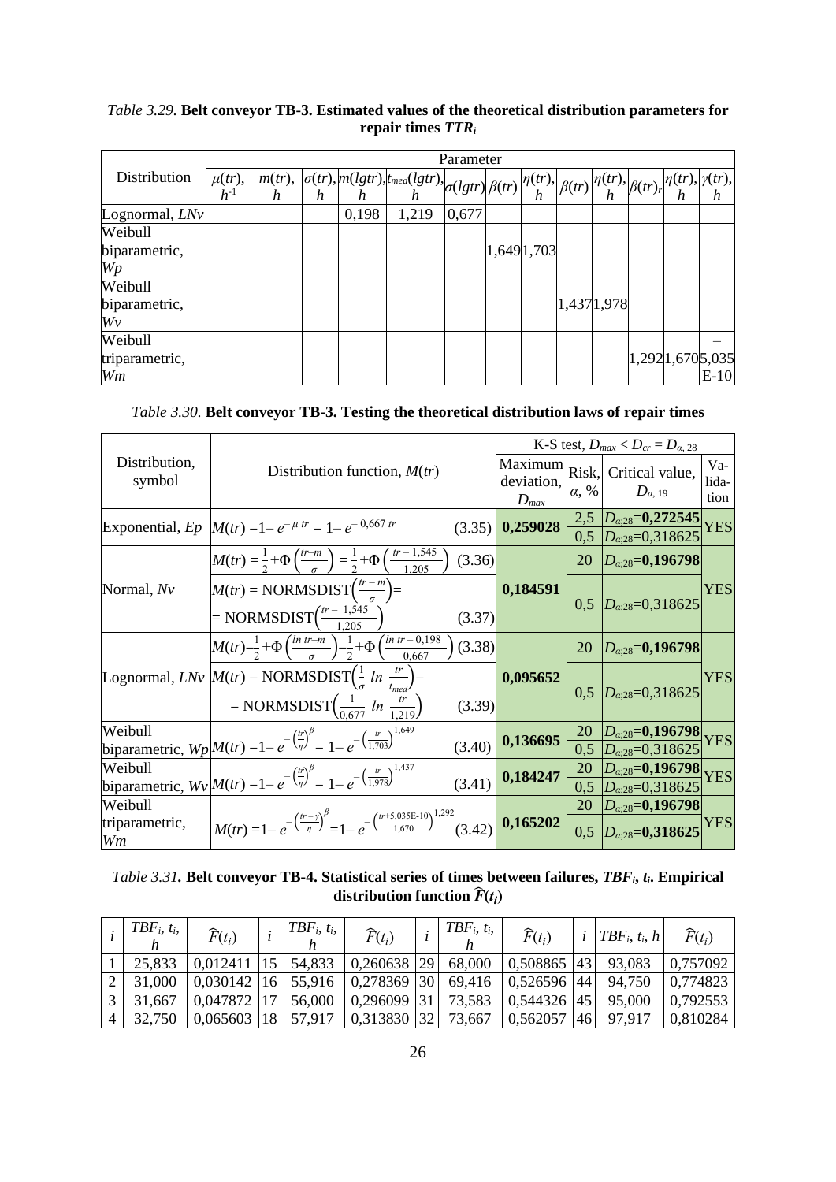*Table 3.29.* **Belt conveyor TB-3. Estimated values of the theoretical distribution parameters for repair times $TTR_i$**

| Distribution | Parameter | | | | | | | | | | | | | |
|---|---|---|---|---|---|---|---|---|---|---|---|---|---|---|
| | $\mu(tr)$, $h^{-1}$ | $m(tr)$, $h$ | $\sigma(tr)$, $h$ | $m(lgtr)$, $h$ | $t_{med}(lgtr)$, $h$ | $\sigma(lgtr)$ | $\beta(tr)$ | $\eta(tr)$, $h$ | $\beta(tr)$ | $\eta(tr)$, $h$ | $\beta(tr)_r$ | $\eta(tr)$, $h$ | $\gamma(tr)$, $h$ |
| Lognormal, *LNv* | | | | 0,198 | 1,219 | 0,677 | | | | | | | |
| Weibull biparametric, *Wp* | | | | | | | 1,649 | 1,703 | | | | | |
| Weibull biparametric, *Wv* | | | | | | | | | 1,437 | 1,978 | | | |
| Weibull triparametric, *Wm* | | | | | | | | | | | 1,292 | 1,670 | –5,035E-10 |

*Table 3.30.* **Belt conveyor TB-3. Testing the theoretical distribution laws of repair times**

| Distribution, symbol | Distribution function, $M(tr)$ | K-S test, $D_{max} < D_{cr} = D_{\alpha,28}$ | | | |
|---|---|---|---|---|---|
| | | Maximum deviation, $D_{max}$ | Risk, $\alpha$, % | Critical value, $D_{\alpha,19}$ | Validation |
| Exponential, *Ep* | $M(tr) = 1 - e^{-\mu\, tr} = 1 - e^{-0,667\, tr}$ (3.35) | **0,259028** | 2,5 | $D_{\alpha;28}$=**0,272545** | YES |
| | | | 0,5 | $D_{\alpha;28}$=0,318625 | |
| Normal, *Nv* | $M(tr) = \frac{1}{2} + \Phi\left(\frac{tr - m}{\sigma}\right) = \frac{1}{2} + \Phi\left(\frac{tr - 1,545}{1,205}\right)$ (3.36) | **0,184591** | 20 | $D_{\alpha;28}$=**0,196798** | YES |
| | $M(tr)$ = NORMSDIST$\left(\frac{tr - m}{\sigma}\right)$ = NORMSDIST$\left(\frac{tr - 1,545}{1,205}\right)$ (3.37) | | 0,5 | $D_{\alpha;28}$=0,318625 | |
| Lognormal, *LNv* | $M(tr) = \frac{1}{2} + \Phi\left(\frac{ln\, tr - m}{\sigma}\right) = \frac{1}{2} + \Phi\left(\frac{ln\, tr - 0,198}{0,667}\right)$ (3.38) | **0,095652** | 20 | $D_{\alpha;28}$=**0,196798** | YES |
| | $M(tr)$ = NORMSDIST$\left(\frac{1}{\sigma}\, ln\, \frac{tr}{t_{med}}\right)$ = NORMSDIST$\left(\frac{1}{0,677}\, ln\, \frac{tr}{1,219}\right)$ (3.39) | | 0,5 | $D_{\alpha;28}$=0,318625 | |
| Weibull biparametric, *Wp* | $M(tr) = 1 - e^{-\left(\frac{tr}{\eta}\right)^{\beta}} = 1 - e^{-\left(\frac{tr}{1,703}\right)^{1,649}}$ (3.40) | **0,136695** | 20 | $D_{\alpha;28}$=**0,196798** | YES |
| | | | 0,5 | $D_{\alpha;28}$=0,318625 | |
| Weibull biparametric, *Wv* | $M(tr) = 1 - e^{-\left(\frac{tr}{\eta}\right)^{\beta}} = 1 - e^{-\left(\frac{tr}{1,978}\right)^{1,437}}$ (3.41) | **0,184247** | 20 | $D_{\alpha;28}$=**0,196798** | YES |
| | | | 0,5 | $D_{\alpha;28}$=0,318625 | |
| Weibull triparametric, *Wm* | $M(tr) = 1 - e^{-\left(\frac{tr - \gamma}{\eta}\right)^{\beta}} = 1 - e^{-\left(\frac{tr + 5,035E\text{-}10}{1,670}\right)^{1,292}}$ (3.42) | **0,165202** | 20 | $D_{\alpha;28}$=**0,196798** | YES |
| | | | 0,5 | $D_{\alpha;28}$=**0,318625** | |

*Table 3.31.* **Belt conveyor TB-4. Statistical series of times between failures, $TBF_i$, $t_i$. Empirical distribution function $\widehat{F}(t_i)$**

| $i$ | $TBF_i$, $t_i$, $h$ | $\widehat{F}(t_i)$ | $i$ | $TBF_i$, $t_i$, $h$ | $\widehat{F}(t_i)$ | $i$ | $TBF_i$, $t_i$, $h$ | $\widehat{F}(t_i)$ | $i$ | $TBF_i$, $t_i$, $h$ | $\widehat{F}(t_i)$ |
|---|---|---|---|---|---|---|---|---|---|---|---|
| 1 | 25,833 | 0,012411 | 15 | 54,833 | 0,260638 | 29 | 68,000 | 0,508865 | 43 | 93,083 | 0,757092 |
| 2 | 31,000 | 0,030142 | 16 | 55,916 | 0,278369 | 30 | 69,416 | 0,526596 | 44 | 94,750 | 0,774823 |
| 3 | 31,667 | 0,047872 | 17 | 56,000 | 0,296099 | 31 | 73,583 | 0,544326 | 45 | 95,000 | 0,792553 |
| 4 | 32,750 | 0,065603 | 18 | 57,917 | 0,313830 | 32 | 73,667 | 0,562057 | 46 | 97,917 | 0,810284 |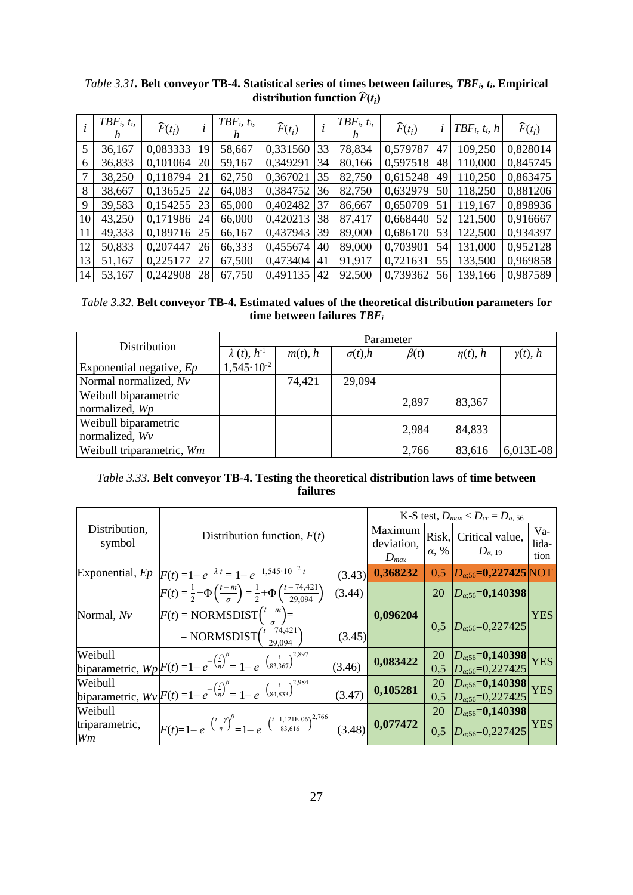*Table 3.31.* **Belt conveyor TB-4. Statistical series of times between failures, $TBF_i$, $t_i$. Empirical distribution function $\widehat{F}(t_i)$**

| $i$ | $TBF_i$, $t_i$, h | $\widehat{F}(t_i)$ | $i$ | $TBF_i$, $t_i$, h | $\widehat{F}(t_i)$ | $i$ | $TBF_i$, $t_i$, h | $\widehat{F}(t_i)$ | $i$ | $TBF_i$, $t_i$, h | $\widehat{F}(t_i)$ |
|---|---|---|---|---|---|---|---|---|---|---|---|
| 5 | 36,167 | 0,083333 | 19 | 58,667 | 0,331560 | 33 | 78,834 | 0,579787 | 47 | 109,250 | 0,828014 |
| 6 | 36,833 | 0,101064 | 20 | 59,167 | 0,349291 | 34 | 80,166 | 0,597518 | 48 | 110,000 | 0,845745 |
| 7 | 38,250 | 0,118794 | 21 | 62,750 | 0,367021 | 35 | 82,750 | 0,615248 | 49 | 110,250 | 0,863475 |
| 8 | 38,667 | 0,136525 | 22 | 64,083 | 0,384752 | 36 | 82,750 | 0,632979 | 50 | 118,250 | 0,881206 |
| 9 | 39,583 | 0,154255 | 23 | 65,000 | 0,402482 | 37 | 86,667 | 0,650709 | 51 | 119,167 | 0,898936 |
| 10 | 43,250 | 0,171986 | 24 | 66,000 | 0,420213 | 38 | 87,417 | 0,668440 | 52 | 121,500 | 0,916667 |
| 11 | 49,333 | 0,189716 | 25 | 66,167 | 0,437943 | 39 | 89,000 | 0,686170 | 53 | 122,500 | 0,934397 |
| 12 | 50,833 | 0,207447 | 26 | 66,333 | 0,455674 | 40 | 89,000 | 0,703901 | 54 | 131,000 | 0,952128 |
| 13 | 51,167 | 0,225177 | 27 | 67,500 | 0,473404 | 41 | 91,917 | 0,721631 | 55 | 133,500 | 0,969858 |
| 14 | 53,167 | 0,242908 | 28 | 67,750 | 0,491135 | 42 | 92,500 | 0,739362 | 56 | 139,166 | 0,987589 |

*Table 3.32.* **Belt conveyor TB-4. Estimated values of the theoretical distribution parameters for time between failures $TBF_i$**

| Distribution | Parameter | | | | | |
|---|---|---|---|---|---|---|
| | $\lambda$ (t), $h^{-1}$ | $m(t)$, h | $\sigma(t)$,h | $\beta(t)$ | $\eta(t)$, h | $\gamma(t)$, h |
| Exponential negative, *Ep* | $1{,}545 \cdot 10^{-2}$ | | | | | |
| Normal normalized, *Nv* | | 74,421 | 29,094 | | | |
| Weibull biparametric normalized, *Wp* | | | | 2,897 | 83,367 | |
| Weibull biparametric normalized, *Wv* | | | | 2,984 | 84,833 | |
| Weibull triparametric, *Wm* | | | | 2,766 | 83,616 | 6,013E-08 |

*Table 3.33.* **Belt conveyor TB-4. Testing the theoretical distribution laws of time between failures**

| Distribution, symbol | Distribution function, $F(t)$ | K-S test, $D_{max} < D_{cr} = D_{\alpha,\,56}$: Maximum deviation, $D_{max}$ | Risk, $\alpha$, % | Critical value, $D_{\alpha,\,19}$ | Validation |
|---|---|---|---|---|---|
| Exponential, *Ep* | $F(t) = 1 - e^{-\lambda t} = 1 - e^{-1{,}545 \cdot 10^{-2}\, t}$ (3.43) | **0,368232** | 0,5 | $D_{\alpha;56}$=**0,227425** | NOT |
| Normal, *Nv* | $F(t) = \frac{1}{2} + \Phi\left(\frac{t-m}{\sigma}\right) = \frac{1}{2} + \Phi\left(\frac{t-74{,}421}{29{,}094}\right)$ (3.44) | **0,096204** | 20 | $D_{\alpha;56}$=**0,140398** | YES |
| | $F(t) = \text{NORMSDIST}\left(\frac{t-m}{\sigma}\right) = \text{NORMSDIST}\left(\frac{t-74{,}421}{29{,}094}\right)$ (3.45) | | 0,5 | $D_{\alpha;56}$=0,227425 | |
| Weibull biparametric, *Wp* | $F(t) = 1 - e^{-\left(\frac{t}{\eta}\right)^{\beta}} = 1 - e^{-\left(\frac{t}{83{,}367}\right)^{2{,}897}}$ (3.46) | **0,083422** | 20 | $D_{\alpha;56}$=**0,140398** | YES |
| | | | 0,5 | $D_{\alpha;56}$=0,227425 | |
| Weibull biparametric, *Wv* | $F(t) = 1 - e^{-\left(\frac{t}{\eta}\right)^{\beta}} = 1 - e^{-\left(\frac{t}{84{,}833}\right)^{2{,}984}}$ (3.47) | **0,105281** | 20 | $D_{\alpha;56}$=**0,140398** | YES |
| | | | 0,5 | $D_{\alpha;56}$=0,227425 | |
| Weibull triparametric, *Wm* | $F(t) = 1 - e^{-\left(\frac{t-\gamma}{\eta}\right)^{\beta}} = 1 - e^{-\left(\frac{t-1{,}121\text{E-}06}{83{,}616}\right)^{2{,}766}}$ (3.48) | **0,077472** | 20 | $D_{\alpha;56}$=**0,140398** | YES |
| | | | 0,5 | $D_{\alpha;56}$=0,227425 | |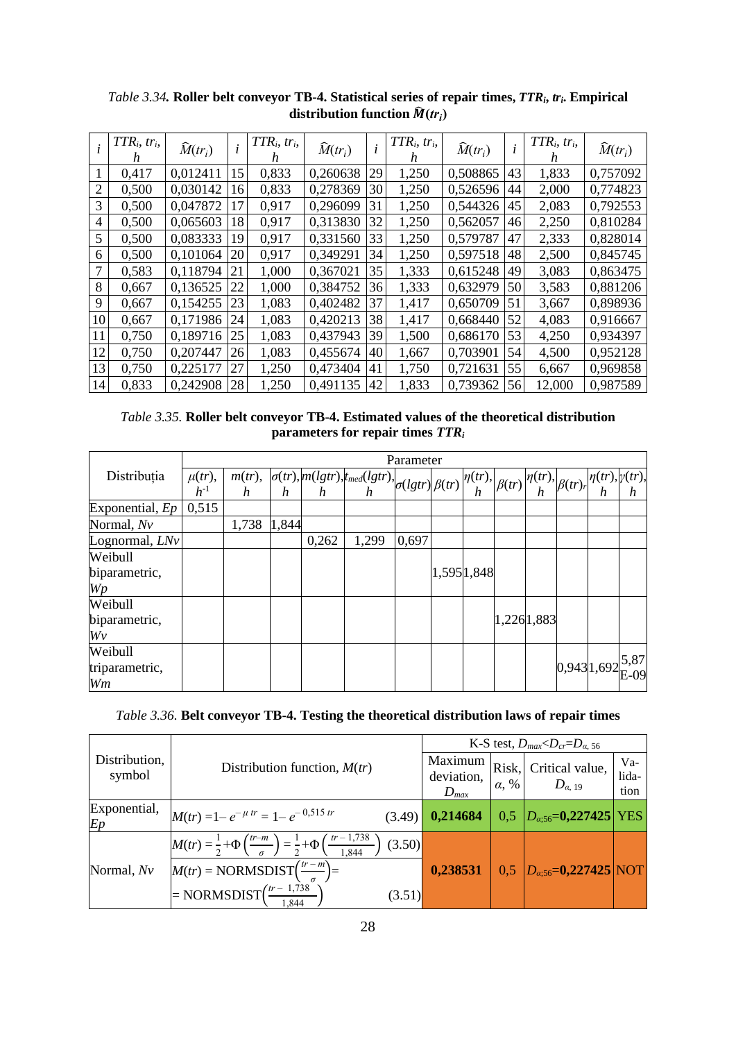*Table 3.34.* **Roller belt conveyor TB-4. Statistical series of repair times, $TTR_i$, $tr_i$. Empirical distribution function $\widehat{M}(tr_i)$**

| $i$ | $TTR_i$, $tr_i$, h | $\widehat{M}(tr_i)$ | $i$ | $TTR_i$, $tr_i$, h | $\widehat{M}(tr_i)$ | $i$ | $TTR_i$, $tr_i$, h | $\widehat{M}(tr_i)$ | $i$ | $TTR_i$, $tr_i$, h | $\widehat{M}(tr_i)$ |
|---|---|---|---|---|---|---|---|---|---|---|---|
| 1 | 0,417 | 0,012411 | 15 | 0,833 | 0,260638 | 29 | 1,250 | 0,508865 | 43 | 1,833 | 0,757092 |
| 2 | 0,500 | 0,030142 | 16 | 0,833 | 0,278369 | 30 | 1,250 | 0,526596 | 44 | 2,000 | 0,774823 |
| 3 | 0,500 | 0,047872 | 17 | 0,917 | 0,296099 | 31 | 1,250 | 0,544326 | 45 | 2,083 | 0,792553 |
| 4 | 0,500 | 0,065603 | 18 | 0,917 | 0,313830 | 32 | 1,250 | 0,562057 | 46 | 2,250 | 0,810284 |
| 5 | 0,500 | 0,083333 | 19 | 0,917 | 0,331560 | 33 | 1,250 | 0,579787 | 47 | 2,333 | 0,828014 |
| 6 | 0,500 | 0,101064 | 20 | 0,917 | 0,349291 | 34 | 1,250 | 0,597518 | 48 | 2,500 | 0,845745 |
| 7 | 0,583 | 0,118794 | 21 | 1,000 | 0,367021 | 35 | 1,333 | 0,615248 | 49 | 3,083 | 0,863475 |
| 8 | 0,667 | 0,136525 | 22 | 1,000 | 0,384752 | 36 | 1,333 | 0,632979 | 50 | 3,583 | 0,881206 |
| 9 | 0,667 | 0,154255 | 23 | 1,083 | 0,402482 | 37 | 1,417 | 0,650709 | 51 | 3,667 | 0,898936 |
| 10 | 0,667 | 0,171986 | 24 | 1,083 | 0,420213 | 38 | 1,417 | 0,668440 | 52 | 4,083 | 0,916667 |
| 11 | 0,750 | 0,189716 | 25 | 1,083 | 0,437943 | 39 | 1,500 | 0,686170 | 53 | 4,250 | 0,934397 |
| 12 | 0,750 | 0,207447 | 26 | 1,083 | 0,455674 | 40 | 1,667 | 0,703901 | 54 | 4,500 | 0,952128 |
| 13 | 0,750 | 0,225177 | 27 | 1,250 | 0,473404 | 41 | 1,750 | 0,721631 | 55 | 6,667 | 0,969858 |
| 14 | 0,833 | 0,242908 | 28 | 1,250 | 0,491135 | 42 | 1,833 | 0,739362 | 56 | 12,000 | 0,987589 |

*Table 3.35.* **Roller belt conveyor TB-4. Estimated values of the theoretical distribution parameters for repair times $TTR_i$**

| Distribuția | Parameter | | | | | | | | | | | | |
|---|---|---|---|---|---|---|---|---|---|---|---|---|---|
| | $\mu(tr)$, $h^{-1}$ | $m(tr)$, h | $\sigma(tr)$, h | $m(lgtr)$, h | $t_{med}(lgtr)$, h | $\sigma(lgtr)$ | $\beta(tr)$ | $\eta(tr)$, h | $\beta(tr)$ | $\eta(tr)$, h | $\beta(tr)_r$ | $\eta(tr)$, h | $\gamma(tr)$, h |
| Exponential, *Ep* | 0,515 | | | | | | | | | | | | |
| Normal, *Nv* | | 1,738 | 1,844 | | | | | | | | | | |
| Lognormal, *LNv* | | | | 0,262 | 1,299 | 0,697 | | | | | | | |
| Weibull biparametric, *Wp* | | | | | | | 1,595 | 1,848 | | | | | |
| Weibull biparametric, *Wv* | | | | | | | | | 1,226 | 1,883 | | | |
| Weibull triparametric, *Wm* | | | | | | | | | | | 0,943 | 1,692 | 5,87E-09 |

*Table 3.36.* **Belt conveyor TB-4. Testing the theoretical distribution laws of repair times**

| Distribution, symbol | Distribution function, $M(tr)$ | K-S test, $D_{max}<D_{cr}=D_{\alpha,\,56}$ | | | |
|---|---|---|---|---|---|
| | | Maximum deviation, $D_{max}$ | Risk, $\alpha$, % | Critical value, $D_{\alpha,\,19}$ | Validation |
| Exponential, *Ep* | $M(tr) = 1 - e^{-\mu\, tr} = 1 - e^{-0{,}515\, tr}$ (3.49) | **0,214684** | 0,5 | $D_{\alpha;56}$=**0,227425** | **YES** |
| Normal, *Nv* | $M(tr) = \frac{1}{2} + \Phi\left(\frac{tr-m}{\sigma}\right) = \frac{1}{2} + \Phi\left(\frac{tr-1{,}738}{1{,}844}\right)$ (3.50); $M(tr) = \text{NORMSDIST}\left(\frac{tr-m}{\sigma}\right) = \text{NORMSDIST}\left(\frac{tr-1{,}738}{1{,}844}\right)$ (3.51) | **0,238531** | 0,5 | $D_{\alpha;56}$=**0,227425** | **NOT** |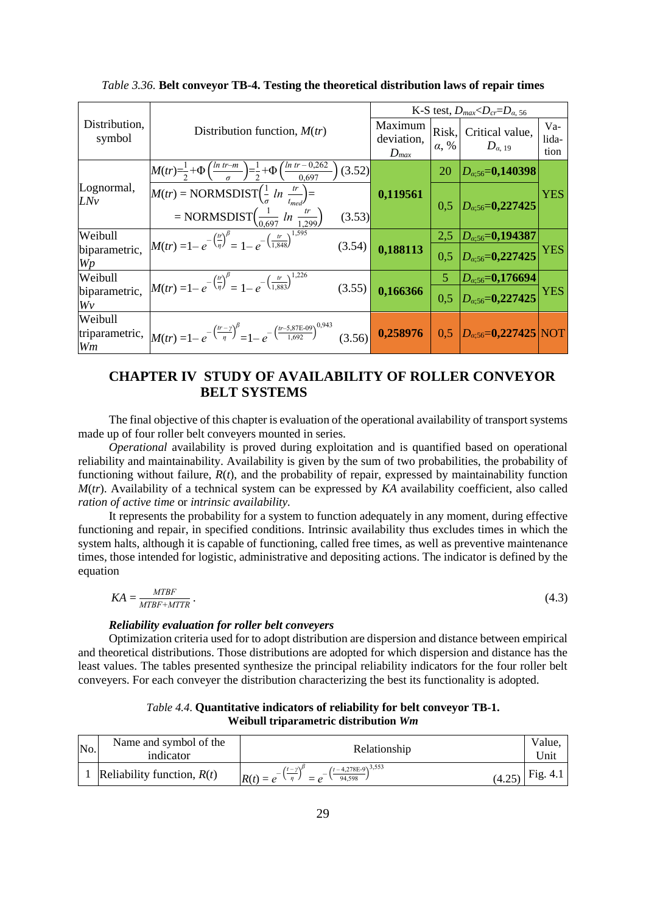*Table 3.36.* **Belt conveyor TB-4. Testing the theoretical distribution laws of repair times**

| Distribution, symbol | Distribution function, $M(tr)$ | K-S test, $D_{max}<D_{cr}=D_{\alpha,56}$ | | | |
|---|---|---|---|---|---|
| | | Maximum deviation, $D_{max}$ | Risk, $\alpha$, % | Critical value, $D_{\alpha,19}$ | Va-lida-tion |
| Lognormal, *LNv* | $M(tr)=\frac{1}{2}+\Phi\left(\frac{ln\ tr-m}{\sigma}\right)=\frac{1}{2}+\Phi\left(\frac{ln\ tr-0{,}262}{0{,}697}\right)$ (3.52) | **0,119561** | 20 | $D_{\alpha;56}$=**0,140398** | YES |
| | $M(tr)$ = NORMSDIST$\left(\frac{1}{\sigma}\ ln\ \frac{tr}{t_{med}}\right)$= NORMSDIST$\left(\frac{1}{0{,}697}\ ln\ \frac{tr}{1{,}299}\right)$ (3.53) | | 0,5 | $D_{\alpha;56}$=**0,227425** | |
| Weibull biparametric, *Wp* | $M(tr)=1-e^{-\left(\frac{tr}{\eta}\right)^{\beta}}=1-e^{-\left(\frac{tr}{1{,}848}\right)^{1{,}595}}$ (3.54) | **0,188113** | 2,5 | $D_{\alpha;56}$=**0,194387** | YES |
| | | | 0,5 | $D_{\alpha;56}$=**0,227425** | |
| Weibull biparametric, *Wv* | $M(tr)=1-e^{-\left(\frac{tr}{\eta}\right)^{\beta}}=1-e^{-\left(\frac{tr}{1{,}883}\right)^{1{,}226}}$ (3.55) | **0,166366** | 5 | $D_{\alpha;56}$=**0,176694** | YES |
| | | | 0,5 | $D_{\alpha;56}$=**0,227425** | |
| Weibull triparametric, *Wm* | $M(tr)=1-e^{-\left(\frac{tr-\gamma}{\eta}\right)^{\beta}}=1-e^{-\left(\frac{tr-5{,}87E-09}{1{,}692}\right)^{0{,}943}}$ (3.56) | **0,258976** | 0,5 | $D_{\alpha;56}$=**0,227425** | NOT |

# CHAPTER IV STUDY OF AVAILABILITY OF ROLLER CONVEYOR BELT SYSTEMS

The final objective of this chapter is evaluation of the operational availability of transport systems made up of four roller belt conveyors mounted in series.

*Operational* availability is proved during exploitation and is quantified based on operational reliability and maintainability. Availability is given by the sum of two probabilities, the probability of functioning without failure, $R(t)$, and the probability of repair, expressed by maintainability function $M(tr)$. Availability of a technical system can be expressed by *KA* availability coefficient, also called *ration of active time* or *intrinsic availability.*

It represents the probability for a system to function adequately in any moment, during effective functioning and repair, in specified conditions. Intrinsic availability thus excludes times in which the system halts, although it is capable of functioning, called free times, as well as preventive maintenance times, those intended for logistic, administrative and depositing actions. The indicator is defined by the equation

$$KA = \frac{MTBF}{MTBF+MTTR}\,. \tag{4.3}$$

***Reliability evaluation for roller belt conveyors***

Optimization criteria used for to adopt distribution are dispersion and distance between empirical and theoretical distributions. Those distributions are adopted for which dispersion and distance has the least values. The tables presented synthesize the principal reliability indicators for the four roller belt conveyers. For each conveyer the distribution characterizing the best its functionality is adopted.

*Table 4.4.* **Quantitative indicators of reliability for belt conveyor TB-1. Weibull triparametric distribution *Wm***

| No. | Name and symbol of the indicator | Relationship | Value, Unit |
|---|---|---|---|
| 1 | Reliability function, $R(t)$ | $R(t)=e^{-\left(\frac{t-\gamma}{\eta}\right)^{\beta}}=e^{-\left(\frac{t-4{,}278E-9}{94{,}598}\right)^{3{,}553}}$ (4.25) | Fig. 4.1 |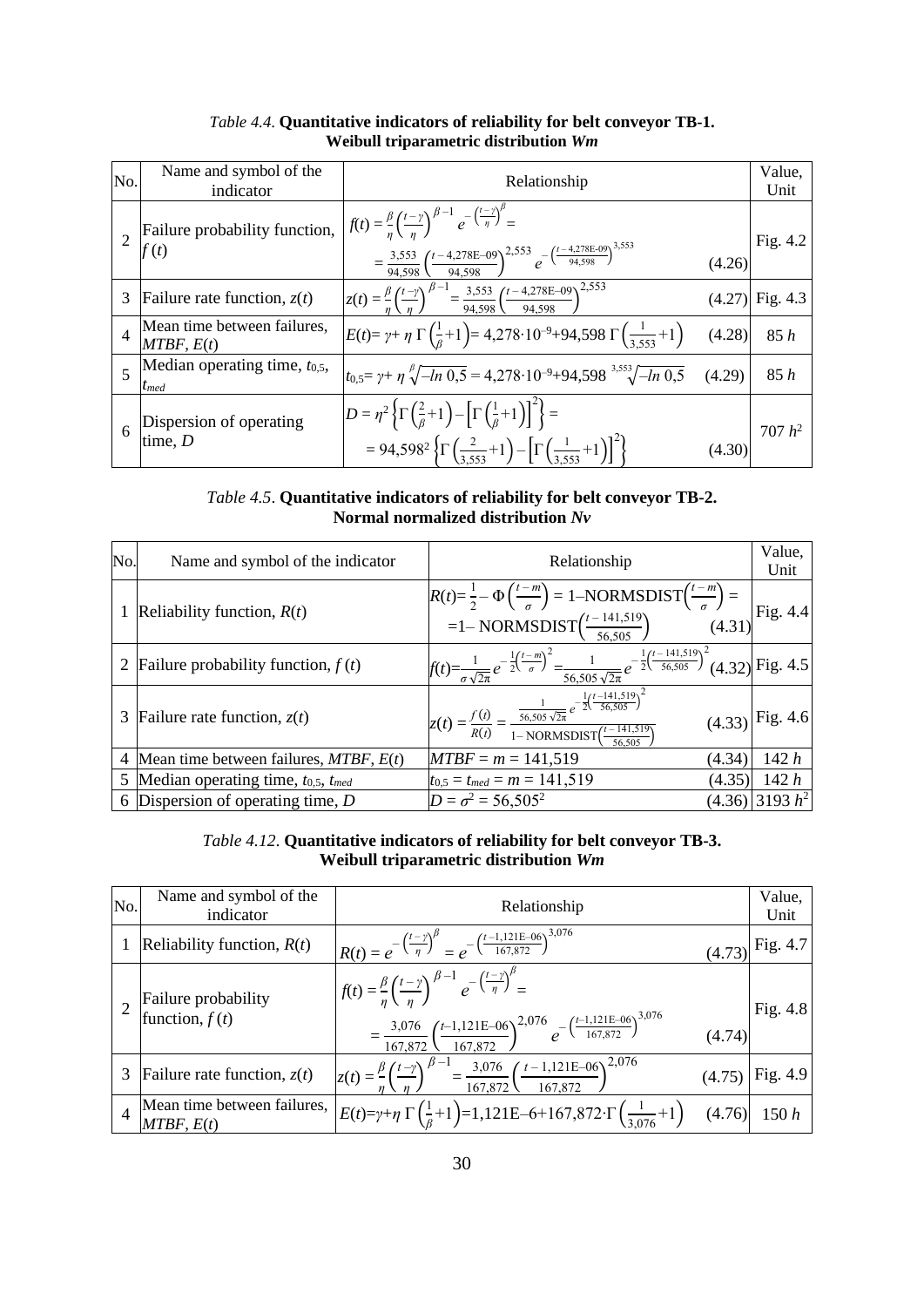*Table 4.4.* **Quantitative indicators of reliability for belt conveyor TB-1. Weibull triparametric distribution *Wm***

| No. | Name and symbol of the indicator | Relationship | Value, Unit |
|---|---|---|---|
| 2 | Failure probability function, $f(t)$ | $f(t)=\frac{\beta}{\eta}\left(\frac{t-\gamma}{\eta}\right)^{\beta-1} e^{-\left(\frac{t-\gamma}{\eta}\right)^{\beta}}= \frac{3{,}553}{94{,}598}\left(\frac{t-4{,}278E\text{–}09}{94{,}598}\right)^{2{,}553} e^{-\left(\frac{t-4{,}278E\text{-}09}{94{,}598}\right)^{3{,}553}}$ (4.26) | Fig. 4.2 |
| 3 | Failure rate function, $z(t)$ | $z(t)=\frac{\beta}{\eta}\left(\frac{t-\gamma}{\eta}\right)^{\beta-1}=\frac{3{,}553}{94{,}598}\left(\frac{t-4{,}278E\text{–}09}{94{,}598}\right)^{2{,}553}$ (4.27) | Fig. 4.3 |
| 4 | Mean time between failures, $MTBF$, $E(t)$ | $E(t)=\gamma+\eta\,\Gamma\left(\frac{1}{\beta}+1\right)=4{,}278\cdot10^{-9}+94{,}598\,\Gamma\left(\frac{1}{3{,}553}+1\right)$ (4.28) | 85 *h* |
| 5 | Median operating time, $t_{0,5}$, $t_{med}$ | $t_{0,5}=\gamma+\eta\sqrt[\beta]{-ln\,0{,}5}=4{,}278\cdot10^{-9}+94{,}598\sqrt[3{,}553]{-ln\,0{,}5}$ (4.29) | 85 *h* |
| 6 | Dispersion of operating time, $D$ | $D=\eta^2\left\{\Gamma\left(\frac{2}{\beta}+1\right)-\left[\Gamma\left(\frac{1}{\beta}+1\right)\right]^2\right\}= 94{,}598^2\left\{\Gamma\left(\frac{2}{3{,}553}+1\right)-\left[\Gamma\left(\frac{1}{3{,}553}+1\right)\right]^2\right\}$ (4.30) | 707 $h^2$ |

*Table 4.5.* **Quantitative indicators of reliability for belt conveyor TB-2. Normal normalized distribution *Nv***

| No. | Name and symbol of the indicator | Relationship | Value, Unit |
|---|---|---|---|
| 1 | Reliability function, $R(t)$ | $R(t)=\frac{1}{2}-\Phi\left(\frac{t-m}{\sigma}\right)=1\text{–NORMSDIST}\left(\frac{t-m}{\sigma}\right)=1\text{– NORMSDIST}\left(\frac{t-141{,}519}{56{,}505}\right)$ (4.31) | Fig. 4.4 |
| 2 | Failure probability function, $f(t)$ | $f(t)=\frac{1}{\sigma\sqrt{2\pi}}e^{-\frac{1}{2}\left(\frac{t-m}{\sigma}\right)^2}=\frac{1}{56{,}505\sqrt{2\pi}}e^{-\frac{1}{2}\left(\frac{t-141{,}519}{56{,}505}\right)^2}$ (4.32) | Fig. 4.5 |
| 3 | Failure rate function, $z(t)$ | $z(t)=\frac{f(t)}{R(t)}=\frac{\frac{1}{56{,}505\sqrt{2\pi}}e^{-\frac{1}{2}\left(\frac{t-141{,}519}{56{,}505}\right)^2}}{1\text{– NORMSDIST}\left(\frac{t-141{,}519}{56{,}505}\right)}$ (4.33) | Fig. 4.6 |
| 4 | Mean time between failures, $MTBF$, $E(t)$ | $MTBF=m=141{,}519$ (4.34) | 142 *h* |
| 5 | Median operating time, $t_{0,5}$, $t_{med}$ | $t_{0,5}=t_{med}=m=141{,}519$ (4.35) | 142 *h* |
| 6 | Dispersion of operating time, $D$ | $D=\sigma^2=56{,}505^2$ (4.36) | 3193 $h^2$ |

*Table 4.12.* **Quantitative indicators of reliability for belt conveyor TB-3. Weibull triparametric distribution *Wm***

| No. | Name and symbol of the indicator | Relationship | Value, Unit |
|---|---|---|---|
| 1 | Reliability function, $R(t)$ | $R(t)=e^{-\left(\frac{t-\gamma}{\eta}\right)^{\beta}}=e^{-\left(\frac{t-1{,}121E\text{–}06}{167{,}872}\right)^{3{,}076}}$ (4.73) | Fig. 4.7 |
| 2 | Failure probability function, $f(t)$ | $f(t)=\frac{\beta}{\eta}\left(\frac{t-\gamma}{\eta}\right)^{\beta-1} e^{-\left(\frac{t-\gamma}{\eta}\right)^{\beta}}=\frac{3{,}076}{167{,}872}\left(\frac{t\text{–}1{,}121E\text{–}06}{167{,}872}\right)^{2{,}076} e^{-\left(\frac{t\text{–}1{,}121E\text{–}06}{167{,}872}\right)^{3{,}076}}$ (4.74) | Fig. 4.8 |
| 3 | Failure rate function, $z(t)$ | $z(t)=\frac{\beta}{\eta}\left(\frac{t-\gamma}{\eta}\right)^{\beta-1}=\frac{3{,}076}{167{,}872}\left(\frac{t-1{,}121E\text{–}06}{167{,}872}\right)^{2{,}076}$ (4.75) | Fig. 4.9 |
| 4 | Mean time between failures, $MTBF$, $E(t)$ | $E(t)=\gamma+\eta\,\Gamma\left(\frac{1}{\beta}+1\right)=1{,}121E\text{–}6+167{,}872\cdot\Gamma\left(\frac{1}{3{,}076}+1\right)$ (4.76) | 150 *h* |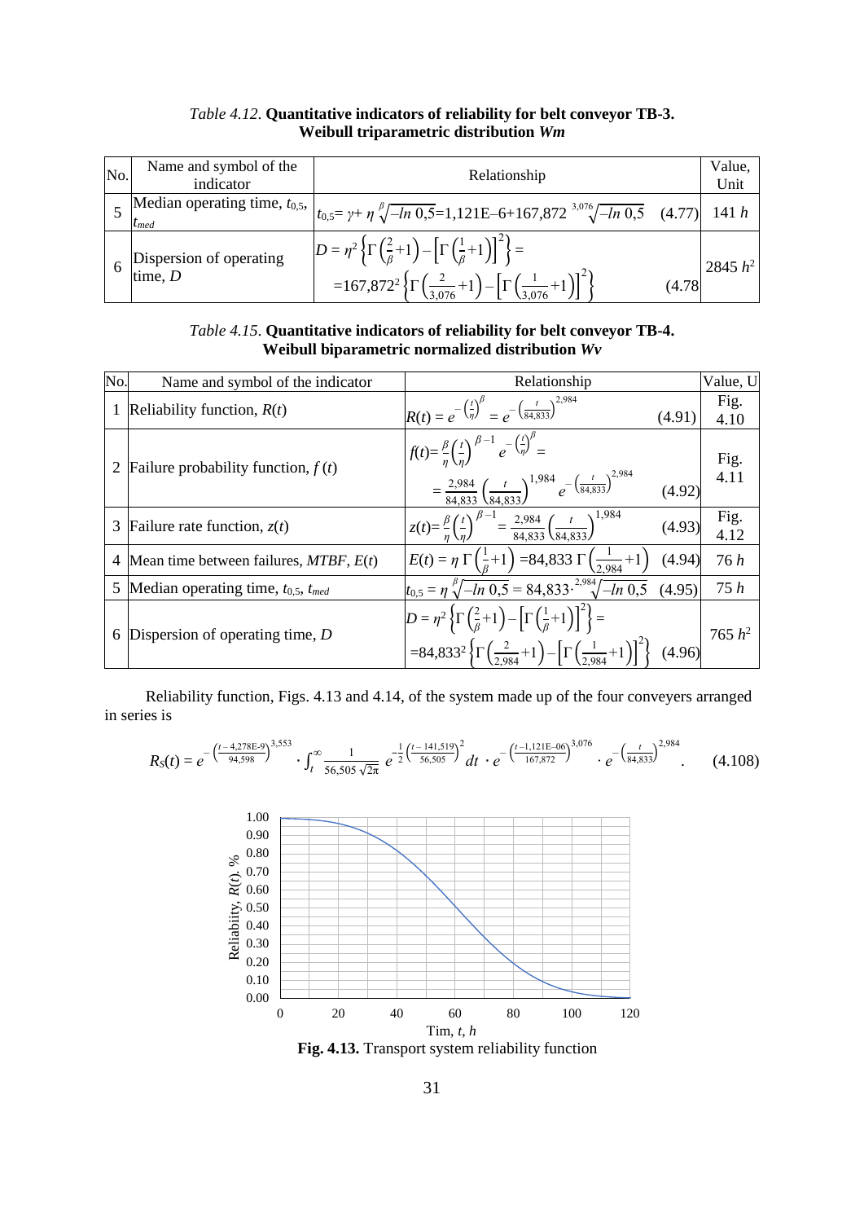*Table 4.12.* **Quantitative indicators of reliability for belt conveyor TB-3. Weibull triparametric distribution *Wm***

| No. | Name and symbol of the indicator | Relationship | Value, Unit |
|---|---|---|---|
| 5 | Median operating time, $t_{0,5}$, $t_{med}$ | $t_{0,5} = \gamma + \eta \sqrt[\beta]{-ln\ 0{,}5} = 1{,}121E{-}6 + 167{,}872 \sqrt[3{,}076]{-ln\ 0{,}5}$ (4.77) | 141 *h* |
| 6 | Dispersion of operating time, *D* | $D = \eta^2 \left\{ \Gamma\left(\frac{2}{\beta}+1\right) - \left[\Gamma\left(\frac{1}{\beta}+1\right)\right]^2 \right\} = 167{,}872^2 \left\{ \Gamma\left(\frac{2}{3{,}076}+1\right) - \left[\Gamma\left(\frac{1}{3{,}076}+1\right)\right]^2 \right\}$ (4.78 | 2845 $h^2$ |

*Table 4.15.* **Quantitative indicators of reliability for belt conveyor TB-4. Weibull biparametric normalized distribution *Wv***

| No. | Name and symbol of the indicator | Relationship | Value, U |
|---|---|---|---|
| 1 | Reliability function, $R(t)$ | $R(t) = e^{-\left(\frac{t}{\eta}\right)^{\beta}} = e^{-\left(\frac{t}{84{,}833}\right)^{2{,}984}}$ (4.91) | Fig. 4.10 |
| 2 | Failure probability function, $f(t)$ | $f(t) = \frac{\beta}{\eta}\left(\frac{t}{\eta}\right)^{\beta-1} e^{-\left(\frac{t}{\eta}\right)^{\beta}} = \frac{2{,}984}{84{,}833}\left(\frac{t}{84{,}833}\right)^{1{,}984} e^{-\left(\frac{t}{84{,}833}\right)^{2{,}984}}$ (4.92) | Fig. 4.11 |
| 3 | Failure rate function, $z(t)$ | $z(t) = \frac{\beta}{\eta}\left(\frac{t}{\eta}\right)^{\beta-1} = \frac{2{,}984}{84{,}833}\left(\frac{t}{84{,}833}\right)^{1{,}984}$ (4.93) | Fig. 4.12 |
| 4 | Mean time between failures, *MTBF*, $E(t)$ | $E(t) = \eta\, \Gamma\left(\frac{1}{\beta}+1\right) = 84{,}833\, \Gamma\left(\frac{1}{2{,}984}+1\right)$ (4.94) | 76 *h* |
| 5 | Median operating time, $t_{0,5}$, $t_{med}$ | $t_{0,5} = \eta \sqrt[\beta]{-ln\ 0{,}5} = 84{,}833 \cdot \sqrt[2{,}984]{-ln\ 0{,}5}$ (4.95) | 75 *h* |
| 6 | Dispersion of operating time, *D* | $D = \eta^2 \left\{ \Gamma\left(\frac{2}{\beta}+1\right) - \left[\Gamma\left(\frac{1}{\beta}+1\right)\right]^2 \right\} = 84{,}833^2 \left\{ \Gamma\left(\frac{2}{2{,}984}+1\right) - \left[\Gamma\left(\frac{1}{2{,}984}+1\right)\right]^2 \right\}$ (4.96) | 765 $h^2$ |

Reliability function, Figs. 4.13 and 4.14, of the system made up of the four conveyers arranged in series is

$$R_S(t) = e^{-\left(\frac{t-4{,}278E\text{-}9}{94{,}598}\right)^{3{,}553}} \cdot \int_t^{\infty} \frac{1}{56{,}505\sqrt{2\pi}}\, e^{-\frac{1}{2}\left(\frac{t-141{,}519}{56{,}505}\right)^2} dt \cdot e^{-\left(\frac{t-1{,}121E-06}{167{,}872}\right)^{3{,}076}} \cdot e^{-\left(\frac{t}{84{,}833}\right)^{2{,}984}}. \qquad (4.108)$$

**Fig. 4.13.** Transport system reliability function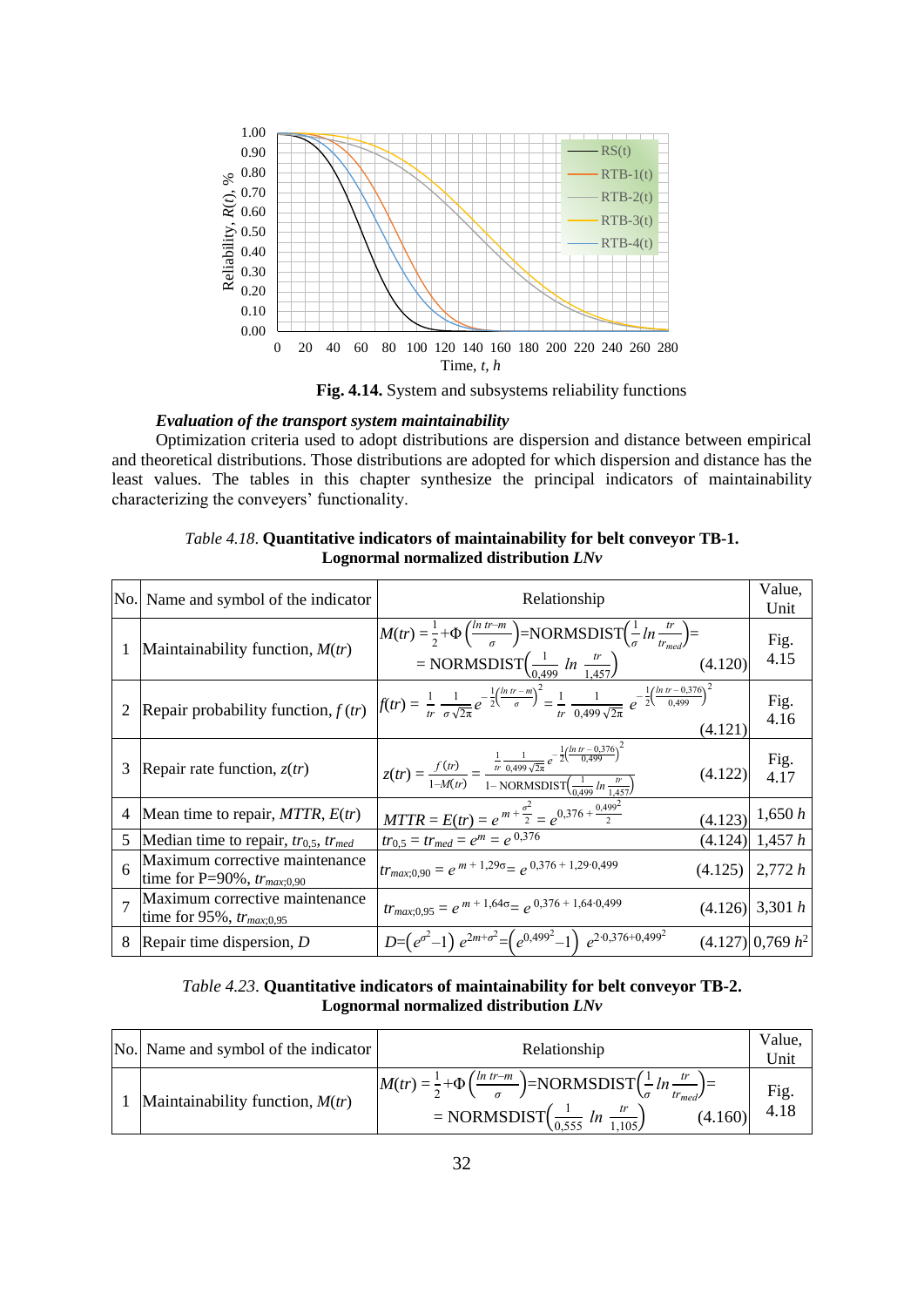**Fig. 4.14.** System and subsystems reliability functions

***Evaluation of the transport system maintainability***

Optimization criteria used to adopt distributions are dispersion and distance between empirical and theoretical distributions. Those distributions are adopted for which dispersion and distance has the least values. The tables in this chapter synthesize the principal indicators of maintainability characterizing the conveyers' functionality.

*Table 4.18*. **Quantitative indicators of maintainability for belt conveyor TB-1. Lognormal normalized distribution *LNv***

| No. | Name and symbol of the indicator | Relationship | Value, Unit |
|---|---|---|---|
| 1 | Maintainability function, $M(tr)$ | $M(tr) = \frac{1}{2} + \Phi\left(\frac{\ln tr - m}{\sigma}\right) = \text{NORMSDIST}\left(\frac{1}{\sigma} \ln \frac{tr}{tr_{med}}\right) = \text{NORMSDIST}\left(\frac{1}{0{,}499} \ln \frac{tr}{1{,}457}\right)$ (4.120) | Fig. 4.15 |
| 2 | Repair probability function, $f(tr)$ | $f(tr) = \frac{1}{tr} \frac{1}{\sigma\sqrt{2\pi}} e^{-\frac{1}{2}\left(\frac{\ln tr - m}{\sigma}\right)^2} = \frac{1}{tr} \frac{1}{0{,}499\sqrt{2\pi}} e^{-\frac{1}{2}\left(\frac{\ln tr - 0{,}376}{0{,}499}\right)^2}$ (4.121) | Fig. 4.16 |
| 3 | Repair rate function, $z(tr)$ | $z(tr) = \frac{f(tr)}{1 - M(tr)} = \frac{\frac{1}{tr} \frac{1}{0{,}499\sqrt{2\pi}} e^{-\frac{1}{2}\left(\frac{\ln tr - 0{,}376}{0{,}499}\right)^2}}{1 - \text{NORMSDIST}\left(\frac{1}{0{,}499} \ln \frac{tr}{1{,}457}\right)}$ (4.122) | Fig. 4.17 |
| 4 | Mean time to repair, $MTTR$, $E(tr)$ | $MTTR = E(tr) = e^{m + \frac{\sigma^2}{2}} = e^{0{,}376 + \frac{0{,}499^2}{2}}$ (4.123) | 1,650 $h$ |
| 5 | Median time to repair, $tr_{0,5}$, $tr_{med}$ | $tr_{0,5} = tr_{med} = e^m = e^{0{,}376}$ (4.124) | 1,457 $h$ |
| 6 | Maximum corrective maintenance time for P=90%, $tr_{max;0,90}$ | $tr_{max;0,90} = e^{m + 1{,}29\sigma} = e^{0{,}376 + 1{,}29 \cdot 0{,}499}$ (4.125) | 2,772 $h$ |
| 7 | Maximum corrective maintenance time for 95%, $tr_{max;0,95}$ | $tr_{max;0,95} = e^{m + 1{,}64\sigma} = e^{0{,}376 + 1{,}64 \cdot 0{,}499}$ (4.126) | 3,301 $h$ |
| 8 | Repair time dispersion, $D$ | $D = \left(e^{\sigma^2} - 1\right) e^{2m + \sigma^2} = \left(e^{0{,}499^2} - 1\right) e^{2 \cdot 0{,}376 + 0{,}499^2}$ (4.127) | 0,769 $h^2$ |

*Table 4.23*. **Quantitative indicators of maintainability for belt conveyor TB-2. Lognormal normalized distribution *LNv***

| No. | Name and symbol of the indicator | Relationship | Value, Unit |
|---|---|---|---|
| 1 | Maintainability function, $M(tr)$ | $M(tr) = \frac{1}{2} + \Phi\left(\frac{\ln tr - m}{\sigma}\right) = \text{NORMSDIST}\left(\frac{1}{\sigma} \ln \frac{tr}{tr_{med}}\right) = \text{NORMSDIST}\left(\frac{1}{0{,}555} \ln \frac{tr}{1{,}105}\right)$ (4.160) | Fig. 4.18 |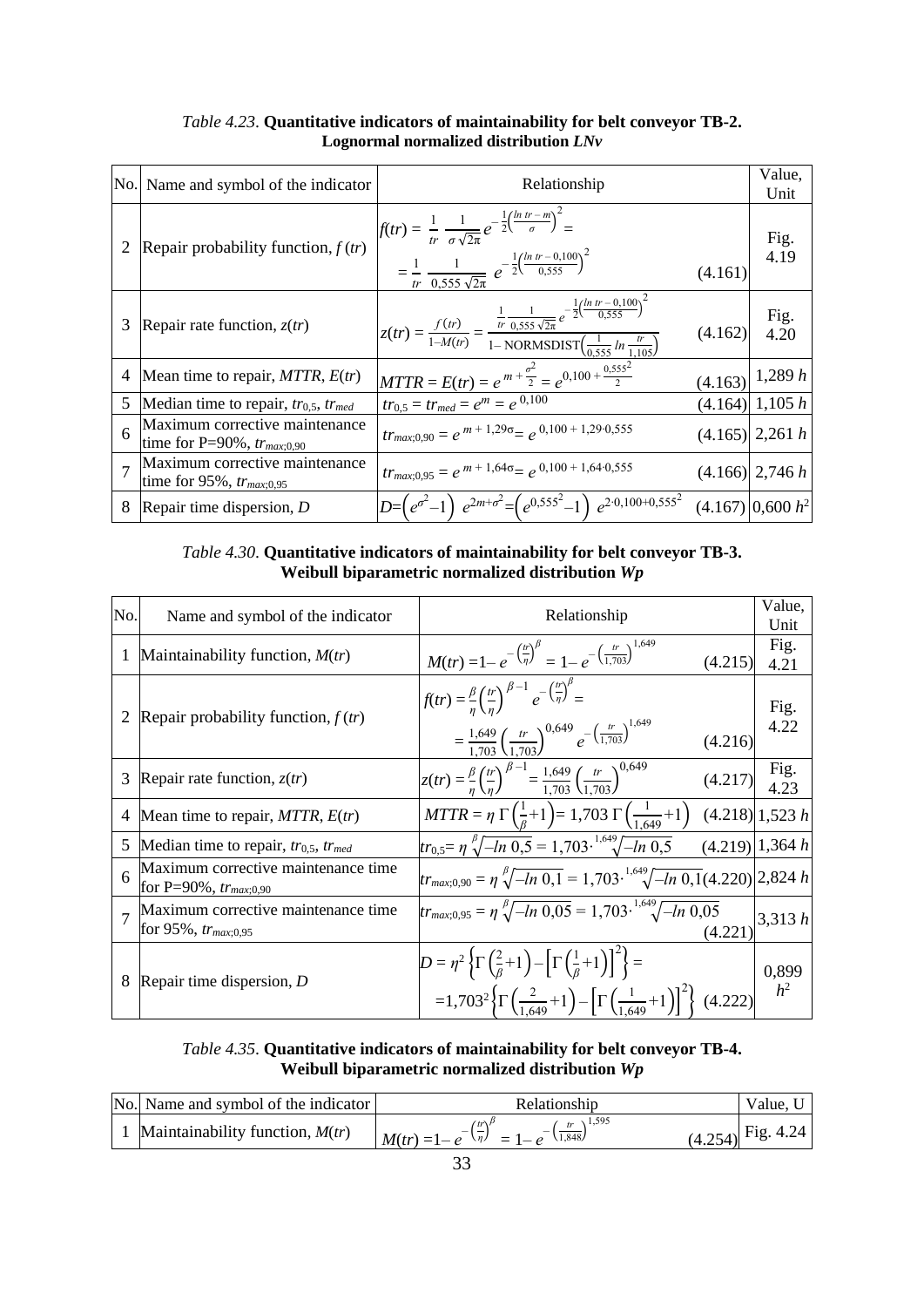*Table 4.23*. **Quantitative indicators of maintainability for belt conveyor TB-2. Lognormal normalized distribution *LNv***

| No. | Name and symbol of the indicator | Relationship | Value, Unit |
|---|---|---|---|
| 2 | Repair probability function, $f(tr)$ | $f(tr) = \frac{1}{tr}\,\frac{1}{\sigma\sqrt{2\pi}}\,e^{-\frac{1}{2}\left(\frac{\ln tr - m}{\sigma}\right)^2} = \frac{1}{tr}\,\frac{1}{0{,}555\sqrt{2\pi}}\,e^{-\frac{1}{2}\left(\frac{\ln tr - 0{,}100}{0{,}555}\right)^2}$ (4.161) | Fig. 4.19 |
| 3 | Repair rate function, $z(tr)$ | $z(tr) = \frac{f(tr)}{1-M(tr)} = \frac{\frac{1}{tr}\,\frac{1}{0{,}555\sqrt{2\pi}}\,e^{-\frac{1}{2}\left(\frac{\ln tr - 0{,}100}{0{,}555}\right)^2}}{1-\text{NORMSDIST}\left(\frac{1}{0{,}555}\ln\frac{tr}{1{,}105}\right)}$ (4.162) | Fig. 4.20 |
| 4 | Mean time to repair, *MTTR*, $E(tr)$ | $MTTR = E(tr) = e^{m+\frac{\sigma^2}{2}} = e^{0{,}100+\frac{0{,}555^2}{2}}$ (4.163) | 1,289 *h* |
| 5 | Median time to repair, $tr_{0,5}$, $tr_{med}$ | $tr_{0,5} = tr_{med} = e^{m} = e^{0{,}100}$ (4.164) | 1,105 *h* |
| 6 | Maximum corrective maintenance time for P=90%, $tr_{max;0,90}$ | $tr_{max;0,90} = e^{m+1{,}29\sigma} = e^{0{,}100+1{,}29\cdot 0{,}555}$ (4.165) | 2,261 *h* |
| 7 | Maximum corrective maintenance time for 95%, $tr_{max;0,95}$ | $tr_{max;0,95} = e^{m+1{,}64\sigma} = e^{0{,}100+1{,}64\cdot 0{,}555}$ (4.166) | 2,746 *h* |
| 8 | Repair time dispersion, $D$ | $D=\left(e^{\sigma^2}-1\right)\,e^{2m+\sigma^2}=\left(e^{0{,}555^2}-1\right)\,e^{2\cdot 0{,}100+0{,}555^2}$ (4.167) | 0,600 $h^2$ |

*Table 4.30*. **Quantitative indicators of maintainability for belt conveyor TB-3. Weibull biparametric normalized distribution *Wp***

| No. | Name and symbol of the indicator | Relationship | Value, Unit |
|---|---|---|---|
| 1 | Maintainability function, $M(tr)$ | $M(tr) = 1-e^{-\left(\frac{tr}{\eta}\right)^{\beta}} = 1-e^{-\left(\frac{tr}{1{,}703}\right)^{1{,}649}}$ (4.215) | Fig. 4.21 |
| 2 | Repair probability function, $f(tr)$ | $f(tr) = \frac{\beta}{\eta}\left(\frac{tr}{\eta}\right)^{\beta-1} e^{-\left(\frac{tr}{\eta}\right)^{\beta}} = \frac{1{,}649}{1{,}703}\left(\frac{tr}{1{,}703}\right)^{0{,}649} e^{-\left(\frac{tr}{1{,}703}\right)^{1{,}649}}$ (4.216) | Fig. 4.22 |
| 3 | Repair rate function, $z(tr)$ | $z(tr) = \frac{\beta}{\eta}\left(\frac{tr}{\eta}\right)^{\beta-1} = \frac{1{,}649}{1{,}703}\left(\frac{tr}{1{,}703}\right)^{0{,}649}$ (4.217) | Fig. 4.23 |
| 4 | Mean time to repair, *MTTR*, $E(tr)$ | $MTTR = \eta\,\Gamma\left(\frac{1}{\beta}+1\right) = 1{,}703\,\Gamma\left(\frac{1}{1{,}649}+1\right)$ (4.218) | 1,523 *h* |
| 5 | Median time to repair, $tr_{0,5}$, $tr_{med}$ | $tr_{0,5} = \eta\sqrt[\beta]{-\ln 0{,}5} = 1{,}703\cdot\sqrt[1{,}649]{-\ln 0{,}5}$ (4.219) | 1,364 *h* |
| 6 | Maximum corrective maintenance time for P=90%, $tr_{max;0,90}$ | $tr_{max;0,90} = \eta\sqrt[\beta]{-\ln 0{,}1} = 1{,}703\cdot\sqrt[1{,}649]{-\ln 0{,}1}$ (4.220) | 2,824 *h* |
| 7 | Maximum corrective maintenance time for 95%, $tr_{max;0,95}$ | $tr_{max;0,95} = \eta\sqrt[\beta]{-\ln 0{,}05} = 1{,}703\cdot\sqrt[1{,}649]{-\ln 0{,}05}$ (4.221) | 3,313 *h* |
| 8 | Repair time dispersion, $D$ | $D = \eta^2\left\{\Gamma\left(\frac{2}{\beta}+1\right)-\left[\Gamma\left(\frac{1}{\beta}+1\right)\right]^2\right\} = 1{,}703^2\left\{\Gamma\left(\frac{2}{1{,}649}+1\right)-\left[\Gamma\left(\frac{1}{1{,}649}+1\right)\right]^2\right\}$ (4.222) | 0,899 $h^2$ |

*Table 4.35*. **Quantitative indicators of maintainability for belt conveyor TB-4. Weibull biparametric normalized distribution *Wp***

| No. | Name and symbol of the indicator | Relationship | Value, U |
|---|---|---|---|
| 1 | Maintainability function, $M(tr)$ | $M(tr) = 1-e^{-\left(\frac{tr}{\eta}\right)^{\beta}} = 1-e^{-\left(\frac{tr}{1{,}848}\right)^{1{,}595}}$ (4.254) | Fig. 4.24 |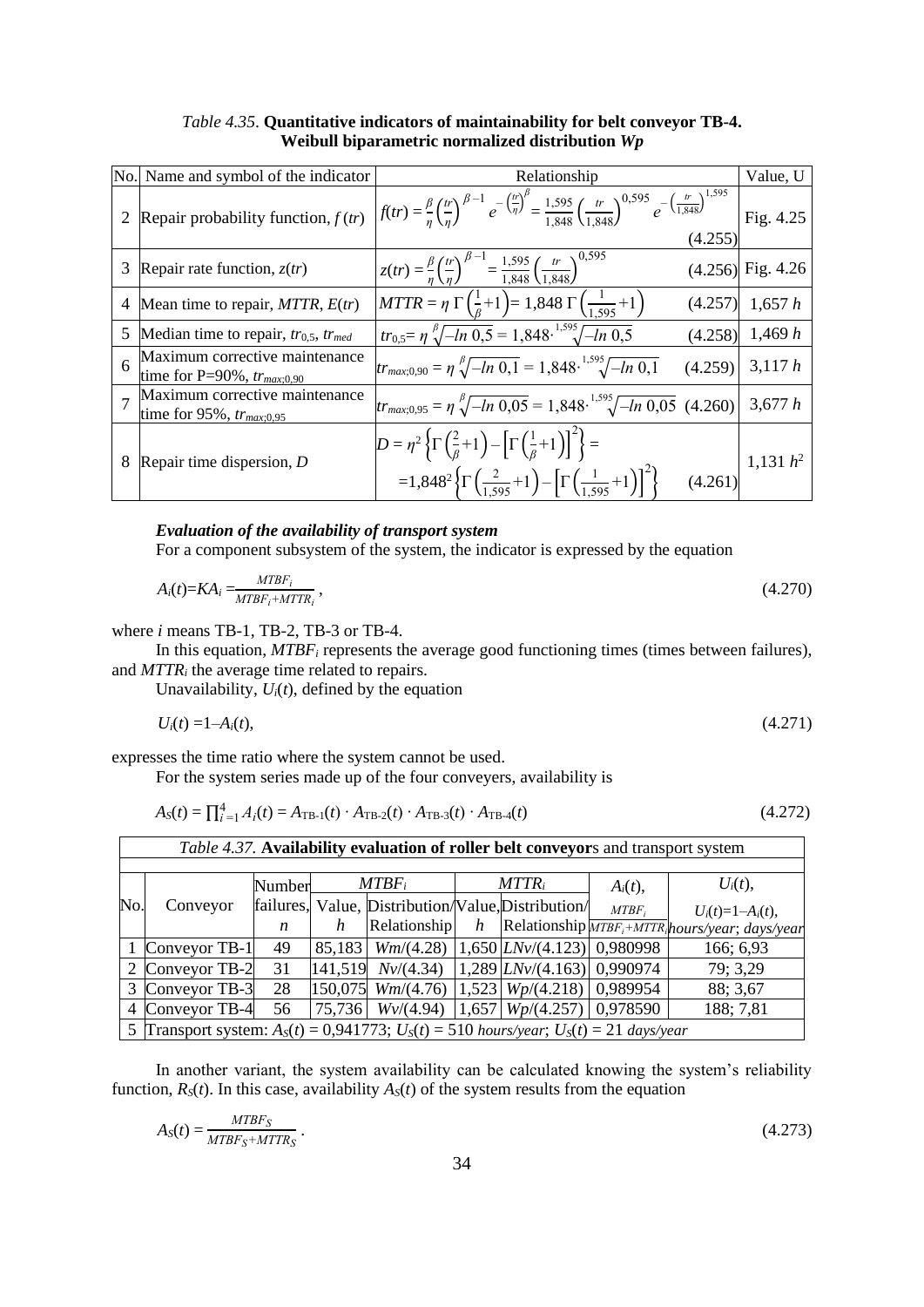*Table 4.35*. **Quantitative indicators of maintainability for belt conveyor TB-4. Weibull biparametric normalized distribution *Wp***

| No. | Name and symbol of the indicator | Relationship | Value, U |
|---|---|---|---|
| 2 | Repair probability function, $f(tr)$ | $f(tr) = \frac{\beta}{\eta}\left(\frac{tr}{\eta}\right)^{\beta-1} e^{-\left(\frac{tr}{\eta}\right)^{\beta}} = \frac{1,595}{1,848}\left(\frac{tr}{1,848}\right)^{0,595} e^{-\left(\frac{tr}{1,848}\right)^{1,595}}$ (4.255) | Fig. 4.25 |
| 3 | Repair rate function, $z(tr)$ | $z(tr) = \frac{\beta}{\eta}\left(\frac{tr}{\eta}\right)^{\beta-1} = \frac{1,595}{1,848}\left(\frac{tr}{1,848}\right)^{0,595}$ (4.256) | Fig. 4.26 |
| 4 | Mean time to repair, $MTTR$, $E(tr)$ | $MTTR = \eta\,\Gamma\left(\frac{1}{\beta}+1\right) = 1,848\,\Gamma\left(\frac{1}{1,595}+1\right)$ (4.257) | 1,657 $h$ |
| 5 | Median time to repair, $tr_{0,5}$, $tr_{med}$ | $tr_{0,5} = \eta\sqrt[\beta]{-ln\ 0,5} = 1,848\cdot\sqrt[1,595]{-ln\ 0,5}$ (4.258) | 1,469 $h$ |
| 6 | Maximum corrective maintenance time for P=90%, $tr_{max;0,90}$ | $tr_{max;0,90} = \eta\sqrt[\beta]{-ln\ 0,1} = 1,848\cdot\sqrt[1,595]{-ln\ 0,1}$ (4.259) | 3,117 $h$ |
| 7 | Maximum corrective maintenance time for 95%, $tr_{max;0,95}$ | $tr_{max;0,95} = \eta\sqrt[\beta]{-ln\ 0,05} = 1,848\cdot\sqrt[1,595]{-ln\ 0,05}$ (4.260) | 3,677 $h$ |
| 8 | Repair time dispersion, $D$ | $D = \eta^2\left\{\Gamma\left(\frac{2}{\beta}+1\right) - \left[\Gamma\left(\frac{1}{\beta}+1\right)\right]^2\right\} = 1,848^2\left\{\Gamma\left(\frac{2}{1,595}+1\right) - \left[\Gamma\left(\frac{1}{1,595}+1\right)\right]^2\right\}$ (4.261) | 1,131 $h^2$ |

***Evaluation of the availability of transport system***

For a component subsystem of the system, the indicator is expressed by the equation

$$A_i(t)=KA_i=\frac{MTBF_i}{MTBF_i+MTTR_i}, \tag{4.270}$$

where $i$ means TB-1, TB-2, TB-3 or TB-4.

In this equation, $MTBF_i$ represents the average good functioning times (times between failures), and $MTTR_i$ the average time related to repairs.

Unavailability, $U_i(t)$, defined by the equation

$$U_i(t)=1-A_i(t), \tag{4.271}$$

expresses the time ratio where the system cannot be used.

For the system series made up of the four conveyers, availability is

$$A_S(t)=\prod_{i=1}^{4} A_i(t) = A_{TB\text{-}1}(t)\cdot A_{TB\text{-}2}(t)\cdot A_{TB\text{-}3}(t)\cdot A_{TB\text{-}4}(t) \tag{4.272}$$

*Table 4.37.* **Availability evaluation of roller belt conveyor**s and transport system

| No. | Conveyor | Number failures, $n$ | $MTBF_i$ Value, $h$ | $MTBF_i$ Distribution/ Relationship | $MTTR_i$ Value, $h$ | $MTTR_i$ Distribution/ Relationship | $A_i(t)$, $\frac{MTBF_i}{MTBF_i+MTTR_i}$ | $U_i(t)$, $U_i(t)=1-A_i(t)$, *hours/year*; *days/year* |
|---|---|---|---|---|---|---|---|---|
| 1 | Conveyor TB-1 | 49 | 85,183 | $Wm$/(4.28) | 1,650 | $LNv$/(4.123) | 0,980998 | 166; 6,93 |
| 2 | Conveyor TB-2 | 31 | 141,519 | $Nv$/(4.34) | 1,289 | $LNv$/(4.163) | 0,990974 | 79; 3,29 |
| 3 | Conveyor TB-3 | 28 | 150,075 | $Wm$/(4.76) | 1,523 | $Wp$/(4.218) | 0,989954 | 88; 3,67 |
| 4 | Conveyor TB-4 | 56 | 75,736 | $Wv$/(4.94) | 1,657 | $Wp$/(4.257) | 0,978590 | 188; 7,81 |
| 5 | Transport system: $A_S(t)$ = 0,941773; $U_S(t)$ = 510 *hours/year*; $U_S(t)$ = 21 *days/year* | | | | | | | |

In another variant, the system availability can be calculated knowing the system's reliability function, $R_S(t)$. In this case, availability $A_S(t)$ of the system results from the equation

$$A_S(t)=\frac{MTBF_S}{MTBF_S+MTTR_S}. \tag{4.273}$$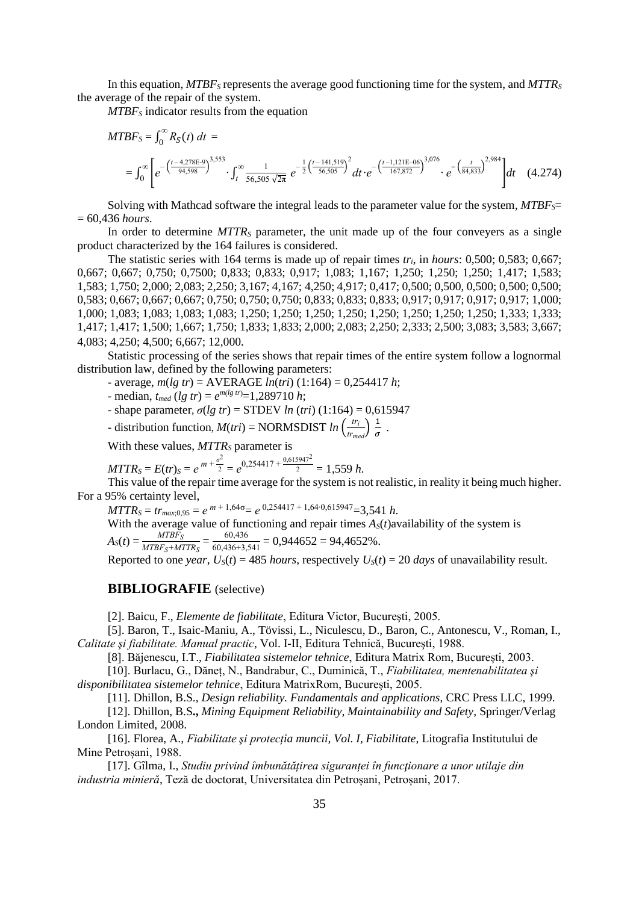In this equation, $MTBF_S$ represents the average good functioning time for the system, and $MTTR_S$ the average of the repair of the system.

$MTBF_S$ indicator results from the equation

$$MTBF_S = \int_0^{\infty} R_S(t)\,dt =$$

$$= \int_0^{\infty} \left[ e^{-\left(\frac{t-4{,}278E\text{-}9}{94{,}598}\right)^{3{,}553}} \cdot \int_t^{\infty} \frac{1}{56{,}505\sqrt{2\pi}}\, e^{-\frac{1}{2}\left(\frac{t-141{,}519}{56{,}505}\right)^2} dt \cdot e^{-\left(\frac{t-1{,}121E\text{-}06}{167{,}872}\right)^{3{,}076}} \cdot e^{-\left(\frac{t}{84{,}833}\right)^{2{,}984}} \right] dt \quad (4.274)$$

Solving with Mathcad software the integral leads to the parameter value for the system, $MTBF_S$= = 60,436 *hours*.

In order to determine $MTTR_S$ parameter, the unit made up of the four conveyers as a single product characterized by the 164 failures is considered.

The statistic series with 164 terms is made up of repair times $tr_i$, in *hours*: 0,500; 0,583; 0,667; 0,667; 0,667; 0,750; 0,7500; 0,833; 0,833; 0,917; 1,083; 1,167; 1,250; 1,250; 1,250; 1,417; 1,583; 1,583; 1,750; 2,000; 2,083; 2,250; 3,167; 4,167; 4,250; 4,917; 0,417; 0,500; 0,500, 0,500; 0,500; 0,500; 0,583; 0,667; 0,667; 0,667; 0,750; 0,750; 0,750; 0,833; 0,833; 0,833; 0,917; 0,917; 0,917; 0,917; 1,000; 1,000; 1,083; 1,083; 1,083; 1,083; 1,250; 1,250; 1,250; 1,250; 1,250; 1,250; 1,250; 1,250; 1,333; 1,333; 1,417; 1,417; 1,500; 1,667; 1,750; 1,833; 1,833; 2,000; 2,083; 2,250; 2,333; 2,500; 3,083; 3,583; 3,667; 4,083; 4,250; 4,500; 6,667; 12,000.

Statistic processing of the series shows that repair times of the entire system follow a lognormal distribution law, defined by the following parameters:

- average, $m(lg\ tr)$ = AVERAGE $ln(tri)$ (1:164) = 0,254417 *h*;
- median, $t_{med}\ (lg\ tr) = e^{m(lg\ tr)}$=1,289710 *h*;
- shape parameter, $\sigma(lg\ tr)$ = STDEV $ln\ (tri)$ (1:164) = 0,615947
- distribution function, $M(tri)$ = NORMSDIST $ln\left(\frac{tr_i}{tr_{med}}\right)\frac{1}{\sigma}$ .

With these values, $MTTR_S$ parameter is

$MTTR_S = E(tr)_S = e^{m+\frac{\sigma^2}{2}} = e^{0{,}254417+\frac{0{,}615947^2}{2}} = 1{,}559\ h.$

This value of the repair time average for the system is not realistic, in reality it being much higher. For a 95% certainty level,

$MTTR_S = tr_{max;0{,}95} = e^{m+1{,}64\sigma} = e^{0{,}254417+1{,}64\cdot 0{,}615947} = 3{,}541\ h.$

With the average value of functioning and repair times $A_S(t)$availability of the system is

$A_S(t) = \frac{MTBF_S}{MTBF_S+MTTR_S} = \frac{60{,}436}{60{,}436+3{,}541} = 0{,}944652 = 94{,}4652\%.$

Reported to one *year*, $U_S(t)$ = 485 *hours*, respectively $U_S(t)$ = 20 *days* of unavailability result.

## **BIBLIOGRAFIE** (selective)

[2]. Baicu, F., *Elemente de fiabilitate*, Editura Victor, Bucureşti, 2005.

[5]. Baron, T., Isaic-Maniu, A., Tövissi, L., Niculescu, D., Baron, C., Antonescu, V., Roman, I., *Calitate şi fiabilitate. Manual practic*, Vol. I-II, Editura Tehnică, Bucureşti, 1988.

[8]. Băjenescu, I.T., *Fiabilitatea sistemelor tehnice*, Editura Matrix Rom, Bucureşti, 2003.

[10]. Burlacu, G., Dăneț, N., Bandrabur, C., Duminică, T., *Fiabilitatea, mentenabilitatea şi disponibilitatea sistemelor tehnice*, Editura MatrixRom, Bucureşti, 2005.

[11]. Dhillon, B.S., *Design reliability. Fundamentals and applications*, CRC Press LLC, 1999.

[12]. Dhillon, B.S**.**, *Mining Equipment Reliability, Maintainability and Safety*, Springer/Verlag London Limited, 2008.

[16]. Florea, A., *Fiabilitate şi protecția muncii, Vol. I, Fiabilitate*, Litografia Institutului de Mine Petroșani, 1988.

[17]. Gîlma, I., *Studiu privind îmbunătățirea siguranței în funcţionare a unor utilaje din industria minieră*, Teză de doctorat, Universitatea din Petroșani, Petroșani, 2017.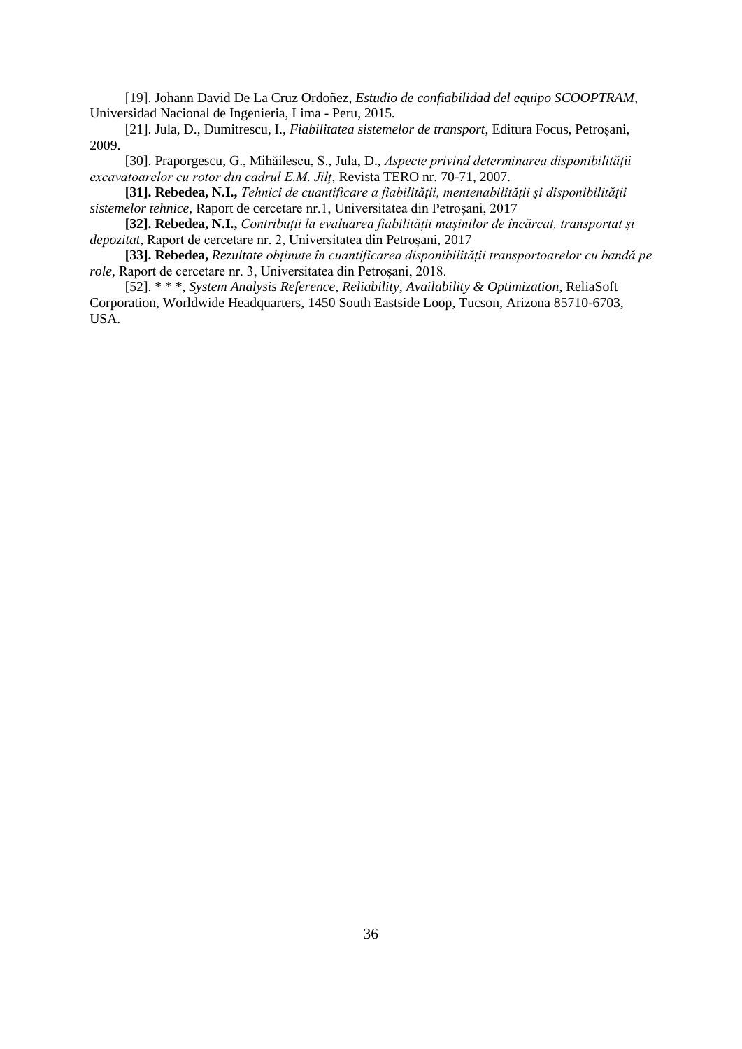[19]. Johann David De La Cruz Ordoñez, *Estudio de confiabilidad del equipo SCOOPTRAM*, Universidad Nacional de Ingenieria, Lima - Peru, 2015.

[21]. Jula, D., Dumitrescu, I., *Fiabilitatea sistemelor de transport*, Editura Focus, Petroșani, 2009.

[30]. Praporgescu, G., Mihăilescu, S., Jula, D., *Aspecte privind determinarea disponibilității excavatoarelor cu rotor din cadrul E.M. Jilț*, Revista TERO nr. 70-71, 2007.

**[31]. Rebedea, N.I.,** *Tehnici de cuantificare a fiabilității, mentenabilității și disponibilității sistemelor tehnice,* Raport de cercetare nr.1, Universitatea din Petroșani, 2017

**[32]. Rebedea, N.I.,** *Contribuții la evaluarea fiabilității mașinilor de încărcat, transportat și depozitat*, Raport de cercetare nr. 2, Universitatea din Petroșani, 2017

**[33]. Rebedea,** *Rezultate obținute în cuantificarea disponibilității transportoarelor cu bandă pe role,* Raport de cercetare nr. 3, Universitatea din Petroșani, 2018.

[52]. * * *, *System Analysis Reference*, *Reliability*, *Availability & Optimization*, ReliaSoft Corporation, Worldwide Headquarters, 1450 South Eastside Loop, Tucson, Arizona 85710-6703, USA.